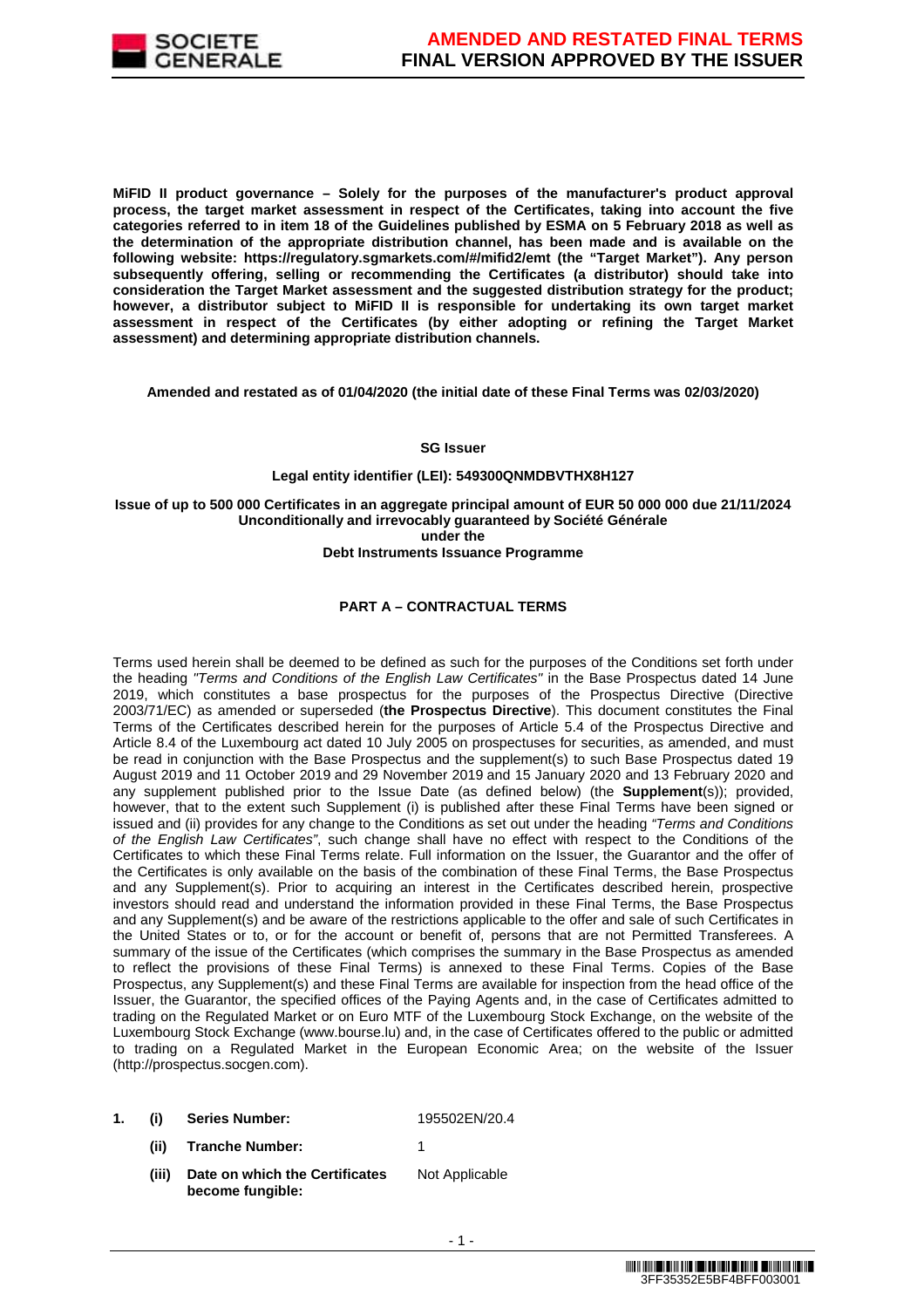**MiFID II product governance – Solely for the purposes of the manufacturer's product approval process, the target market assessment in respect of the Certificates, taking into account the five categories referred to in item 18 of the Guidelines published by ESMA on 5 February 2018 as well as the determination of the appropriate distribution channel, has been made and is available on the following website: https://regulatory.sgmarkets.com/#/mifid2/emt (the "Target Market"). Any person subsequently offering, selling or recommending the Certificates (a distributor) should take into consideration the Target Market assessment and the suggested distribution strategy for the product; however, a distributor subject to MiFID II is responsible for undertaking its own target market assessment in respect of the Certificates (by either adopting or refining the Target Market assessment) and determining appropriate distribution channels.**

**Amended and restated as of 01/04/2020 (the initial date of these Final Terms was 02/03/2020)**

**SG Issuer**

**Legal entity identifier (LEI): 549300QNMDBVTHX8H127**

**Issue of up to 500 000 Certificates in an aggregate principal amount of EUR 50 000 000 due 21/11/2024**
**Unconditionally and irrevocably guaranteed by Société Générale**
**under the**
**Debt Instruments Issuance Programme**

## PART A – CONTRACTUAL TERMS

Terms used herein shall be deemed to be defined as such for the purposes of the Conditions set forth under the heading *"Terms and Conditions of the English Law Certificates"* in the Base Prospectus dated 14 June 2019, which constitutes a base prospectus for the purposes of the Prospectus Directive (Directive 2003/71/EC) as amended or superseded (**the Prospectus Directive**). This document constitutes the Final Terms of the Certificates described herein for the purposes of Article 5.4 of the Prospectus Directive and Article 8.4 of the Luxembourg act dated 10 July 2005 on prospectuses for securities, as amended, and must be read in conjunction with the Base Prospectus and the supplement(s) to such Base Prospectus dated 19 August 2019 and 11 October 2019 and 29 November 2019 and 15 January 2020 and 13 February 2020 and any supplement published prior to the Issue Date (as defined below) (the **Supplement**(s)); provided, however, that to the extent such Supplement (i) is published after these Final Terms have been signed or issued and (ii) provides for any change to the Conditions as set out under the heading *"Terms and Conditions of the English Law Certificates"*, such change shall have no effect with respect to the Conditions of the Certificates to which these Final Terms relate. Full information on the Issuer, the Guarantor and the offer of the Certificates is only available on the basis of the combination of these Final Terms, the Base Prospectus and any Supplement(s). Prior to acquiring an interest in the Certificates described herein, prospective investors should read and understand the information provided in these Final Terms, the Base Prospectus and any Supplement(s) and be aware of the restrictions applicable to the offer and sale of such Certificates in the United States or to, or for the account or benefit of, persons that are not Permitted Transferees. A summary of the issue of the Certificates (which comprises the summary in the Base Prospectus as amended to reflect the provisions of these Final Terms) is annexed to these Final Terms. Copies of the Base Prospectus, any Supplement(s) and these Final Terms are available for inspection from the head office of the Issuer, the Guarantor, the specified offices of the Paying Agents and, in the case of Certificates admitted to trading on the Regulated Market or on Euro MTF of the Luxembourg Stock Exchange, on the website of the Luxembourg Stock Exchange (www.bourse.lu) and, in the case of Certificates offered to the public or admitted to trading on a Regulated Market in the European Economic Area; on the website of the Issuer (http://prospectus.socgen.com).

| | | | |
|---|---|---|---|
| **1.** | **(i)** | **Series Number:** | 195502EN/20.4 |
| | **(ii)** | **Tranche Number:** | 1 |
| | **(iii)** | **Date on which the Certificates become fungible:** | Not Applicable |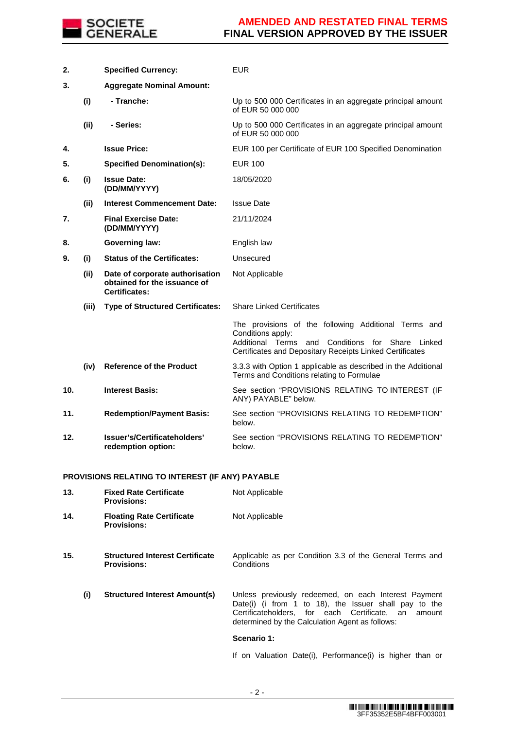| | | | |
|---|---|---|---|
| **2.** | | **Specified Currency:** | EUR |
| **3.** | | **Aggregate Nominal Amount:** | |
| | **(i)** | **- Tranche:** | Up to 500 000 Certificates in an aggregate principal amount of EUR 50 000 000 |
| | **(ii)** | **- Series:** | Up to 500 000 Certificates in an aggregate principal amount of EUR 50 000 000 |
| **4.** | | **Issue Price:** | EUR 100 per Certificate of EUR 100 Specified Denomination |
| **5.** | | **Specified Denomination(s):** | EUR 100 |
| **6.** | **(i)** | **Issue Date: (DD/MM/YYYY)** | 18/05/2020 |
| | **(ii)** | **Interest Commencement Date:** | Issue Date |
| **7.** | | **Final Exercise Date: (DD/MM/YYYY)** | 21/11/2024 |
| **8.** | | **Governing law:** | English law |
| **9.** | **(i)** | **Status of the Certificates:** | Unsecured |
| | **(ii)** | **Date of corporate authorisation obtained for the issuance of Certificates:** | Not Applicable |
| | **(iii)** | **Type of Structured Certificates:** | Share Linked Certificates<br><br>The provisions of the following Additional Terms and Conditions apply:<br>Additional Terms and Conditions for Share Linked Certificates and Depositary Receipts Linked Certificates |
| | **(iv)** | **Reference of the Product** | 3.3.3 with Option 1 applicable as described in the Additional Terms and Conditions relating to Formulae |
| **10.** | | **Interest Basis:** | See section "PROVISIONS RELATING TO INTEREST (IF ANY) PAYABLE" below. |
| **11.** | | **Redemption/Payment Basis:** | See section "PROVISIONS RELATING TO REDEMPTION" below. |
| **12.** | | **Issuer's/Certificateholders' redemption option:** | See section "PROVISIONS RELATING TO REDEMPTION" below. |

**PROVISIONS RELATING TO INTEREST (IF ANY) PAYABLE**

| | | | |
|---|---|---|---|
| **13.** | | **Fixed Rate Certificate Provisions:** | Not Applicable |
| **14.** | | **Floating Rate Certificate Provisions:** | Not Applicable |
| **15.** | | **Structured Interest Certificate Provisions:** | Applicable as per Condition 3.3 of the General Terms and Conditions |
| | **(i)** | **Structured Interest Amount(s)** | Unless previously redeemed, on each Interest Payment Date(i) (i from 1 to 18), the Issuer shall pay to the Certificateholders, for each Certificate, an amount determined by the Calculation Agent as follows:<br><br>**Scenario 1:**<br><br>If on Valuation Date(i), Performance(i) is higher than or |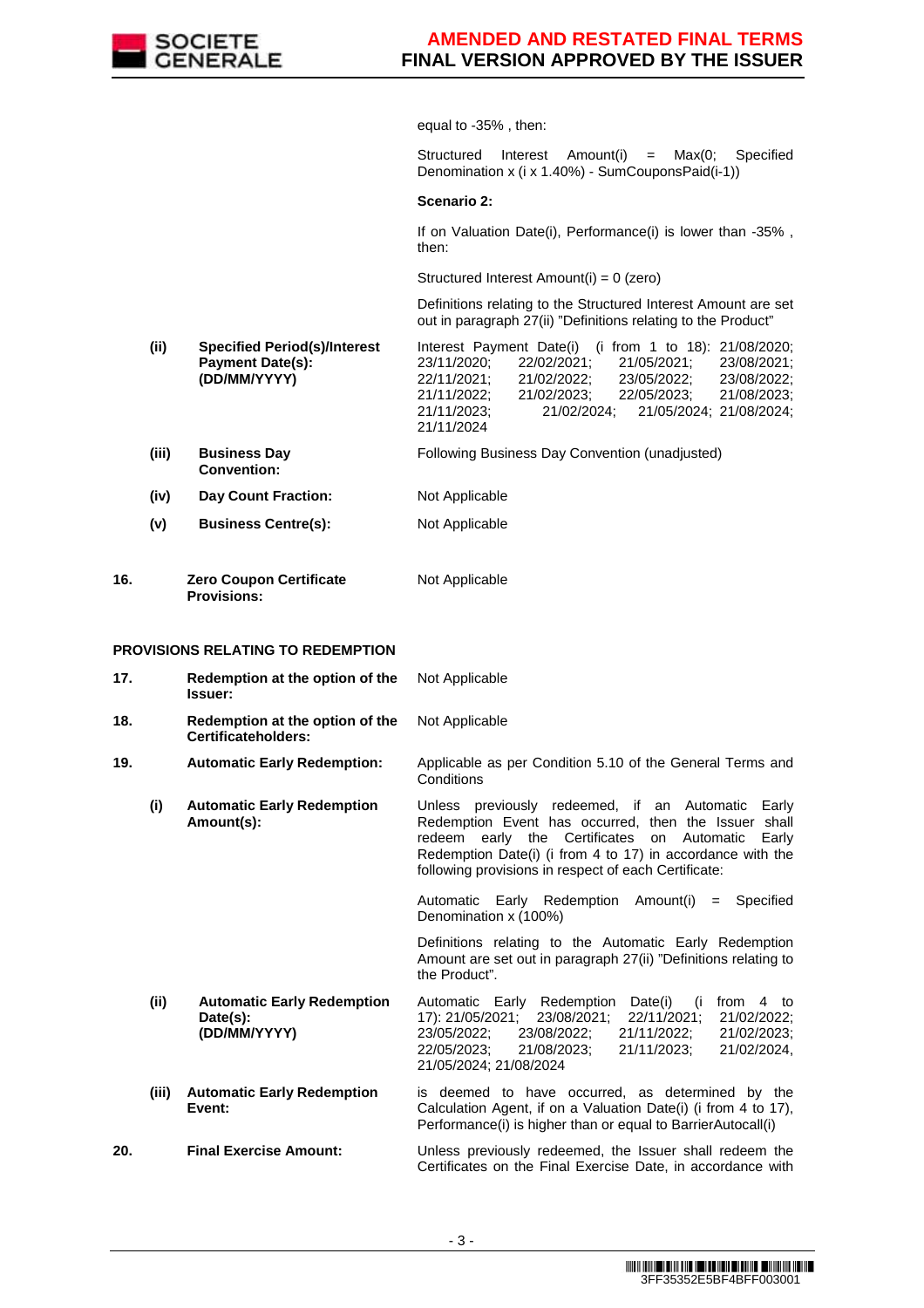| | | | |
|---|---|---|---|
| | | | equal to -35% , then: |
| | | | Structured Interest Amount(i) = Max(0; Specified Denomination x (i x 1.40%) - SumCouponsPaid(i-1)) |
| | | | **Scenario 2:** |
| | | | If on Valuation Date(i), Performance(i) is lower than -35% , then: |
| | | | Structured Interest Amount(i) = 0 (zero) |
| | | | Definitions relating to the Structured Interest Amount are set out in paragraph 27(ii) "Definitions relating to the Product" |
| | **(ii)** | **Specified Period(s)/Interest Payment Date(s): (DD/MM/YYYY)** | Interest Payment Date(i) (i from 1 to 18): 21/08/2020; 23/11/2020; 22/02/2021; 21/05/2021; 23/08/2021; 22/11/2021; 21/02/2022; 23/05/2022; 23/08/2022; 21/11/2022; 21/02/2023; 22/05/2023; 21/08/2023; 21/11/2023; 21/02/2024; 21/05/2024; 21/08/2024; 21/11/2024 |
| | **(iii)** | **Business Day Convention:** | Following Business Day Convention (unadjusted) |
| | **(iv)** | **Day Count Fraction:** | Not Applicable |
| | **(v)** | **Business Centre(s):** | Not Applicable |
| **16.** | | **Zero Coupon Certificate Provisions:** | Not Applicable |

**PROVISIONS RELATING TO REDEMPTION**

| | | | |
|---|---|---|---|
| **17.** | | **Redemption at the option of the Issuer:** | Not Applicable |
| **18.** | | **Redemption at the option of the Certificateholders:** | Not Applicable |
| **19.** | | **Automatic Early Redemption:** | Applicable as per Condition 5.10 of the General Terms and Conditions |
| | **(i)** | **Automatic Early Redemption Amount(s):** | Unless previously redeemed, if an Automatic Early Redemption Event has occurred, then the Issuer shall redeem early the Certificates on Automatic Early Redemption Date(i) (i from 4 to 17) in accordance with the following provisions in respect of each Certificate: |
| | | | Automatic Early Redemption Amount(i) = Specified Denomination x (100%) |
| | | | Definitions relating to the Automatic Early Redemption Amount are set out in paragraph 27(ii) "Definitions relating to the Product". |
| | **(ii)** | **Automatic Early Redemption Date(s): (DD/MM/YYYY)** | Automatic Early Redemption Date(i) (i from 4 to 17): 21/05/2021; 23/08/2021; 22/11/2021; 21/02/2022; 23/05/2022; 23/08/2022; 21/11/2022; 21/02/2023; 22/05/2023; 21/08/2023; 21/11/2023; 21/02/2024, 21/05/2024; 21/08/2024 |
| | **(iii)** | **Automatic Early Redemption Event:** | is deemed to have occurred, as determined by the Calculation Agent, if on a Valuation Date(i) (i from 4 to 17), Performance(i) is higher than or equal to BarrierAutocall(i) |
| **20.** | | **Final Exercise Amount:** | Unless previously redeemed, the Issuer shall redeem the Certificates on the Final Exercise Date, in accordance with |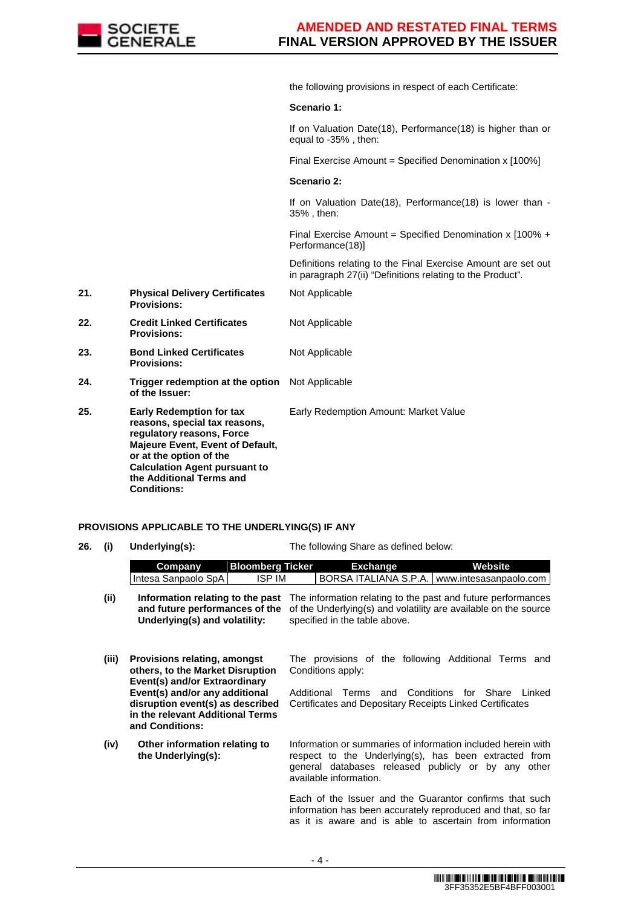the following provisions in respect of each Certificate:

**Scenario 1:**

If on Valuation Date(18), Performance(18) is higher than or equal to -35% , then:

Final Exercise Amount = Specified Denomination x [100%]

**Scenario 2:**

If on Valuation Date(18), Performance(18) is lower than -35% , then:

Final Exercise Amount = Specified Denomination x [100% + Performance(18)]

Definitions relating to the Final Exercise Amount are set out in paragraph 27(ii) "Definitions relating to the Product".

**21. Physical Delivery Certificates Provisions:** Not Applicable

**22. Credit Linked Certificates Provisions:** Not Applicable

**23. Bond Linked Certificates Provisions:** Not Applicable

**24. Trigger redemption at the option of the Issuer:** Not Applicable

**25. Early Redemption for tax reasons, special tax reasons, regulatory reasons, Force Majeure Event, Event of Default, or at the option of the Calculation Agent pursuant to the Additional Terms and Conditions:** Early Redemption Amount: Market Value

**PROVISIONS APPLICABLE TO THE UNDERLYING(S) IF ANY**

**26. (i) Underlying(s):** The following Share as defined below:

| Company | Bloomberg Ticker | Exchange | Website |
|---|---|---|---|
| Intesa Sanpaolo SpA | ISP IM | BORSA ITALIANA S.P.A. | www.intesasanpaolo.com |

**(ii) Information relating to the past and future performances of the Underlying(s) and volatility:** The information relating to the past and future performances of the Underlying(s) and volatility are available on the source specified in the table above.

**(iii) Provisions relating, amongst others, to the Market Disruption Event(s) and/or Extraordinary Event(s) and/or any additional disruption event(s) as described in the relevant Additional Terms and Conditions:** The provisions of the following Additional Terms and Conditions apply:

Additional Terms and Conditions for Share Linked Certificates and Depositary Receipts Linked Certificates

**(iv) Other information relating to the Underlying(s):** Information or summaries of information included herein with respect to the Underlying(s), has been extracted from general databases released publicly or by any other available information.

Each of the Issuer and the Guarantor confirms that such information has been accurately reproduced and that, so far as it is aware and is able to ascertain from information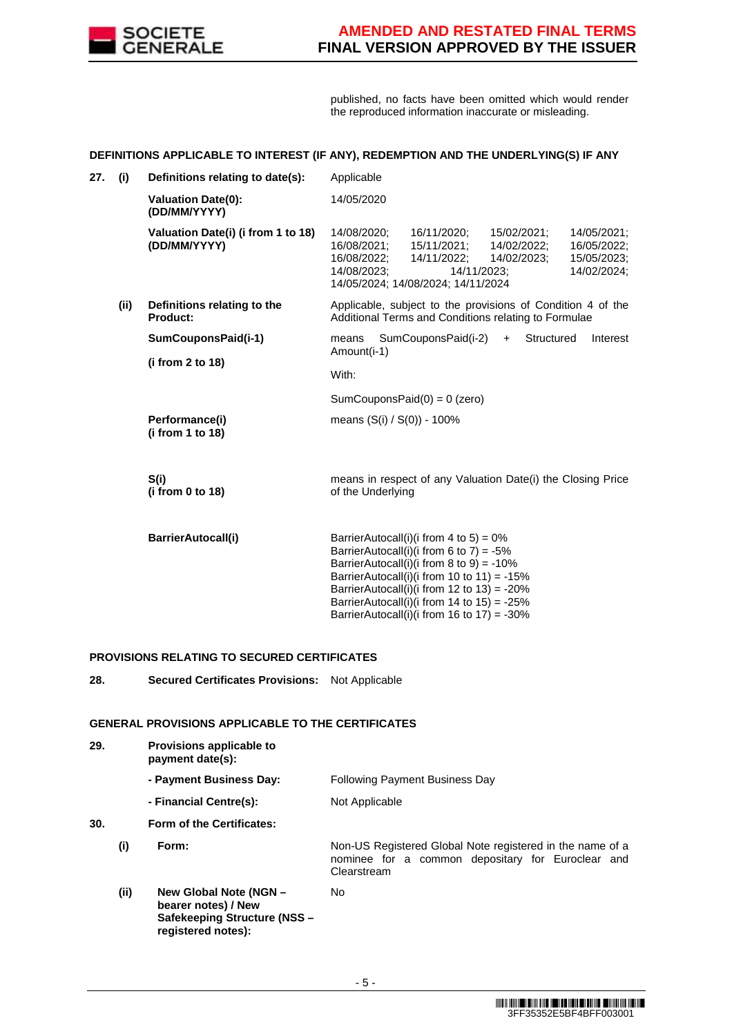published, no facts have been omitted which would render the reproduced information inaccurate or misleading.

**DEFINITIONS APPLICABLE TO INTEREST (IF ANY), REDEMPTION AND THE UNDERLYING(S) IF ANY**

| | | | |
|---|---|---|---|
| **27.** | **(i)** | **Definitions relating to date(s):** | Applicable |
| | | **Valuation Date(0): (DD/MM/YYYY)** | 14/05/2020 |
| | | **Valuation Date(i) (i from 1 to 18) (DD/MM/YYYY)** | 14/08/2020; 16/11/2020; 15/02/2021; 14/05/2021; 16/08/2021; 15/11/2021; 14/02/2022; 16/05/2022; 16/08/2022; 14/11/2022; 14/02/2023; 15/05/2023; 14/08/2023; 14/11/2023; 14/02/2024; 14/05/2024; 14/08/2024; 14/11/2024 |
| | **(ii)** | **Definitions relating to the Product:** | Applicable, subject to the provisions of Condition 4 of the Additional Terms and Conditions relating to Formulae |
| | | **SumCouponsPaid(i-1)** **(i from 2 to 18)** | means SumCouponsPaid(i-2) + Structured Interest Amount(i-1) <br> With: <br> SumCouponsPaid(0) = 0 (zero) |
| | | **Performance(i) (i from 1 to 18)** | means (S(i) / S(0)) - 100% |
| | | **S(i) (i from 0 to 18)** | means in respect of any Valuation Date(i) the Closing Price of the Underlying |
| | | **BarrierAutocall(i)** | BarrierAutocall(i)(i from 4 to 5) = 0% <br> BarrierAutocall(i)(i from 6 to 7) = -5% <br> BarrierAutocall(i)(i from 8 to 9) = -10% <br> BarrierAutocall(i)(i from 10 to 11) = -15% <br> BarrierAutocall(i)(i from 12 to 13) = -20% <br> BarrierAutocall(i)(i from 14 to 15) = -25% <br> BarrierAutocall(i)(i from 16 to 17) = -30% |

**PROVISIONS RELATING TO SECURED CERTIFICATES**

| | | |
|---|---|---|
| **28.** | **Secured Certificates Provisions:** | Not Applicable |

**GENERAL PROVISIONS APPLICABLE TO THE CERTIFICATES**

| | | | |
|---|---|---|---|
| **29.** | | **Provisions applicable to payment date(s):** | |
| | | **- Payment Business Day:** | Following Payment Business Day |
| | | **- Financial Centre(s):** | Not Applicable |
| **30.** | | **Form of the Certificates:** | |
| | **(i)** | **Form:** | Non-US Registered Global Note registered in the name of a nominee for a common depositary for Euroclear and Clearstream |
| | **(ii)** | **New Global Note (NGN – bearer notes) / New Safekeeping Structure (NSS – registered notes):** | No |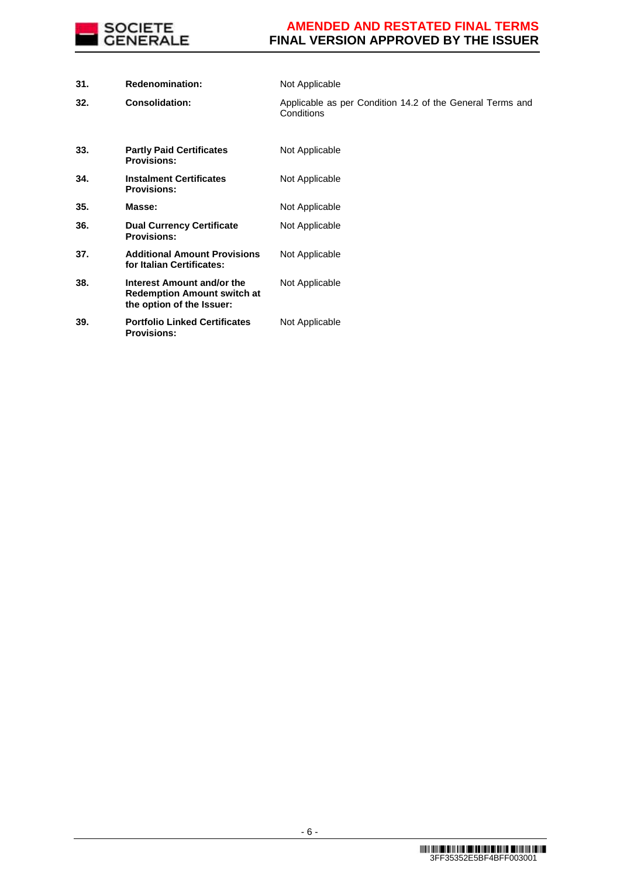| | | |
|---|---|---|
| **31.** | **Redenomination:** | Not Applicable |
| **32.** | **Consolidation:** | Applicable as per Condition 14.2 of the General Terms and Conditions |
| **33.** | **Partly Paid Certificates Provisions:** | Not Applicable |
| **34.** | **Instalment Certificates Provisions:** | Not Applicable |
| **35.** | **Masse:** | Not Applicable |
| **36.** | **Dual Currency Certificate Provisions:** | Not Applicable |
| **37.** | **Additional Amount Provisions for Italian Certificates:** | Not Applicable |
| **38.** | **Interest Amount and/or the Redemption Amount switch at the option of the Issuer:** | Not Applicable |
| **39.** | **Portfolio Linked Certificates Provisions:** | Not Applicable |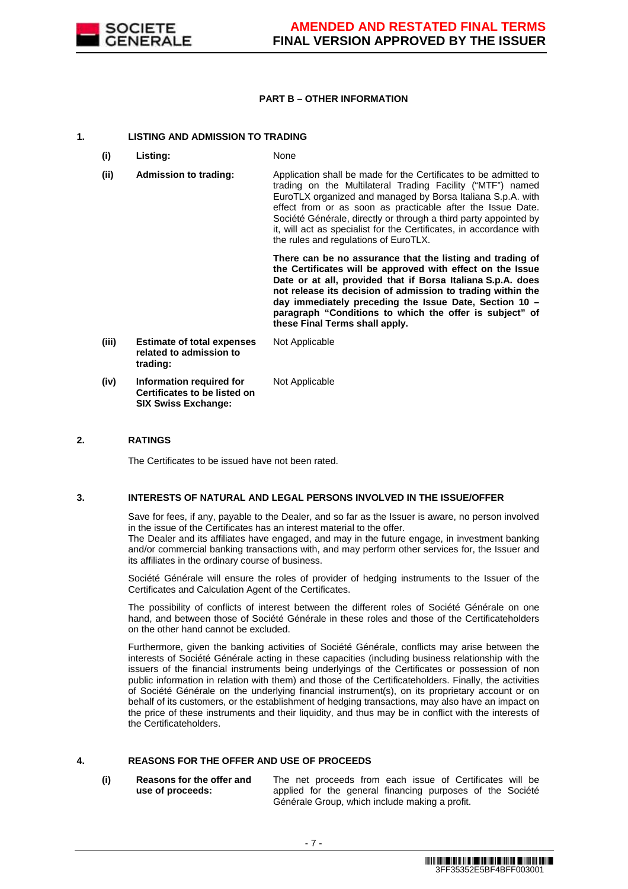**PART B – OTHER INFORMATION**

**1. LISTING AND ADMISSION TO TRADING**

| | | |
|---|---|---|
| **(i)** | **Listing:** | None |
| **(ii)** | **Admission to trading:** | Application shall be made for the Certificates to be admitted to trading on the Multilateral Trading Facility ("MTF") named EuroTLX organized and managed by Borsa Italiana S.p.A. with effect from or as soon as practicable after the Issue Date. Société Générale, directly or through a third party appointed by it, will act as specialist for the Certificates, in accordance with the rules and regulations of EuroTLX.<br><br>**There can be no assurance that the listing and trading of the Certificates will be approved with effect on the Issue Date or at all, provided that if Borsa Italiana S.p.A. does not release its decision of admission to trading within the day immediately preceding the Issue Date, Section 10 – paragraph "Conditions to which the offer is subject" of these Final Terms shall apply.** |
| **(iii)** | **Estimate of total expenses related to admission to trading:** | Not Applicable |
| **(iv)** | **Information required for Certificates to be listed on SIX Swiss Exchange:** | Not Applicable |

**2. RATINGS**

The Certificates to be issued have not been rated.

**3. INTERESTS OF NATURAL AND LEGAL PERSONS INVOLVED IN THE ISSUE/OFFER**

Save for fees, if any, payable to the Dealer, and so far as the Issuer is aware, no person involved in the issue of the Certificates has an interest material to the offer.
The Dealer and its affiliates have engaged, and may in the future engage, in investment banking and/or commercial banking transactions with, and may perform other services for, the Issuer and its affiliates in the ordinary course of business.

Société Générale will ensure the roles of provider of hedging instruments to the Issuer of the Certificates and Calculation Agent of the Certificates.

The possibility of conflicts of interest between the different roles of Société Générale on one hand, and between those of Société Générale in these roles and those of the Certificateholders on the other hand cannot be excluded.

Furthermore, given the banking activities of Société Générale, conflicts may arise between the interests of Société Générale acting in these capacities (including business relationship with the issuers of the financial instruments being underlyings of the Certificates or possession of non public information in relation with them) and those of the Certificateholders. Finally, the activities of Société Générale on the underlying financial instrument(s), on its proprietary account or on behalf of its customers, or the establishment of hedging transactions, may also have an impact on the price of these instruments and their liquidity, and thus may be in conflict with the interests of the Certificateholders.

**4. REASONS FOR THE OFFER AND USE OF PROCEEDS**

| | | |
|---|---|---|
| **(i)** | **Reasons for the offer and use of proceeds:** | The net proceeds from each issue of Certificates will be applied for the general financing purposes of the Société Générale Group, which include making a profit. |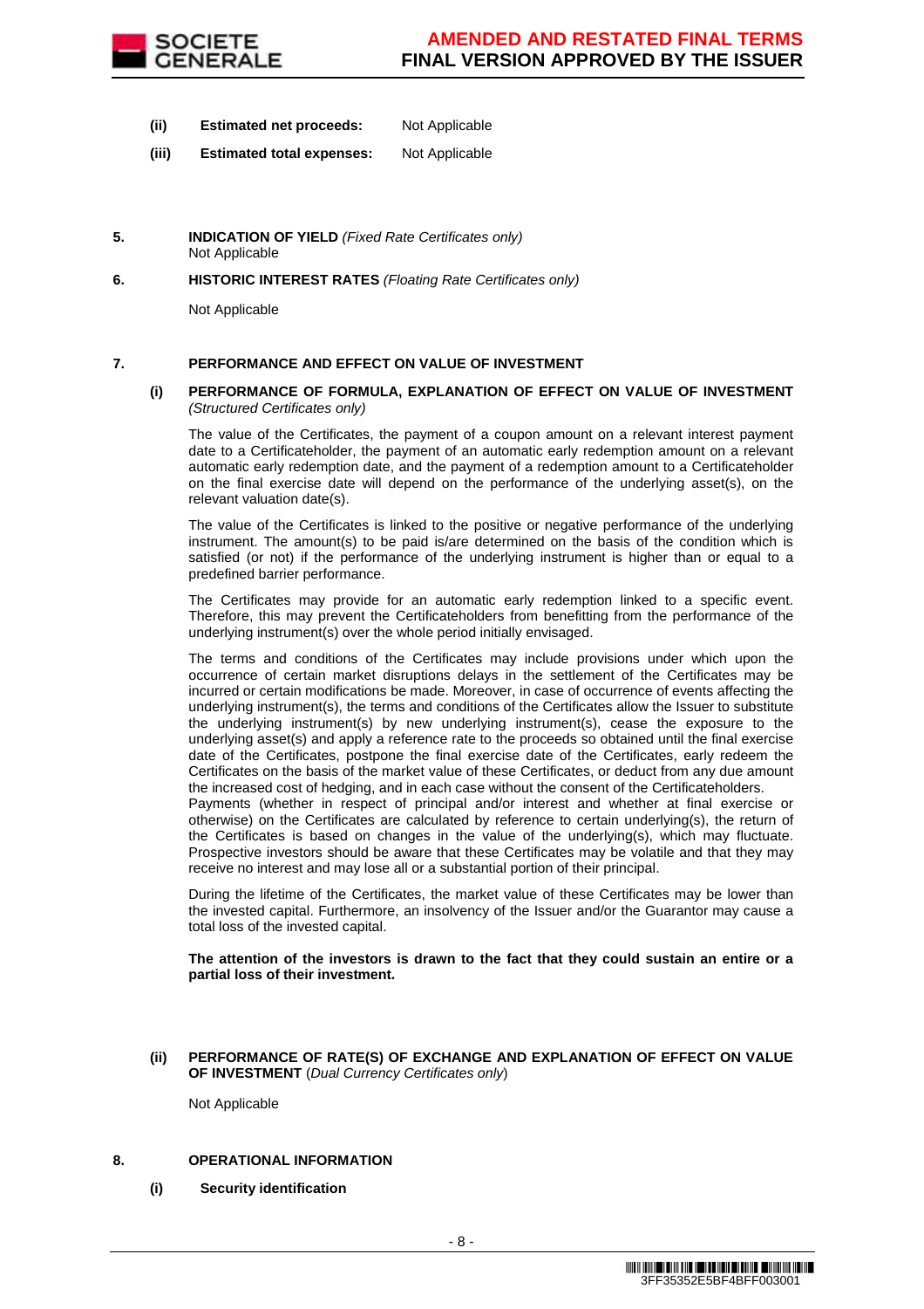**(ii) Estimated net proceeds:** Not Applicable

**(iii) Estimated total expenses:** Not Applicable

**5. INDICATION OF YIELD** *(Fixed Rate Certificates only)*
Not Applicable

**6. HISTORIC INTEREST RATES** *(Floating Rate Certificates only)*

Not Applicable

**7. PERFORMANCE AND EFFECT ON VALUE OF INVESTMENT**

**(i) PERFORMANCE OF FORMULA, EXPLANATION OF EFFECT ON VALUE OF INVESTMENT** *(Structured Certificates only)*

The value of the Certificates, the payment of a coupon amount on a relevant interest payment date to a Certificateholder, the payment of an automatic early redemption amount on a relevant automatic early redemption date, and the payment of a redemption amount to a Certificateholder on the final exercise date will depend on the performance of the underlying asset(s), on the relevant valuation date(s).

The value of the Certificates is linked to the positive or negative performance of the underlying instrument. The amount(s) to be paid is/are determined on the basis of the condition which is satisfied (or not) if the performance of the underlying instrument is higher than or equal to a predefined barrier performance.

The Certificates may provide for an automatic early redemption linked to a specific event. Therefore, this may prevent the Certificateholders from benefitting from the performance of the underlying instrument(s) over the whole period initially envisaged.

The terms and conditions of the Certificates may include provisions under which upon the occurrence of certain market disruptions delays in the settlement of the Certificates may be incurred or certain modifications be made. Moreover, in case of occurrence of events affecting the underlying instrument(s), the terms and conditions of the Certificates allow the Issuer to substitute the underlying instrument(s) by new underlying instrument(s), cease the exposure to the underlying asset(s) and apply a reference rate to the proceeds so obtained until the final exercise date of the Certificates, postpone the final exercise date of the Certificates, early redeem the Certificates on the basis of the market value of these Certificates, or deduct from any due amount the increased cost of hedging, and in each case without the consent of the Certificateholders.
Payments (whether in respect of principal and/or interest and whether at final exercise or otherwise) on the Certificates are calculated by reference to certain underlying(s), the return of the Certificates is based on changes in the value of the underlying(s), which may fluctuate. Prospective investors should be aware that these Certificates may be volatile and that they may receive no interest and may lose all or a substantial portion of their principal.

During the lifetime of the Certificates, the market value of these Certificates may be lower than the invested capital. Furthermore, an insolvency of the Issuer and/or the Guarantor may cause a total loss of the invested capital.

**The attention of the investors is drawn to the fact that they could sustain an entire or a partial loss of their investment.**

**(ii) PERFORMANCE OF RATE(S) OF EXCHANGE AND EXPLANATION OF EFFECT ON VALUE OF INVESTMENT** (*Dual Currency Certificates only*)

Not Applicable

**8. OPERATIONAL INFORMATION**

**(i) Security identification**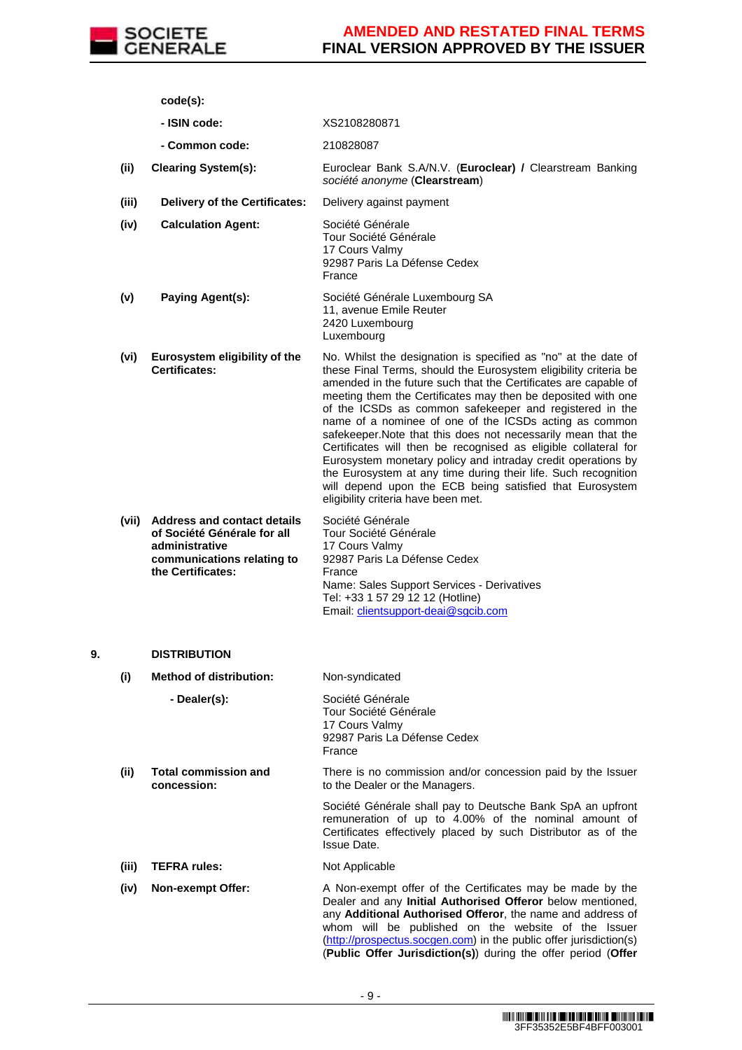|  | code(s): |  |
|---|---|---|
|  | - ISIN code: | XS2108280871 |
|  | - Common code: | 210828087 |
| (ii) | Clearing System(s): | Euroclear Bank S.A/N.V. (**Euroclear) /** Clearstream Banking *société anonyme* (**Clearstream**) |
| (iii) | Delivery of the Certificates: | Delivery against payment |
| (iv) | Calculation Agent: | Société Générale<br>Tour Société Générale<br>17 Cours Valmy<br>92987 Paris La Défense Cedex<br>France |
| (v) | Paying Agent(s): | Société Générale Luxembourg SA<br>11, avenue Emile Reuter<br>2420 Luxembourg<br>Luxembourg |
| (vi) | Eurosystem eligibility of the Certificates: | No. Whilst the designation is specified as "no" at the date of these Final Terms, should the Eurosystem eligibility criteria be amended in the future such that the Certificates are capable of meeting them the Certificates may then be deposited with one of the ICSDs as common safekeeper and registered in the name of a nominee of one of the ICSDs acting as common safekeeper.Note that this does not necessarily mean that the Certificates will then be recognised as eligible collateral for Eurosystem monetary policy and intraday credit operations by the Eurosystem at any time during their life. Such recognition will depend upon the ECB being satisfied that Eurosystem eligibility criteria have been met. |
| (vii) | Address and contact details of Société Générale for all administrative communications relating to the Certificates: | Société Générale<br>Tour Société Générale<br>17 Cours Valmy<br>92987 Paris La Défense Cedex<br>France<br>Name: Sales Support Services - Derivatives<br>Tel: +33 1 57 29 12 12 (Hotline)<br>Email: clientsupport-deai@sgcib.com |

**9. DISTRIBUTION**

| (i) | Method of distribution: | Non-syndicated |
|---|---|---|
|  | - Dealer(s): | Société Générale<br>Tour Société Générale<br>17 Cours Valmy<br>92987 Paris La Défense Cedex<br>France |
| (ii) | Total commission and concession: | There is no commission and/or concession paid by the Issuer to the Dealer or the Managers.<br><br>Société Générale shall pay to Deutsche Bank SpA an upfront remuneration of up to 4.00% of the nominal amount of Certificates effectively placed by such Distributor as of the Issue Date. |
| (iii) | TEFRA rules: | Not Applicable |
| (iv) | Non-exempt Offer: | A Non-exempt offer of the Certificates may be made by the Dealer and any **Initial Authorised Offeror** below mentioned, any **Additional Authorised Offeror**, the name and address of whom will be published on the website of the Issuer (http://prospectus.socgen.com) in the public offer jurisdiction(s) (**Public Offer Jurisdiction(s)**) during the offer period (**Offer** |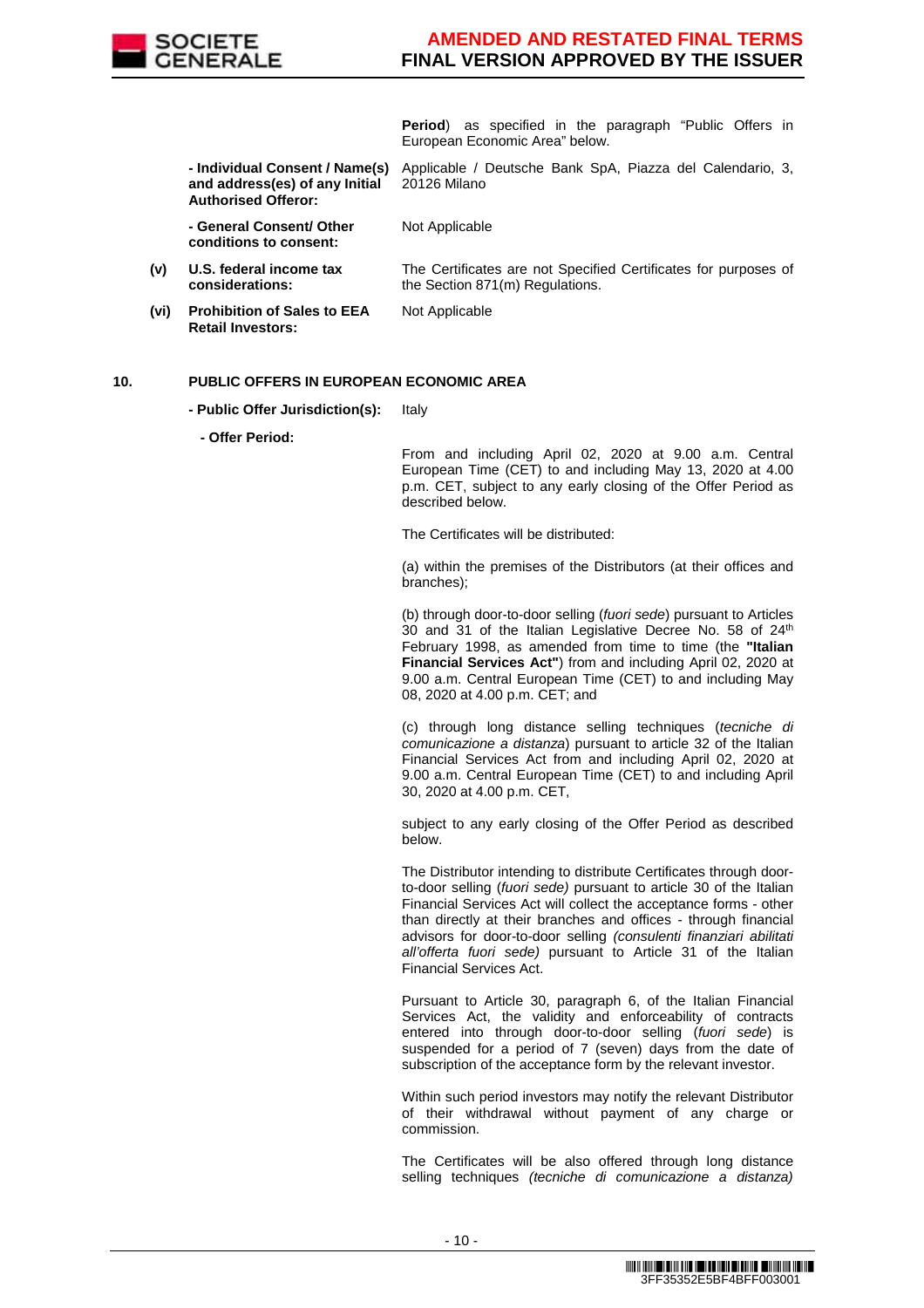| | | |
|---|---|---|
| | | **Period**) as specified in the paragraph "Public Offers in European Economic Area" below. |
| | **- Individual Consent / Name(s) and address(es) of any Initial Authorised Offeror:** | Applicable / Deutsche Bank SpA, Piazza del Calendario, 3, 20126 Milano |
| | **- General Consent/ Other conditions to consent:** | Not Applicable |
| **(v)** | **U.S. federal income tax considerations:** | The Certificates are not Specified Certificates for purposes of the Section 871(m) Regulations. |
| **(vi)** | **Prohibition of Sales to EEA Retail Investors:** | Not Applicable |

**10. PUBLIC OFFERS IN EUROPEAN ECONOMIC AREA**

**- Public Offer Jurisdiction(s):** Italy

**- Offer Period:**

From and including April 02, 2020 at 9.00 a.m. Central European Time (CET) to and including May 13, 2020 at 4.00 p.m. CET, subject to any early closing of the Offer Period as described below.

The Certificates will be distributed:

(a) within the premises of the Distributors (at their offices and branches);

(b) through door-to-door selling (*fuori sede*) pursuant to Articles 30 and 31 of the Italian Legislative Decree No. 58 of 24th February 1998, as amended from time to time (the **"Italian Financial Services Act"**) from and including April 02, 2020 at 9.00 a.m. Central European Time (CET) to and including May 08, 2020 at 4.00 p.m. CET; and

(c) through long distance selling techniques (*tecniche di comunicazione a distanza*) pursuant to article 32 of the Italian Financial Services Act from and including April 02, 2020 at 9.00 a.m. Central European Time (CET) to and including April 30, 2020 at 4.00 p.m. CET,

subject to any early closing of the Offer Period as described below.

The Distributor intending to distribute Certificates through door-to-door selling (*fuori sede)* pursuant to article 30 of the Italian Financial Services Act will collect the acceptance forms - other than directly at their branches and offices - through financial advisors for door-to-door selling *(consulenti finanziari abilitati all'offerta fuori sede)* pursuant to Article 31 of the Italian Financial Services Act.

Pursuant to Article 30, paragraph 6, of the Italian Financial Services Act, the validity and enforceability of contracts entered into through door-to-door selling (*fuori sede*) is suspended for a period of 7 (seven) days from the date of subscription of the acceptance form by the relevant investor.

Within such period investors may notify the relevant Distributor of their withdrawal without payment of any charge or commission.

The Certificates will be also offered through long distance selling techniques *(tecniche di comunicazione a distanza)*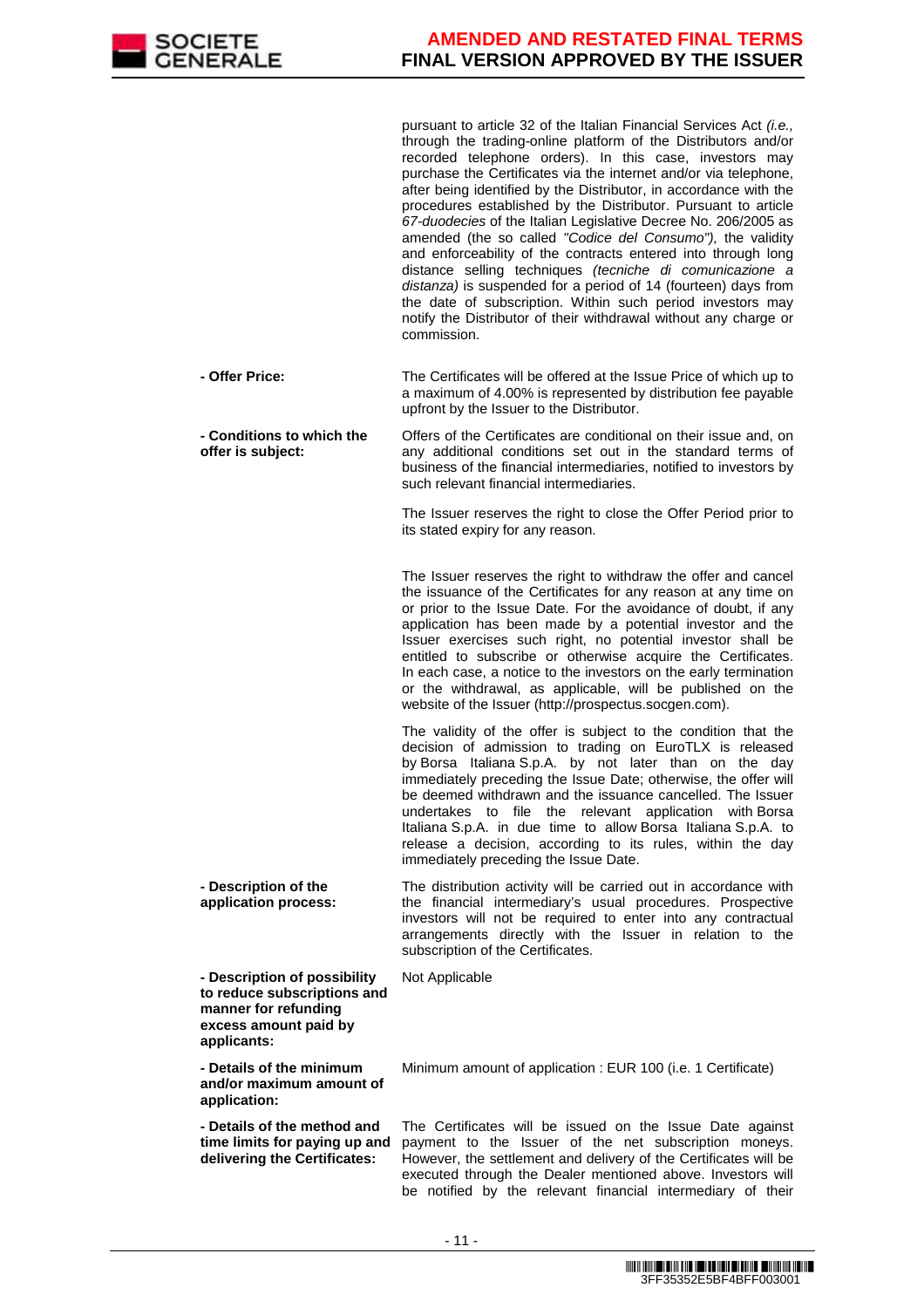| | |
|---|---|
| | pursuant to article 32 of the Italian Financial Services Act *(i.e.,* through the trading-online platform of the Distributors and/or recorded telephone orders). In this case, investors may purchase the Certificates via the internet and/or via telephone, after being identified by the Distributor, in accordance with the procedures established by the Distributor. Pursuant to article *67-duodecies* of the Italian Legislative Decree No. 206/2005 as amended (the so called *"Codice del Consumo"),* the validity and enforceability of the contracts entered into through long distance selling techniques *(tecniche di comunicazione a distanza)* is suspended for a period of 14 (fourteen) days from the date of subscription. Within such period investors may notify the Distributor of their withdrawal without any charge or commission. |
| **- Offer Price:** | The Certificates will be offered at the Issue Price of which up to a maximum of 4.00% is represented by distribution fee payable upfront by the Issuer to the Distributor. |
| **- Conditions to which the offer is subject:** | Offers of the Certificates are conditional on their issue and, on any additional conditions set out in the standard terms of business of the financial intermediaries, notified to investors by such relevant financial intermediaries.<br><br>The Issuer reserves the right to close the Offer Period prior to its stated expiry for any reason.<br><br>The Issuer reserves the right to withdraw the offer and cancel the issuance of the Certificates for any reason at any time on or prior to the Issue Date. For the avoidance of doubt, if any application has been made by a potential investor and the Issuer exercises such right, no potential investor shall be entitled to subscribe or otherwise acquire the Certificates. In each case, a notice to the investors on the early termination or the withdrawal, as applicable, will be published on the website of the Issuer (http://prospectus.socgen.com).<br><br>The validity of the offer is subject to the condition that the decision of admission to trading on EuroTLX is released by Borsa Italiana S.p.A. by not later than on the day immediately preceding the Issue Date; otherwise, the offer will be deemed withdrawn and the issuance cancelled. The Issuer undertakes to file the relevant application with Borsa Italiana S.p.A. in due time to allow Borsa Italiana S.p.A. to release a decision, according to its rules, within the day immediately preceding the Issue Date. |
| **- Description of the application process:** | The distribution activity will be carried out in accordance with the financial intermediary's usual procedures. Prospective investors will not be required to enter into any contractual arrangements directly with the Issuer in relation to the subscription of the Certificates. |
| **- Description of possibility to reduce subscriptions and manner for refunding excess amount paid by applicants:** | Not Applicable |
| **- Details of the minimum and/or maximum amount of application:** | Minimum amount of application : EUR 100 (i.e. 1 Certificate) |
| **- Details of the method and time limits for paying up and delivering the Certificates:** | The Certificates will be issued on the Issue Date against payment to the Issuer of the net subscription moneys. However, the settlement and delivery of the Certificates will be executed through the Dealer mentioned above. Investors will be notified by the relevant financial intermediary of their |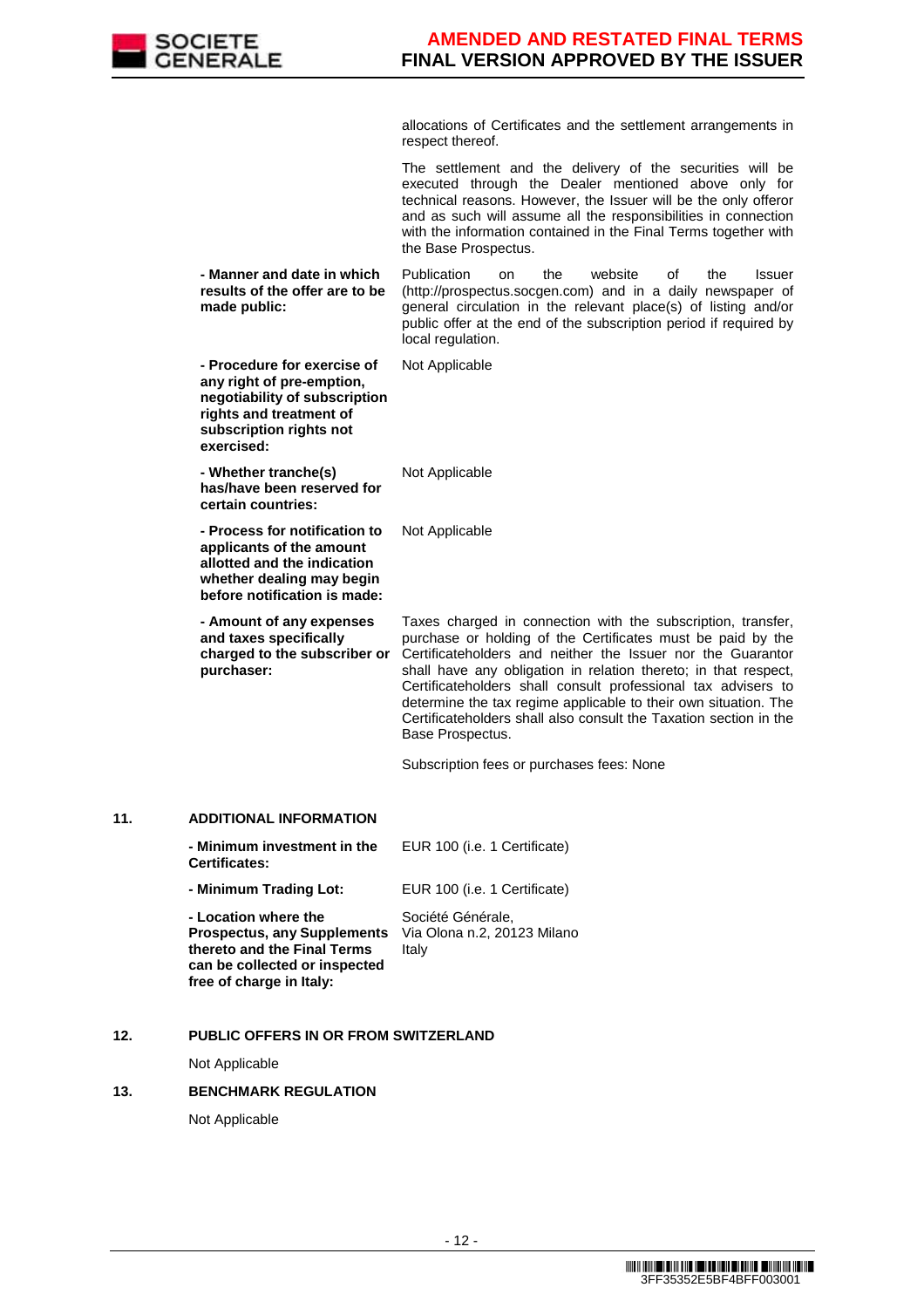| | |
|---|---|
| | allocations of Certificates and the settlement arrangements in respect thereof. |
| | The settlement and the delivery of the securities will be executed through the Dealer mentioned above only for technical reasons. However, the Issuer will be the only offeror and as such will assume all the responsibilities in connection with the information contained in the Final Terms together with the Base Prospectus. |
| **- Manner and date in which results of the offer are to be made public:** | Publication on the website of the Issuer (http://prospectus.socgen.com) and in a daily newspaper of general circulation in the relevant place(s) of listing and/or public offer at the end of the subscription period if required by local regulation. |
| **- Procedure for exercise of any right of pre-emption, negotiability of subscription rights and treatment of subscription rights not exercised:** | Not Applicable |
| **- Whether tranche(s) has/have been reserved for certain countries:** | Not Applicable |
| **- Process for notification to applicants of the amount allotted and the indication whether dealing may begin before notification is made:** | Not Applicable |
| **- Amount of any expenses and taxes specifically charged to the subscriber or purchaser:** | Taxes charged in connection with the subscription, transfer, purchase or holding of the Certificates must be paid by the Certificateholders and neither the Issuer nor the Guarantor shall have any obligation in relation thereto; in that respect, Certificateholders shall consult professional tax advisers to determine the tax regime applicable to their own situation. The Certificateholders shall also consult the Taxation section in the Base Prospectus. |
| | Subscription fees or purchases fees: None |

## 11. ADDITIONAL INFORMATION

| | |
|---|---|
| **- Minimum investment in the Certificates:** | EUR 100 (i.e. 1 Certificate) |
| **- Minimum Trading Lot:** | EUR 100 (i.e. 1 Certificate) |
| **- Location where the Prospectus, any Supplements thereto and the Final Terms can be collected or inspected free of charge in Italy:** | Société Générale, Via Olona n.2, 20123 Milano Italy |

## 12. PUBLIC OFFERS IN OR FROM SWITZERLAND

Not Applicable

## 13. BENCHMARK REGULATION

Not Applicable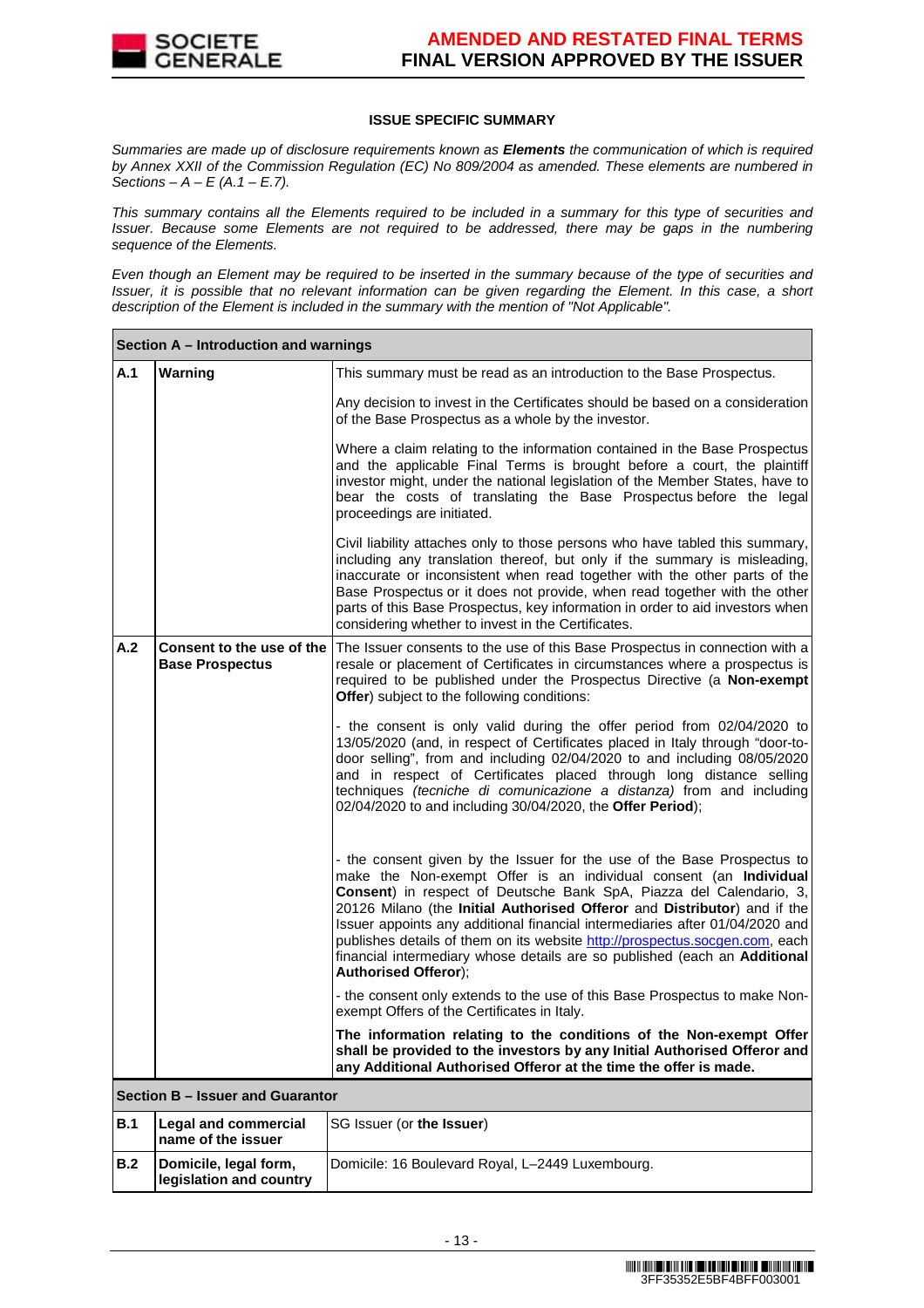**ISSUE SPECIFIC SUMMARY**

*Summaries are made up of disclosure requirements known as **Elements** the communication of which is required by Annex XXII of the Commission Regulation (EC) No 809/2004 as amended. These elements are numbered in Sections – A – E (A.1 – E.7).*

*This summary contains all the Elements required to be included in a summary for this type of securities and Issuer. Because some Elements are not required to be addressed, there may be gaps in the numbering sequence of the Elements.*

*Even though an Element may be required to be inserted in the summary because of the type of securities and Issuer, it is possible that no relevant information can be given regarding the Element. In this case, a short description of the Element is included in the summary with the mention of "Not Applicable".*

| **Section A – Introduction and warnings** | | |
|---|---|---|
| **A.1** | **Warning** | This summary must be read as an introduction to the Base Prospectus.<br><br>Any decision to invest in the Certificates should be based on a consideration of the Base Prospectus as a whole by the investor.<br><br>Where a claim relating to the information contained in the Base Prospectus and the applicable Final Terms is brought before a court, the plaintiff investor might, under the national legislation of the Member States, have to bear the costs of translating the Base Prospectus before the legal proceedings are initiated.<br><br>Civil liability attaches only to those persons who have tabled this summary, including any translation thereof, but only if the summary is misleading, inaccurate or inconsistent when read together with the other parts of the Base Prospectus or it does not provide, when read together with the other parts of this Base Prospectus, key information in order to aid investors when considering whether to invest in the Certificates. |
| **A.2** | **Consent to the use of the Base Prospectus** | The Issuer consents to the use of this Base Prospectus in connection with a resale or placement of Certificates in circumstances where a prospectus is required to be published under the Prospectus Directive (a **Non-exempt Offer**) subject to the following conditions:<br><br>- the consent is only valid during the offer period from 02/04/2020 to 13/05/2020 (and, in respect of Certificates placed in Italy through "door-to-door selling", from and including 02/04/2020 to and including 08/05/2020 and in respect of Certificates placed through long distance selling techniques *(tecniche di comunicazione a distanza)* from and including 02/04/2020 to and including 30/04/2020, the **Offer Period**);<br><br>- the consent given by the Issuer for the use of the Base Prospectus to make the Non-exempt Offer is an individual consent (an **Individual Consent**) in respect of Deutsche Bank SpA, Piazza del Calendario, 3, 20126 Milano (the **Initial Authorised Offeror** and **Distributor**) and if the Issuer appoints any additional financial intermediaries after 01/04/2020 and publishes details of them on its website http://prospectus.socgen.com, each financial intermediary whose details are so published (each an **Additional Authorised Offeror**);<br><br>- the consent only extends to the use of this Base Prospectus to make Non-exempt Offers of the Certificates in Italy.<br><br>**The information relating to the conditions of the Non-exempt Offer shall be provided to the investors by any Initial Authorised Offeror and any Additional Authorised Offeror at the time the offer is made.** |
| **Section B – Issuer and Guarantor** | | |
| **B.1** | **Legal and commercial name of the issuer** | SG Issuer (or **the Issuer**) |
| **B.2** | **Domicile, legal form, legislation and country** | Domicile: 16 Boulevard Royal, L–2449 Luxembourg. |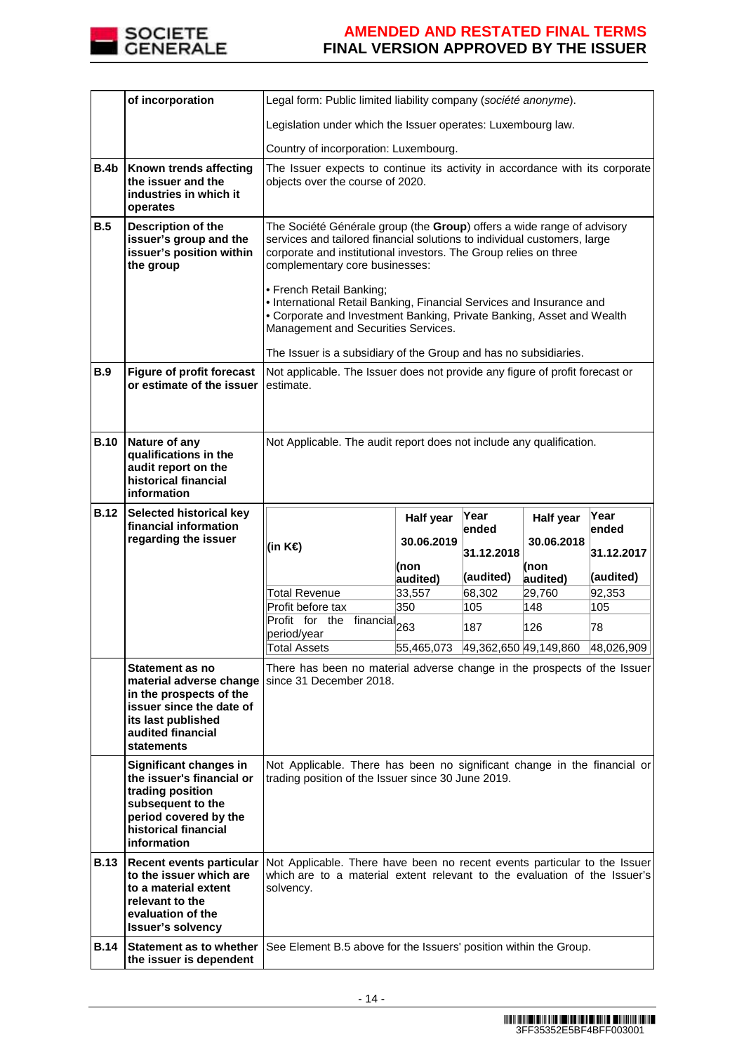| | | |
|---|---|---|
| | **of incorporation** | Legal form: Public limited liability company (*société anonyme*).<br><br>Legislation under which the Issuer operates: Luxembourg law.<br><br>Country of incorporation: Luxembourg. |
| **B.4b** | **Known trends affecting the issuer and the industries in which it operates** | The Issuer expects to continue its activity in accordance with its corporate objects over the course of 2020. |
| **B.5** | **Description of the issuer's group and the issuer's position within the group** | The Société Générale group (the **Group**) offers a wide range of advisory services and tailored financial solutions to individual customers, large corporate and institutional investors. The Group relies on three complementary core businesses:<br><br>• French Retail Banking;<br>• International Retail Banking, Financial Services and Insurance and<br>• Corporate and Investment Banking, Private Banking, Asset and Wealth Management and Securities Services.<br><br>The Issuer is a subsidiary of the Group and has no subsidiaries. |
| **B.9** | **Figure of profit forecast or estimate of the issuer** | Not applicable. The Issuer does not provide any figure of profit forecast or estimate. |
| **B.10** | **Nature of any qualifications in the audit report on the historical financial information** | Not Applicable. The audit report does not include any qualification. |
| **B.12** | **Selected historical key financial information regarding the issuer** | (see table below) |
| | **Statement as no material adverse change in the prospects of the issuer since the date of its last published audited financial statements** | There has been no material adverse change in the prospects of the Issuer since 31 December 2018. |
| | **Significant changes in the issuer's financial or trading position subsequent to the period covered by the historical financial information** | Not Applicable. There has been no significant change in the financial or trading position of the Issuer since 30 June 2019. |
| **B.13** | **Recent events particular to the issuer which are to a material extent relevant to the evaluation of the Issuer's solvency** | Not Applicable. There have been no recent events particular to the Issuer which are to a material extent relevant to the evaluation of the Issuer's solvency. |
| **B.14** | **Statement as to whether the issuer is dependent** | See Element B.5 above for the Issuers' position within the Group. |

Element B.12 – Selected historical key financial information regarding the issuer:

| (in K€) | **Half year 30.06.2019** (non audited) | **Year ended 31.12.2018** (audited) | **Half year 30.06.2018** (non audited) | **Year ended 31.12.2017** (audited) |
|---|---|---|---|---|
| Total Revenue | 33,557 | 68,302 | 29,760 | 92,353 |
| Profit before tax | 350 | 105 | 148 | 105 |
| Profit for the financial period/year | 263 | 187 | 126 | 78 |
| Total Assets | 55,465,073 | 49,362,650 | 49,149,860 | 48,026,909 |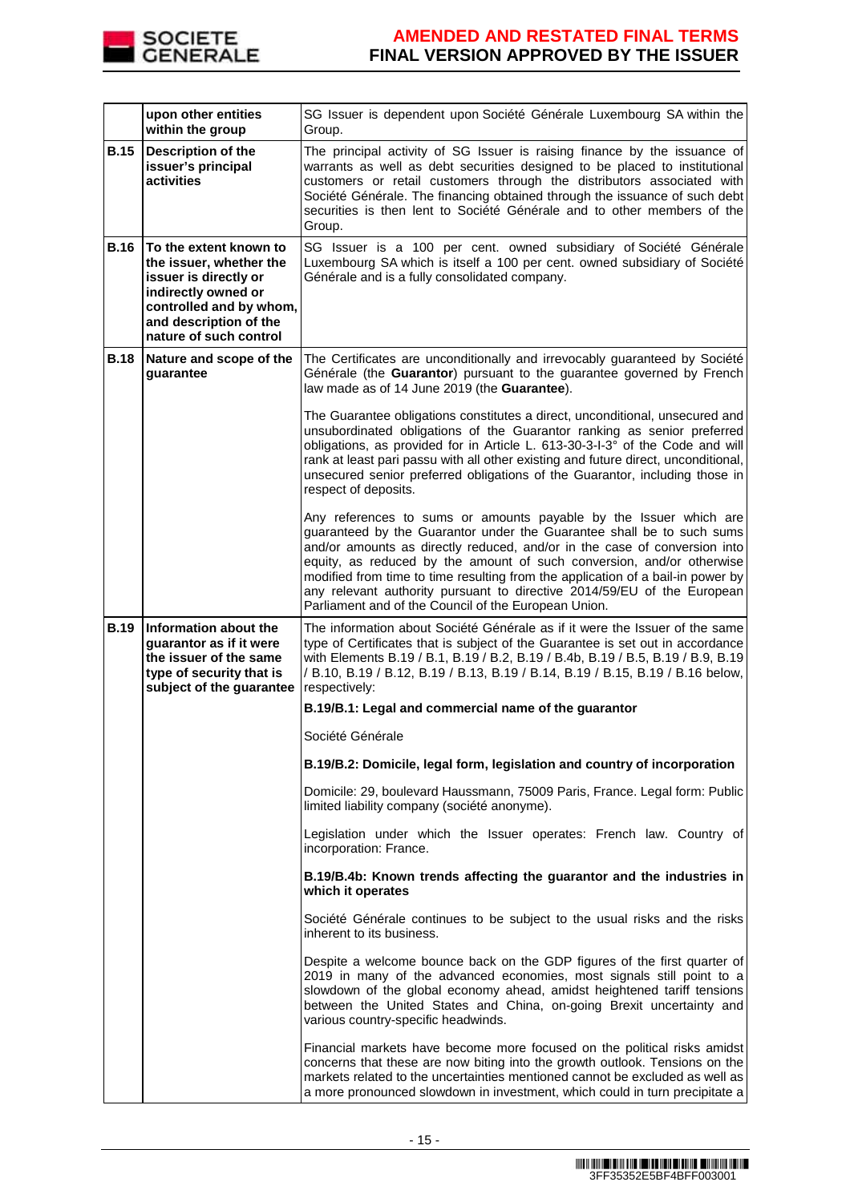| | | |
|---|---|---|
| | **upon other entities within the group** | SG Issuer is dependent upon Société Générale Luxembourg SA within the Group. |
| **B.15** | **Description of the issuer's principal activities** | The principal activity of SG Issuer is raising finance by the issuance of warrants as well as debt securities designed to be placed to institutional customers or retail customers through the distributors associated with Société Générale. The financing obtained through the issuance of such debt securities is then lent to Société Générale and to other members of the Group. |
| **B.16** | **To the extent known to the issuer, whether the issuer is directly or indirectly owned or controlled and by whom, and description of the nature of such control** | SG Issuer is a 100 per cent. owned subsidiary of Société Générale Luxembourg SA which is itself a 100 per cent. owned subsidiary of Société Générale and is a fully consolidated company. |
| **B.18** | **Nature and scope of the guarantee** | The Certificates are unconditionally and irrevocably guaranteed by Société Générale (the **Guarantor**) pursuant to the guarantee governed by French law made as of 14 June 2019 (the **Guarantee**).<br><br>The Guarantee obligations constitutes a direct, unconditional, unsecured and unsubordinated obligations of the Guarantor ranking as senior preferred obligations, as provided for in Article L. 613-30-3-I-3° of the Code and will rank at least pari passu with all other existing and future direct, unconditional, unsecured senior preferred obligations of the Guarantor, including those in respect of deposits.<br><br>Any references to sums or amounts payable by the Issuer which are guaranteed by the Guarantor under the Guarantee shall be to such sums and/or amounts as directly reduced, and/or in the case of conversion into equity, as reduced by the amount of such conversion, and/or otherwise modified from time to time resulting from the application of a bail-in power by any relevant authority pursuant to directive 2014/59/EU of the European Parliament and of the Council of the European Union. |
| **B.19** | **Information about the guarantor as if it were the issuer of the same type of security that is subject of the guarantee** | The information about Société Générale as if it were the Issuer of the same type of Certificates that is subject of the Guarantee is set out in accordance with Elements B.19 / B.1, B.19 / B.2, B.19 / B.4b, B.19 / B.5, B.19 / B.9, B.19 / B.10, B.19 / B.12, B.19 / B.13, B.19 / B.14, B.19 / B.15, B.19 / B.16 below, respectively:<br><br>**B.19/B.1: Legal and commercial name of the guarantor**<br><br>Société Générale<br><br>**B.19/B.2: Domicile, legal form, legislation and country of incorporation**<br><br>Domicile: 29, boulevard Haussmann, 75009 Paris, France. Legal form: Public limited liability company (société anonyme).<br><br>Legislation under which the Issuer operates: French law. Country of incorporation: France.<br><br>**B.19/B.4b: Known trends affecting the guarantor and the industries in which it operates**<br><br>Société Générale continues to be subject to the usual risks and the risks inherent to its business.<br><br>Despite a welcome bounce back on the GDP figures of the first quarter of 2019 in many of the advanced economies, most signals still point to a slowdown of the global economy ahead, amidst heightened tariff tensions between the United States and China, on-going Brexit uncertainty and various country-specific headwinds.<br><br>Financial markets have become more focused on the political risks amidst concerns that these are now biting into the growth outlook. Tensions on the markets related to the uncertainties mentioned cannot be excluded as well as a more pronounced slowdown in investment, which could in turn precipitate a |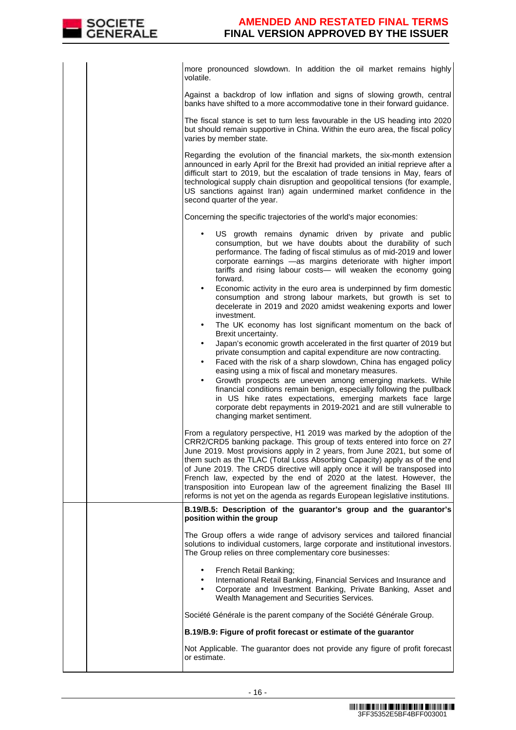more pronounced slowdown. In addition the oil market remains highly volatile.

Against a backdrop of low inflation and signs of slowing growth, central banks have shifted to a more accommodative tone in their forward guidance.

The fiscal stance is set to turn less favourable in the US heading into 2020 but should remain supportive in China. Within the euro area, the fiscal policy varies by member state.

Regarding the evolution of the financial markets, the six-month extension announced in early April for the Brexit had provided an initial reprieve after a difficult start to 2019, but the escalation of trade tensions in May, fears of technological supply chain disruption and geopolitical tensions (for example, US sanctions against Iran) again undermined market confidence in the second quarter of the year.

Concerning the specific trajectories of the world's major economies:

- US growth remains dynamic driven by private and public consumption, but we have doubts about the durability of such performance. The fading of fiscal stimulus as of mid-2019 and lower corporate earnings —as margins deteriorate with higher import tariffs and rising labour costs— will weaken the economy going forward.
- Economic activity in the euro area is underpinned by firm domestic consumption and strong labour markets, but growth is set to decelerate in 2019 and 2020 amidst weakening exports and lower investment.
- The UK economy has lost significant momentum on the back of Brexit uncertainty.
- Japan's economic growth accelerated in the first quarter of 2019 but private consumption and capital expenditure are now contracting.
- Faced with the risk of a sharp slowdown, China has engaged policy easing using a mix of fiscal and monetary measures.
- Growth prospects are uneven among emerging markets. While financial conditions remain benign, especially following the pullback in US hike rates expectations, emerging markets face large corporate debt repayments in 2019-2021 and are still vulnerable to changing market sentiment.

From a regulatory perspective, H1 2019 was marked by the adoption of the CRR2/CRD5 banking package. This group of texts entered into force on 27 June 2019. Most provisions apply in 2 years, from June 2021, but some of them such as the TLAC (Total Loss Absorbing Capacity) apply as of the end of June 2019. The CRD5 directive will apply once it will be transposed into French law, expected by the end of 2020 at the latest. However, the transposition into European law of the agreement finalizing the Basel III reforms is not yet on the agenda as regards European legislative institutions.

**B.19/B.5: Description of the guarantor's group and the guarantor's position within the group**

The Group offers a wide range of advisory services and tailored financial solutions to individual customers, large corporate and institutional investors. The Group relies on three complementary core businesses:

- French Retail Banking;
- International Retail Banking, Financial Services and Insurance and
- Corporate and Investment Banking, Private Banking, Asset and Wealth Management and Securities Services.

Société Générale is the parent company of the Société Générale Group.

**B.19/B.9: Figure of profit forecast or estimate of the guarantor**

Not Applicable. The guarantor does not provide any figure of profit forecast or estimate.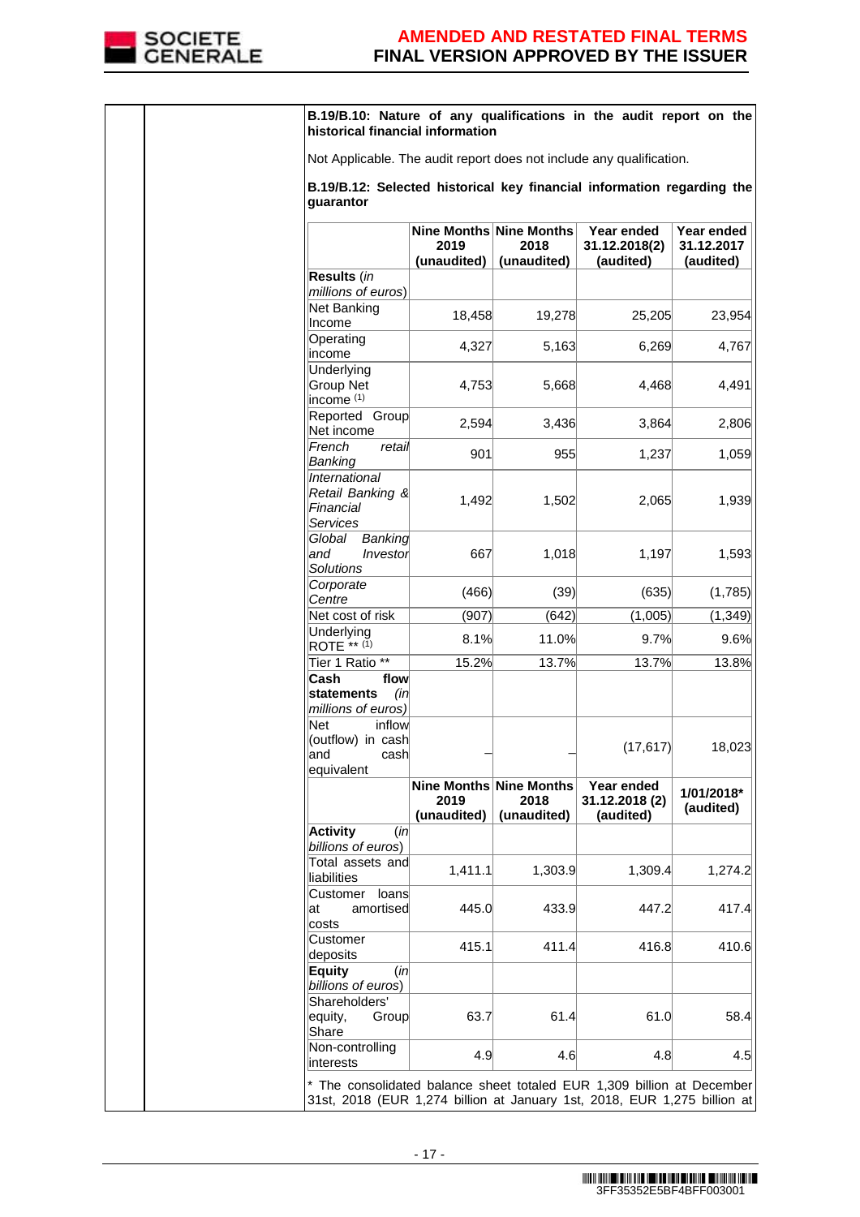**B.19/B.10: Nature of any qualifications in the audit report on the historical financial information**

Not Applicable. The audit report does not include any qualification.

**B.19/B.12: Selected historical key financial information regarding the guarantor**

| | Nine Months 2019 (unaudited) | Nine Months 2018 (unaudited) | Year ended 31.12.2018(2) (audited) | Year ended 31.12.2017 (audited) |
|---|---|---|---|---|
| **Results** *(in millions of euros)* | | | | |
| Net Banking Income | 18,458 | 19,278 | 25,205 | 23,954 |
| Operating income | 4,327 | 5,163 | 6,269 | 4,767 |
| Underlying Group Net income (1) | 4,753 | 5,668 | 4,468 | 4,491 |
| Reported Group Net income | 2,594 | 3,436 | 3,864 | 2,806 |
| *French retail Banking* | 901 | 955 | 1,237 | 1,059 |
| *International Retail Banking & Financial Services* | 1,492 | 1,502 | 2,065 | 1,939 |
| *Global Banking and Investor Solutions* | 667 | 1,018 | 1,197 | 1,593 |
| *Corporate Centre* | (466) | (39) | (635) | (1,785) |
| Net cost of risk | (907) | (642) | (1,005) | (1,349) |
| Underlying ROTE ** (1) | 8.1% | 11.0% | 9.7% | 9.6% |
| Tier 1 Ratio ** | 15.2% | 13.7% | 13.7% | 13.8% |
| **Cash flow statements** *(in millions of euros)* | | | | |
| Net inflow (outflow) in cash and cash equivalent | – | – | (17,617) | 18,023 |
| | **Nine Months 2019 (unaudited)** | **Nine Months 2018 (unaudited)** | **Year ended 31.12.2018 (2) (audited)** | **1/01/2018* (audited)** |
| **Activity** *(in billions of euros)* | | | | |
| Total assets and liabilities | 1,411.1 | 1,303.9 | 1,309.4 | 1,274.2 |
| Customer loans at amortised costs | 445.0 | 433.9 | 447.2 | 417.4 |
| Customer deposits | 415.1 | 411.4 | 416.8 | 410.6 |
| **Equity** *(in billions of euros)* | | | | |
| Shareholders' equity, Group Share | 63.7 | 61.4 | 61.0 | 58.4 |
| Non-controlling interests | 4.9 | 4.6 | 4.8 | 4.5 |

* The consolidated balance sheet totaled EUR 1,309 billion at December 31st, 2018 (EUR 1,274 billion at January 1st, 2018, EUR 1,275 billion at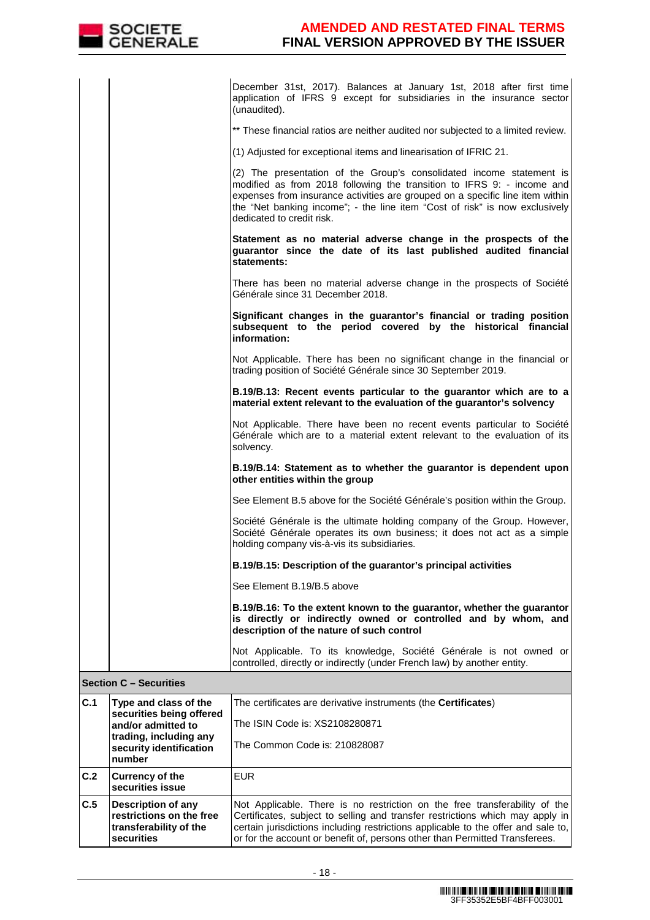| | | |
|---|---|---|
| | | December 31st, 2017). Balances at January 1st, 2018 after first time application of IFRS 9 except for subsidiaries in the insurance sector (unaudited).<br><br>** These financial ratios are neither audited nor subjected to a limited review.<br><br>(1) Adjusted for exceptional items and linearisation of IFRIC 21.<br><br>(2) The presentation of the Group's consolidated income statement is modified as from 2018 following the transition to IFRS 9: - income and expenses from insurance activities are grouped on a specific line item within the "Net banking income"; - the line item "Cost of risk" is now exclusively dedicated to credit risk.<br><br>**Statement as no material adverse change in the prospects of the guarantor since the date of its last published audited financial statements:**<br><br>There has been no material adverse change in the prospects of Société Générale since 31 December 2018.<br><br>**Significant changes in the guarantor's financial or trading position subsequent to the period covered by the historical financial information:**<br><br>Not Applicable. There has been no significant change in the financial or trading position of Société Générale since 30 September 2019.<br><br>**B.19/B.13: Recent events particular to the guarantor which are to a material extent relevant to the evaluation of the guarantor's solvency**<br><br>Not Applicable. There have been no recent events particular to Société Générale which are to a material extent relevant to the evaluation of its solvency.<br><br>**B.19/B.14: Statement as to whether the guarantor is dependent upon other entities within the group**<br><br>See Element B.5 above for the Société Générale's position within the Group.<br><br>Société Générale is the ultimate holding company of the Group. However, Société Générale operates its own business; it does not act as a simple holding company vis-à-vis its subsidiaries.<br><br>**B.19/B.15: Description of the guarantor's principal activities**<br><br>See Element B.19/B.5 above<br><br>**B.19/B.16: To the extent known to the guarantor, whether the guarantor is directly or indirectly owned or controlled and by whom, and description of the nature of such control**<br><br>Not Applicable. To its knowledge, Société Générale is not owned or controlled, directly or indirectly (under French law) by another entity. |
| **Section C – Securities** | | |
| **C.1** | **Type and class of the securities being offered and/or admitted to trading, including any security identification number** | The certificates are derivative instruments (the **Certificates**)<br><br>The ISIN Code is: XS2108280871<br><br>The Common Code is: 210828087 |
| **C.2** | **Currency of the securities issue** | EUR |
| **C.5** | **Description of any restrictions on the free transferability of the securities** | Not Applicable. There is no restriction on the free transferability of the Certificates, subject to selling and transfer restrictions which may apply in certain jurisdictions including restrictions applicable to the offer and sale to, or for the account or benefit of, persons other than Permitted Transferees. |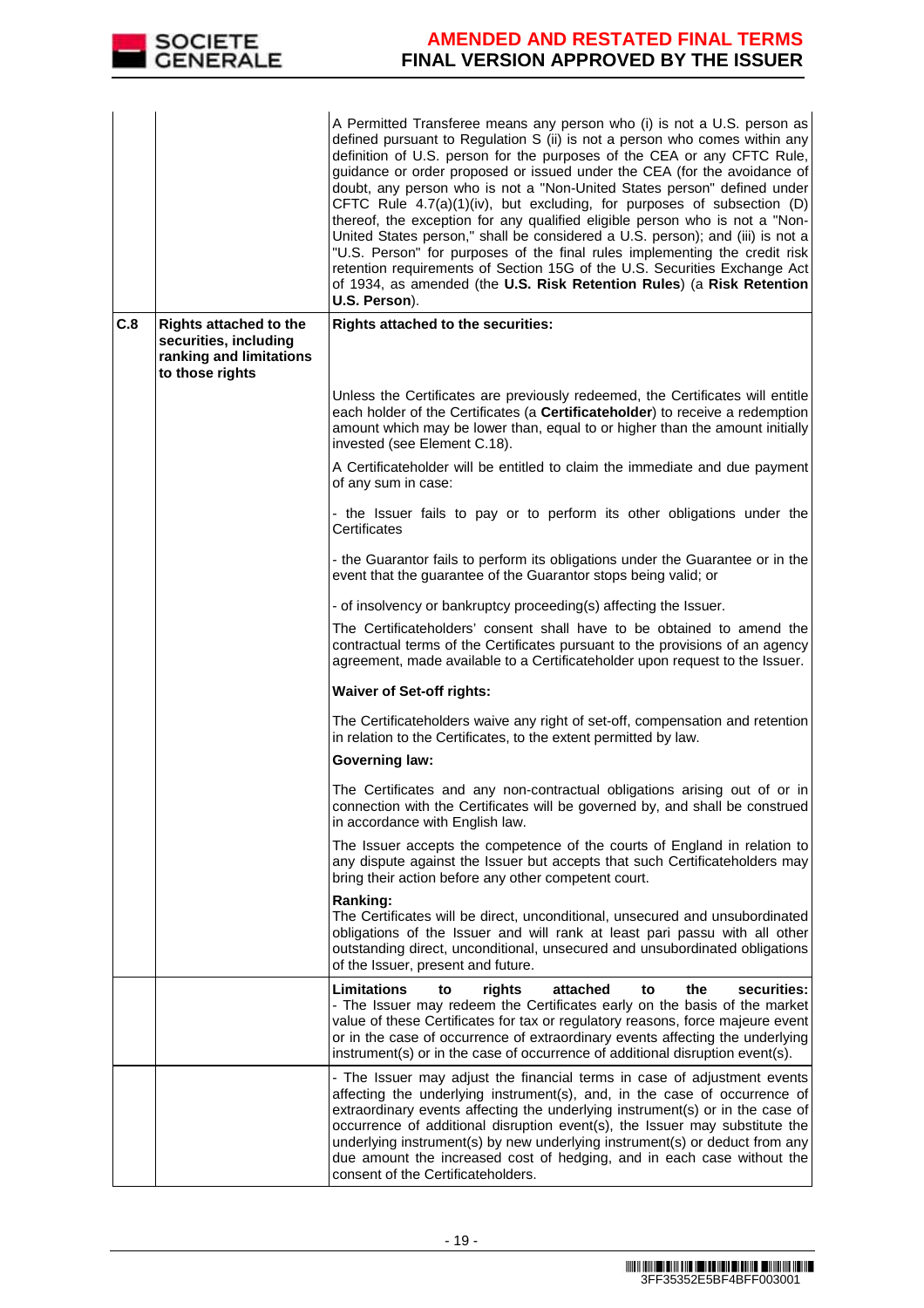| | | |
|---|---|---|
| | | A Permitted Transferee means any person who (i) is not a U.S. person as defined pursuant to Regulation S (ii) is not a person who comes within any definition of U.S. person for the purposes of the CEA or any CFTC Rule, guidance or order proposed or issued under the CEA (for the avoidance of doubt, any person who is not a "Non-United States person" defined under CFTC Rule 4.7(a)(1)(iv), but excluding, for purposes of subsection (D) thereof, the exception for any qualified eligible person who is not a "Non-United States person," shall be considered a U.S. person); and (iii) is not a "U.S. Person" for purposes of the final rules implementing the credit risk retention requirements of Section 15G of the U.S. Securities Exchange Act of 1934, as amended (the **U.S. Risk Retention Rules**) (a **Risk Retention U.S. Person**). |
| **C.8** | **Rights attached to the securities, including ranking and limitations to those rights** | **Rights attached to the securities:**<br><br>Unless the Certificates are previously redeemed, the Certificates will entitle each holder of the Certificates (a **Certificateholder**) to receive a redemption amount which may be lower than, equal to or higher than the amount initially invested (see Element C.18).<br><br>A Certificateholder will be entitled to claim the immediate and due payment of any sum in case:<br><br>- the Issuer fails to pay or to perform its other obligations under the Certificates<br><br>- the Guarantor fails to perform its obligations under the Guarantee or in the event that the guarantee of the Guarantor stops being valid; or<br><br>- of insolvency or bankruptcy proceeding(s) affecting the Issuer.<br><br>The Certificateholders' consent shall have to be obtained to amend the contractual terms of the Certificates pursuant to the provisions of an agency agreement, made available to a Certificateholder upon request to the Issuer.<br><br>**Waiver of Set-off rights:**<br><br>The Certificateholders waive any right of set-off, compensation and retention in relation to the Certificates, to the extent permitted by law.<br><br>**Governing law:**<br><br>The Certificates and any non-contractual obligations arising out of or in connection with the Certificates will be governed by, and shall be construed in accordance with English law.<br><br>The Issuer accepts the competence of the courts of England in relation to any dispute against the Issuer but accepts that such Certificateholders may bring their action before any other competent court.<br><br>**Ranking:**<br>The Certificates will be direct, unconditional, unsecured and unsubordinated obligations of the Issuer and will rank at least pari passu with all other outstanding direct, unconditional, unsecured and unsubordinated obligations of the Issuer, present and future. |
| | | **Limitations to rights attached to the securities:**<br>- The Issuer may redeem the Certificates early on the basis of the market value of these Certificates for tax or regulatory reasons, force majeure event or in the case of occurrence of extraordinary events affecting the underlying instrument(s) or in the case of occurrence of additional disruption event(s). |
| | | - The Issuer may adjust the financial terms in case of adjustment events affecting the underlying instrument(s), and, in the case of occurrence of extraordinary events affecting the underlying instrument(s) or in the case of occurrence of additional disruption event(s), the Issuer may substitute the underlying instrument(s) by new underlying instrument(s) or deduct from any due amount the increased cost of hedging, and in each case without the consent of the Certificateholders. |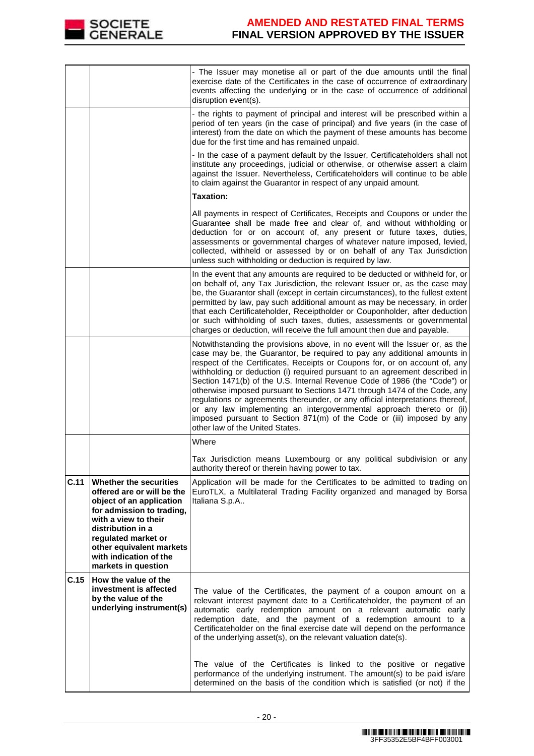| | | |
|---|---|---|
| | | - The Issuer may monetise all or part of the due amounts until the final exercise date of the Certificates in the case of occurrence of extraordinary events affecting the underlying or in the case of occurrence of additional disruption event(s). |
| | | - the rights to payment of principal and interest will be prescribed within a period of ten years (in the case of principal) and five years (in the case of interest) from the date on which the payment of these amounts has become due for the first time and has remained unpaid.<br><br>- In the case of a payment default by the Issuer, Certificateholders shall not institute any proceedings, judicial or otherwise, or otherwise assert a claim against the Issuer. Nevertheless, Certificateholders will continue to be able to claim against the Guarantor in respect of any unpaid amount.<br><br>**Taxation:**<br><br>All payments in respect of Certificates, Receipts and Coupons or under the Guarantee shall be made free and clear of, and without withholding or deduction for or on account of, any present or future taxes, duties, assessments or governmental charges of whatever nature imposed, levied, collected, withheld or assessed by or on behalf of any Tax Jurisdiction unless such withholding or deduction is required by law. |
| | | In the event that any amounts are required to be deducted or withheld for, or on behalf of, any Tax Jurisdiction, the relevant Issuer or, as the case may be, the Guarantor shall (except in certain circumstances), to the fullest extent permitted by law, pay such additional amount as may be necessary, in order that each Certificateholder, Receiptholder or Couponholder, after deduction or such withholding of such taxes, duties, assessments or governmental charges or deduction, will receive the full amount then due and payable. |
| | | Notwithstanding the provisions above, in no event will the Issuer or, as the case may be, the Guarantor, be required to pay any additional amounts in respect of the Certificates, Receipts or Coupons for, or on account of, any withholding or deduction (i) required pursuant to an agreement described in Section 1471(b) of the U.S. Internal Revenue Code of 1986 (the "Code") or otherwise imposed pursuant to Sections 1471 through 1474 of the Code, any regulations or agreements thereunder, or any official interpretations thereof, or any law implementing an intergovernmental approach thereto or (ii) imposed pursuant to Section 871(m) of the Code or (iii) imposed by any other law of the United States. |
| | | Where<br><br>Tax Jurisdiction means Luxembourg or any political subdivision or any authority thereof or therein having power to tax. |
| **C.11** | **Whether the securities offered are or will be the object of an application for admission to trading, with a view to their distribution in a regulated market or other equivalent markets with indication of the markets in question** | Application will be made for the Certificates to be admitted to trading on EuroTLX, a Multilateral Trading Facility organized and managed by Borsa Italiana S.p.A.. |
| **C.15** | **How the value of the investment is affected by the value of the underlying instrument(s)** | The value of the Certificates, the payment of a coupon amount on a relevant interest payment date to a Certificateholder, the payment of an automatic early redemption amount on a relevant automatic early redemption date, and the payment of a redemption amount to a Certificateholder on the final exercise date will depend on the performance of the underlying asset(s), on the relevant valuation date(s).<br><br>The value of the Certificates is linked to the positive or negative performance of the underlying instrument. The amount(s) to be paid is/are determined on the basis of the condition which is satisfied (or not) if the |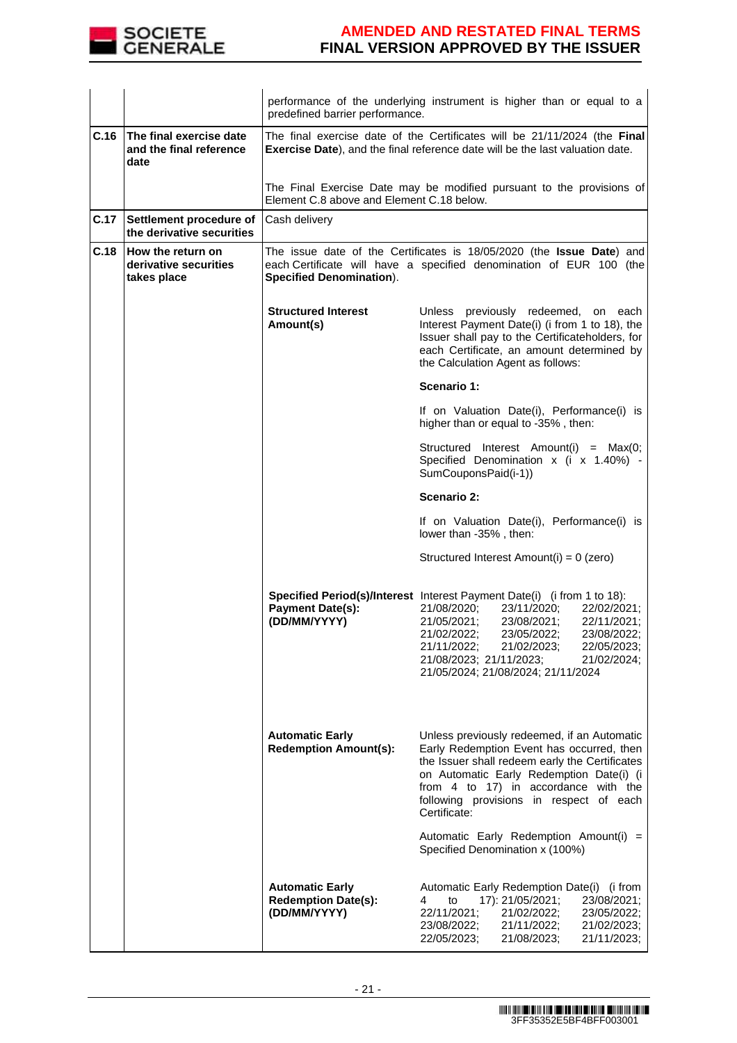| | | |
|---|---|---|
| | | performance of the underlying instrument is higher than or equal to a predefined barrier performance. |
| C.16 | The final exercise date and the final reference date | The final exercise date of the Certificates will be 21/11/2024 (the **Final Exercise Date**), and the final reference date will be the last valuation date.<br><br>The Final Exercise Date may be modified pursuant to the provisions of Element C.8 above and Element C.18 below. |
| C.17 | Settlement procedure of the derivative securities | Cash delivery |
| C.18 | How the return on derivative securities takes place | The issue date of the Certificates is 18/05/2020 (the **Issue Date**) and each Certificate will have a specified denomination of EUR 100 (the **Specified Denomination**).<br><br>**Structured Interest Amount(s)**: Unless previously redeemed, on each Interest Payment Date(i) (i from 1 to 18), the Issuer shall pay to the Certificateholders, for each Certificate, an amount determined by the Calculation Agent as follows:<br><br>**Scenario 1:**<br><br>If on Valuation Date(i), Performance(i) is higher than or equal to -35% , then:<br><br>Structured Interest Amount(i) = Max(0; Specified Denomination x (i x 1.40%) - SumCouponsPaid(i-1))<br><br>**Scenario 2:**<br><br>If on Valuation Date(i), Performance(i) is lower than -35% , then:<br><br>Structured Interest Amount(i) = 0 (zero)<br><br>**Specified Period(s)/Interest Payment Date(s): (DD/MM/YYYY)**: Interest Payment Date(i) (i from 1 to 18): 21/08/2020; 23/11/2020; 22/02/2021; 21/05/2021; 23/08/2021; 22/11/2021; 21/02/2022; 23/05/2022; 23/08/2022; 21/11/2022; 21/02/2023; 22/05/2023; 21/08/2023; 21/11/2023; 21/02/2024; 21/05/2024; 21/08/2024; 21/11/2024<br><br>**Automatic Early Redemption Amount(s):** Unless previously redeemed, if an Automatic Early Redemption Event has occurred, then the Issuer shall redeem early the Certificates on Automatic Early Redemption Date(i) (i from 4 to 17) in accordance with the following provisions in respect of each Certificate:<br><br>Automatic Early Redemption Amount(i) = Specified Denomination x (100%)<br><br>**Automatic Early Redemption Date(s): (DD/MM/YYYY)**: Automatic Early Redemption Date(i) (i from 4 to 17): 21/05/2021; 23/08/2021; 22/11/2021; 21/02/2022; 23/05/2022; 23/08/2022; 21/11/2022; 21/02/2023; 22/05/2023; 21/08/2023; 21/11/2023; |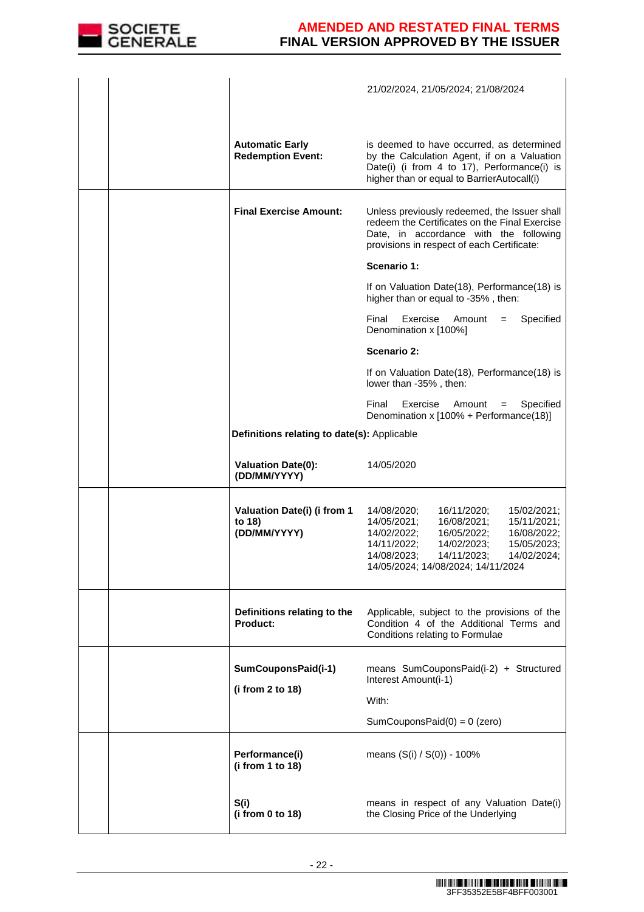| | | | |
|---|---|---|---|
| | | | 21/02/2024, 21/05/2024; 21/08/2024 |
| | | **Automatic Early Redemption Event:** | is deemed to have occurred, as determined by the Calculation Agent, if on a Valuation Date(i) (i from 4 to 17), Performance(i) is higher than or equal to BarrierAutocall(i) |
| | | **Final Exercise Amount:** | Unless previously redeemed, the Issuer shall redeem the Certificates on the Final Exercise Date, in accordance with the following provisions in respect of each Certificate:<br><br>**Scenario 1:**<br><br>If on Valuation Date(18), Performance(18) is higher than or equal to -35% , then:<br><br>Final Exercise Amount = Specified Denomination x [100%]<br><br>**Scenario 2:**<br><br>If on Valuation Date(18), Performance(18) is lower than -35% , then:<br><br>Final Exercise Amount = Specified Denomination x [100% + Performance(18)] |
| | | **Definitions relating to date(s):** Applicable | |
| | | **Valuation Date(0): (DD/MM/YYYY)** | 14/05/2020 |
| | | **Valuation Date(i) (i from 1 to 18) (DD/MM/YYYY)** | 14/08/2020; 16/11/2020; 15/02/2021; 14/05/2021; 16/08/2021; 15/11/2021; 14/02/2022; 16/05/2022; 16/08/2022; 14/11/2022; 14/02/2023; 15/05/2023; 14/08/2023; 14/11/2023; 14/02/2024; 14/05/2024; 14/08/2024; 14/11/2024 |
| | | **Definitions relating to the Product:** | Applicable, subject to the provisions of the Condition 4 of the Additional Terms and Conditions relating to Formulae |
| | | **SumCouponsPaid(i-1)**<br><br>**(i from 2 to 18)** | means SumCouponsPaid(i-2) + Structured Interest Amount(i-1)<br><br>With:<br><br>SumCouponsPaid(0) = 0 (zero) |
| | | **Performance(i) (i from 1 to 18)** | means (S(i) / S(0)) - 100% |
| | | **S(i) (i from 0 to 18)** | means in respect of any Valuation Date(i) the Closing Price of the Underlying |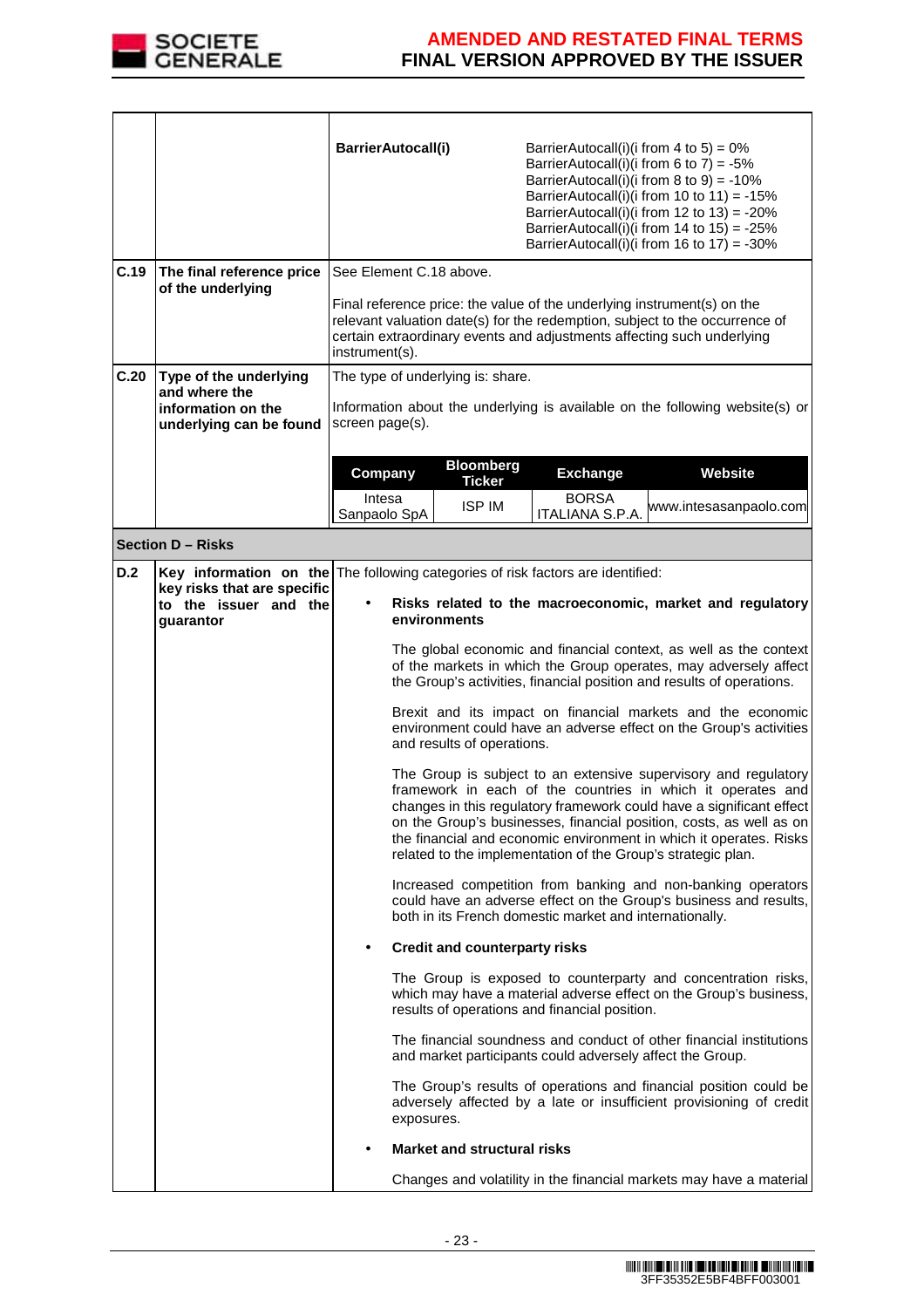| | | |
|---|---|---|
| | | **BarrierAutocall(i)** BarrierAutocall(i)(i from 4 to 5) = 0%<br>BarrierAutocall(i)(i from 6 to 7) = -5%<br>BarrierAutocall(i)(i from 8 to 9) = -10%<br>BarrierAutocall(i)(i from 10 to 11) = -15%<br>BarrierAutocall(i)(i from 12 to 13) = -20%<br>BarrierAutocall(i)(i from 14 to 15) = -25%<br>BarrierAutocall(i)(i from 16 to 17) = -30% |
| **C.19** | **The final reference price of the underlying** | See Element C.18 above.<br><br>Final reference price: the value of the underlying instrument(s) on the relevant valuation date(s) for the redemption, subject to the occurrence of certain extraordinary events and adjustments affecting such underlying instrument(s). |
| **C.20** | **Type of the underlying and where the information on the underlying can be found** | The type of underlying is: share.<br><br>Information about the underlying is available on the following website(s) or screen page(s). |

| Company | Bloomberg Ticker | Exchange | Website |
|---|---|---|---|
| Intesa Sanpaolo SpA | ISP IM | BORSA ITALIANA S.P.A. | www.intesasanpaolo.com |

**Section D – Risks**

| | | |
|---|---|---|
| **D.2** | **Key information on the key risks that are specific to the issuer and the guarantor** | The following categories of risk factors are identified: |

- **Risks related to the macroeconomic, market and regulatory environments**

  The global economic and financial context, as well as the context of the markets in which the Group operates, may adversely affect the Group's activities, financial position and results of operations.

  Brexit and its impact on financial markets and the economic environment could have an adverse effect on the Group's activities and results of operations.

  The Group is subject to an extensive supervisory and regulatory framework in each of the countries in which it operates and changes in this regulatory framework could have a significant effect on the Group's businesses, financial position, costs, as well as on the financial and economic environment in which it operates. Risks related to the implementation of the Group's strategic plan.

  Increased competition from banking and non-banking operators could have an adverse effect on the Group's business and results, both in its French domestic market and internationally.

- **Credit and counterparty risks**

  The Group is exposed to counterparty and concentration risks, which may have a material adverse effect on the Group's business, results of operations and financial position.

  The financial soundness and conduct of other financial institutions and market participants could adversely affect the Group.

  The Group's results of operations and financial position could be adversely affected by a late or insufficient provisioning of credit exposures.

- **Market and structural risks**

  Changes and volatility in the financial markets may have a material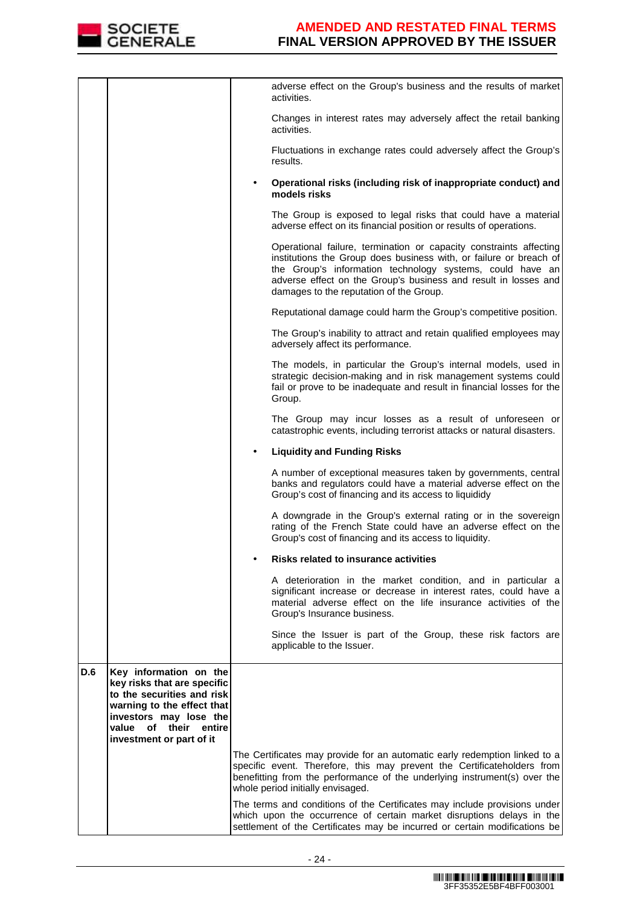| | | |
|---|---|---|
| | | adverse effect on the Group's business and the results of market activities.<br><br>Changes in interest rates may adversely affect the retail banking activities.<br><br>Fluctuations in exchange rates could adversely affect the Group's results.<br><br>• **Operational risks (including risk of inappropriate conduct) and models risks**<br><br>The Group is exposed to legal risks that could have a material adverse effect on its financial position or results of operations.<br><br>Operational failure, termination or capacity constraints affecting institutions the Group does business with, or failure or breach of the Group's information technology systems, could have an adverse effect on the Group's business and result in losses and damages to the reputation of the Group.<br><br>Reputational damage could harm the Group's competitive position.<br><br>The Group's inability to attract and retain qualified employees may adversely affect its performance.<br><br>The models, in particular the Group's internal models, used in strategic decision-making and in risk management systems could fail or prove to be inadequate and result in financial losses for the Group.<br><br>The Group may incur losses as a result of unforeseen or catastrophic events, including terrorist attacks or natural disasters.<br><br>• **Liquidity and Funding Risks**<br><br>A number of exceptional measures taken by governments, central banks and regulators could have a material adverse effect on the Group's cost of financing and its access to liquididy<br><br>A downgrade in the Group's external rating or in the sovereign rating of the French State could have an adverse effect on the Group's cost of financing and its access to liquidity.<br><br>• **Risks related to insurance activities**<br><br>A deterioration in the market condition, and in particular a significant increase or decrease in interest rates, could have a material adverse effect on the life insurance activities of the Group's Insurance business.<br><br>Since the Issuer is part of the Group, these risk factors are applicable to the Issuer. |
| **D.6** | **Key information on the key risks that are specific to the securities and risk warning to the effect that investors may lose the value of their entire investment or part of it** | |
| | | The Certificates may provide for an automatic early redemption linked to a specific event. Therefore, this may prevent the Certificateholders from benefitting from the performance of the underlying instrument(s) over the whole period initially envisaged.<br><br>The terms and conditions of the Certificates may include provisions under which upon the occurrence of certain market disruptions delays in the settlement of the Certificates may be incurred or certain modifications be |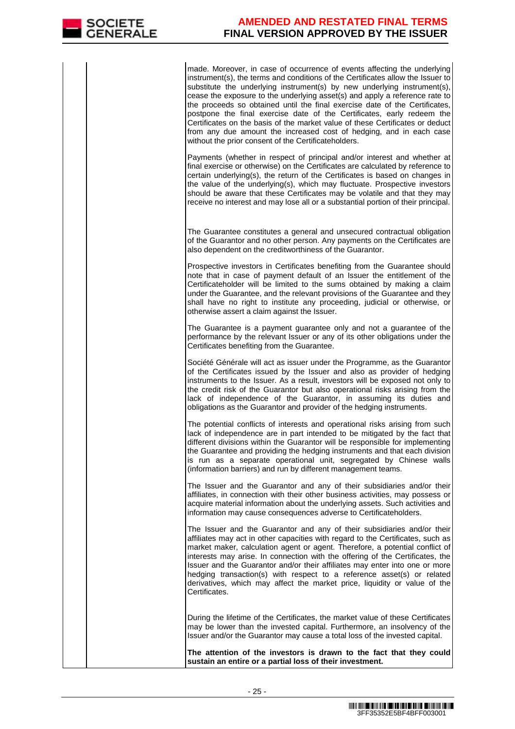| | | |
|---|---|---|
| | | made. Moreover, in case of occurrence of events affecting the underlying instrument(s), the terms and conditions of the Certificates allow the Issuer to substitute the underlying instrument(s) by new underlying instrument(s), cease the exposure to the underlying asset(s) and apply a reference rate to the proceeds so obtained until the final exercise date of the Certificates, postpone the final exercise date of the Certificates, early redeem the Certificates on the basis of the market value of these Certificates or deduct from any due amount the increased cost of hedging, and in each case without the prior consent of the Certificateholders.<br><br>Payments (whether in respect of principal and/or interest and whether at final exercise or otherwise) on the Certificates are calculated by reference to certain underlying(s), the return of the Certificates is based on changes in the value of the underlying(s), which may fluctuate. Prospective investors should be aware that these Certificates may be volatile and that they may receive no interest and may lose all or a substantial portion of their principal.<br><br>The Guarantee constitutes a general and unsecured contractual obligation of the Guarantor and no other person. Any payments on the Certificates are also dependent on the creditworthiness of the Guarantor.<br><br>Prospective investors in Certificates benefiting from the Guarantee should note that in case of payment default of an Issuer the entitlement of the Certificateholder will be limited to the sums obtained by making a claim under the Guarantee, and the relevant provisions of the Guarantee and they shall have no right to institute any proceeding, judicial or otherwise, or otherwise assert a claim against the Issuer.<br><br>The Guarantee is a payment guarantee only and not a guarantee of the performance by the relevant Issuer or any of its other obligations under the Certificates benefiting from the Guarantee.<br><br>Société Générale will act as issuer under the Programme, as the Guarantor of the Certificates issued by the Issuer and also as provider of hedging instruments to the Issuer. As a result, investors will be exposed not only to the credit risk of the Guarantor but also operational risks arising from the lack of independence of the Guarantor, in assuming its duties and obligations as the Guarantor and provider of the hedging instruments.<br><br>The potential conflicts of interests and operational risks arising from such lack of independence are in part intended to be mitigated by the fact that different divisions within the Guarantor will be responsible for implementing the Guarantee and providing the hedging instruments and that each division is run as a separate operational unit, segregated by Chinese walls (information barriers) and run by different management teams.<br><br>The Issuer and the Guarantor and any of their subsidiaries and/or their affiliates, in connection with their other business activities, may possess or acquire material information about the underlying assets. Such activities and information may cause consequences adverse to Certificateholders.<br><br>The Issuer and the Guarantor and any of their subsidiaries and/or their affiliates may act in other capacities with regard to the Certificates, such as market maker, calculation agent or agent. Therefore, a potential conflict of interests may arise. In connection with the offering of the Certificates, the Issuer and the Guarantor and/or their affiliates may enter into one or more hedging transaction(s) with respect to a reference asset(s) or related derivatives, which may affect the market price, liquidity or value of the Certificates.<br><br>During the lifetime of the Certificates, the market value of these Certificates may be lower than the invested capital. Furthermore, an insolvency of the Issuer and/or the Guarantor may cause a total loss of the invested capital.<br><br>**The attention of the investors is drawn to the fact that they could sustain an entire or a partial loss of their investment.** |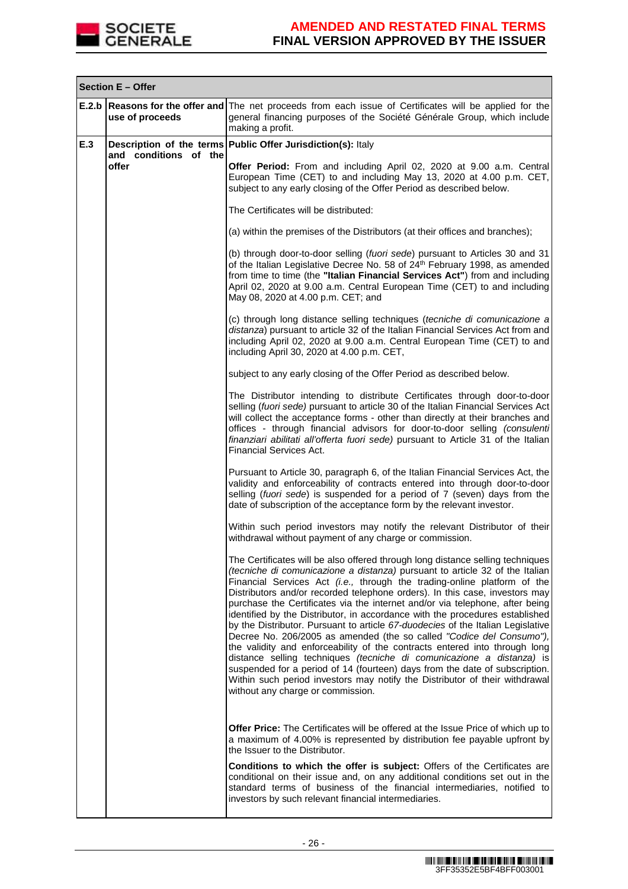| Section E – Offer | | |
|---|---|---|
| **E.2.b** | **Reasons for the offer and use of proceeds** | The net proceeds from each issue of Certificates will be applied for the general financing purposes of the Société Générale Group, which include making a profit. |
| **E.3** | **Description of the terms and conditions of the offer** | **Public Offer Jurisdiction(s):** Italy<br><br>**Offer Period:** From and including April 02, 2020 at 9.00 a.m. Central European Time (CET) to and including May 13, 2020 at 4.00 p.m. CET, subject to any early closing of the Offer Period as described below.<br><br>The Certificates will be distributed:<br><br>(a) within the premises of the Distributors (at their offices and branches);<br><br>(b) through door-to-door selling (*fuori sede*) pursuant to Articles 30 and 31 of the Italian Legislative Decree No. 58 of 24th February 1998, as amended from time to time (the **"Italian Financial Services Act"**) from and including April 02, 2020 at 9.00 a.m. Central European Time (CET) to and including May 08, 2020 at 4.00 p.m. CET; and<br><br>(c) through long distance selling techniques (*tecniche di comunicazione a distanza*) pursuant to article 32 of the Italian Financial Services Act from and including April 02, 2020 at 9.00 a.m. Central European Time (CET) to and including April 30, 2020 at 4.00 p.m. CET,<br><br>subject to any early closing of the Offer Period as described below.<br><br>The Distributor intending to distribute Certificates through door-to-door selling (*fuori sede)* pursuant to article 30 of the Italian Financial Services Act will collect the acceptance forms - other than directly at their branches and offices - through financial advisors for door-to-door selling *(consulenti finanziari abilitati all'offerta fuori sede)* pursuant to Article 31 of the Italian Financial Services Act.<br><br>Pursuant to Article 30, paragraph 6, of the Italian Financial Services Act, the validity and enforceability of contracts entered into through door-to-door selling (*fuori sede*) is suspended for a period of 7 (seven) days from the date of subscription of the acceptance form by the relevant investor.<br><br>Within such period investors may notify the relevant Distributor of their withdrawal without payment of any charge or commission.<br><br>The Certificates will be also offered through long distance selling techniques *(tecniche di comunicazione a distanza)* pursuant to article 32 of the Italian Financial Services Act *(i.e.,* through the trading-online platform of the Distributors and/or recorded telephone orders). In this case, investors may purchase the Certificates via the internet and/or via telephone, after being identified by the Distributor, in accordance with the procedures established by the Distributor. Pursuant to article *67-duodecies* of the Italian Legislative Decree No. 206/2005 as amended (the so called *"Codice del Consumo"),* the validity and enforceability of the contracts entered into through long distance selling techniques *(tecniche di comunicazione a distanza)* is suspended for a period of 14 (fourteen) days from the date of subscription. Within such period investors may notify the Distributor of their withdrawal without any charge or commission.<br><br>**Offer Price:** The Certificates will be offered at the Issue Price of which up to a maximum of 4.00% is represented by distribution fee payable upfront by the Issuer to the Distributor.<br><br>**Conditions to which the offer is subject:** Offers of the Certificates are conditional on their issue and, on any additional conditions set out in the standard terms of business of the financial intermediaries, notified to investors by such relevant financial intermediaries. |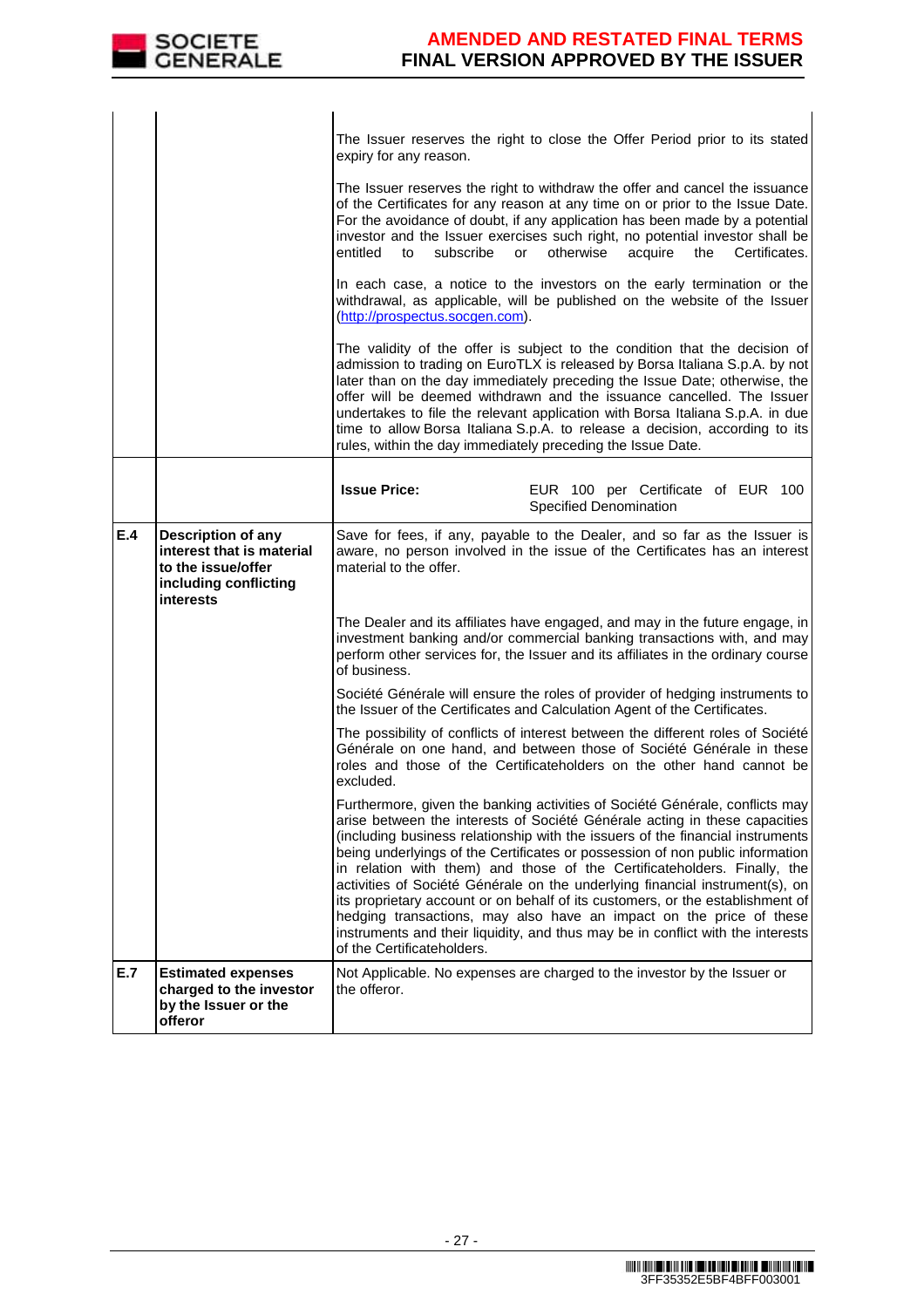| | | |
|---|---|---|
| | | The Issuer reserves the right to close the Offer Period prior to its stated expiry for any reason.<br><br>The Issuer reserves the right to withdraw the offer and cancel the issuance of the Certificates for any reason at any time on or prior to the Issue Date. For the avoidance of doubt, if any application has been made by a potential investor and the Issuer exercises such right, no potential investor shall be entitled to subscribe or otherwise acquire the Certificates.<br><br>In each case, a notice to the investors on the early termination or the withdrawal, as applicable, will be published on the website of the Issuer (http://prospectus.socgen.com).<br><br>The validity of the offer is subject to the condition that the decision of admission to trading on EuroTLX is released by Borsa Italiana S.p.A. by not later than on the day immediately preceding the Issue Date; otherwise, the offer will be deemed withdrawn and the issuance cancelled. The Issuer undertakes to file the relevant application with Borsa Italiana S.p.A. in due time to allow Borsa Italiana S.p.A. to release a decision, according to its rules, within the day immediately preceding the Issue Date. |
| | | **Issue Price:** EUR 100 per Certificate of EUR 100 Specified Denomination |
| **E.4** | **Description of any interest that is material to the issue/offer including conflicting interests** | Save for fees, if any, payable to the Dealer, and so far as the Issuer is aware, no person involved in the issue of the Certificates has an interest material to the offer.<br><br>The Dealer and its affiliates have engaged, and may in the future engage, in investment banking and/or commercial banking transactions with, and may perform other services for, the Issuer and its affiliates in the ordinary course of business.<br><br>Société Générale will ensure the roles of provider of hedging instruments to the Issuer of the Certificates and Calculation Agent of the Certificates.<br><br>The possibility of conflicts of interest between the different roles of Société Générale on one hand, and between those of Société Générale in these roles and those of the Certificateholders on the other hand cannot be excluded.<br><br>Furthermore, given the banking activities of Société Générale, conflicts may arise between the interests of Société Générale acting in these capacities (including business relationship with the issuers of the financial instruments being underlyings of the Certificates or possession of non public information in relation with them) and those of the Certificateholders. Finally, the activities of Société Générale on the underlying financial instrument(s), on its proprietary account or on behalf of its customers, or the establishment of hedging transactions, may also have an impact on the price of these instruments and their liquidity, and thus may be in conflict with the interests of the Certificateholders. |
| **E.7** | **Estimated expenses charged to the investor by the Issuer or the offeror** | Not Applicable. No expenses are charged to the investor by the Issuer or the offeror. |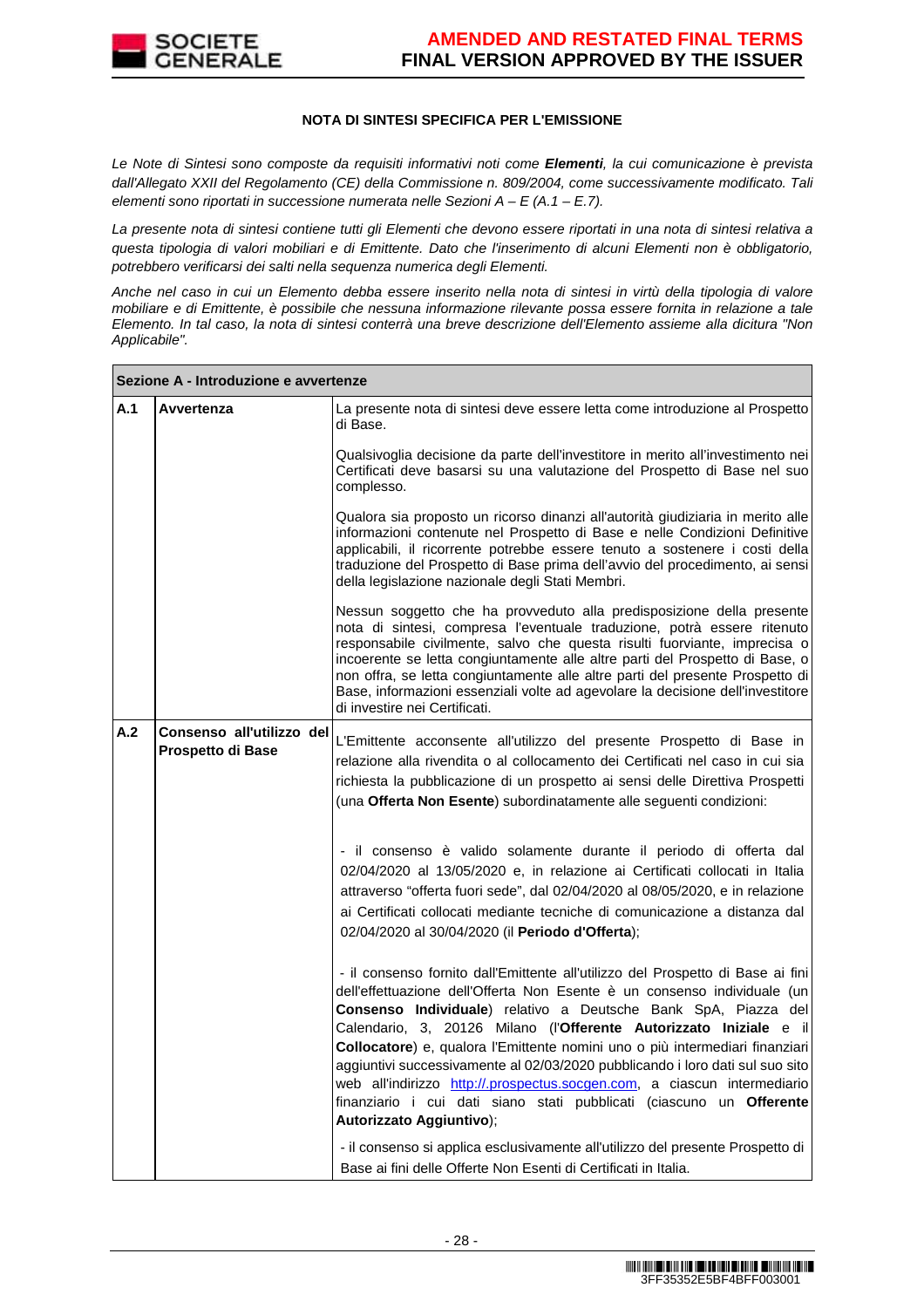### NOTA DI SINTESI SPECIFICA PER L'EMISSIONE

*Le Note di Sintesi sono composte da requisiti informativi noti come **Elementi**, la cui comunicazione è prevista dall'Allegato XXII del Regolamento (CE) della Commissione n. 809/2004, come successivamente modificato. Tali elementi sono riportati in successione numerata nelle Sezioni A – E (A.1 – E.7).*

*La presente nota di sintesi contiene tutti gli Elementi che devono essere riportati in una nota di sintesi relativa a questa tipologia di valori mobiliari e di Emittente. Dato che l'inserimento di alcuni Elementi non è obbligatorio, potrebbero verificarsi dei salti nella sequenza numerica degli Elementi.*

*Anche nel caso in cui un Elemento debba essere inserito nella nota di sintesi in virtù della tipologia di valore mobiliare e di Emittente, è possibile che nessuna informazione rilevante possa essere fornita in relazione a tale Elemento. In tal caso, la nota di sintesi conterrà una breve descrizione dell'Elemento assieme alla dicitura "Non Applicabile".*

| **Sezione A - Introduzione e avvertenze** | | |
|---|---|---|
| **A.1** | **Avvertenza** | La presente nota di sintesi deve essere letta come introduzione al Prospetto di Base.<br><br>Qualsivoglia decisione da parte dell'investitore in merito all'investimento nei Certificati deve basarsi su una valutazione del Prospetto di Base nel suo complesso.<br><br>Qualora sia proposto un ricorso dinanzi all'autorità giudiziaria in merito alle informazioni contenute nel Prospetto di Base e nelle Condizioni Definitive applicabili, il ricorrente potrebbe essere tenuto a sostenere i costi della traduzione del Prospetto di Base prima dell'avvio del procedimento, ai sensi della legislazione nazionale degli Stati Membri.<br><br>Nessun soggetto che ha provveduto alla predisposizione della presente nota di sintesi, compresa l'eventuale traduzione, potrà essere ritenuto responsabile civilmente, salvo che questa risulti fuorviante, imprecisa o incoerente se letta congiuntamente alle altre parti del Prospetto di Base, o non offra, se letta congiuntamente alle altre parti del presente Prospetto di Base, informazioni essenziali volte ad agevolare la decisione dell'investitore di investire nei Certificati. |
| **A.2** | **Consenso all'utilizzo del Prospetto di Base** | L'Emittente acconsente all'utilizzo del presente Prospetto di Base in relazione alla rivendita o al collocamento dei Certificati nel caso in cui sia richiesta la pubblicazione di un prospetto ai sensi delle Direttiva Prospetti (una **Offerta Non Esente**) subordinatamente alle seguenti condizioni:<br><br>- il consenso è valido solamente durante il periodo di offerta dal 02/04/2020 al 13/05/2020 e, in relazione ai Certificati collocati in Italia attraverso "offerta fuori sede", dal 02/04/2020 al 08/05/2020, e in relazione ai Certificati collocati mediante tecniche di comunicazione a distanza dal 02/04/2020 al 30/04/2020 (il **Periodo d'Offerta**);<br><br>- il consenso fornito dall'Emittente all'utilizzo del Prospetto di Base ai fini dell'effettuazione dell'Offerta Non Esente è un consenso individuale (un **Consenso Individuale**) relativo a Deutsche Bank SpA, Piazza del Calendario, 3, 20126 Milano (l'**Offerente Autorizzato Iniziale** e il **Collocatore**) e, qualora l'Emittente nomini uno o più intermediari finanziari aggiuntivi successivamente al 02/03/2020 pubblicando i loro dati sul suo sito web all'indirizzo http://.prospectus.socgen.com, a ciascun intermediario finanziario i cui dati siano stati pubblicati (ciascuno un **Offerente Autorizzato Aggiuntivo**);<br><br>- il consenso si applica esclusivamente all'utilizzo del presente Prospetto di Base ai fini delle Offerte Non Esenti di Certificati in Italia. |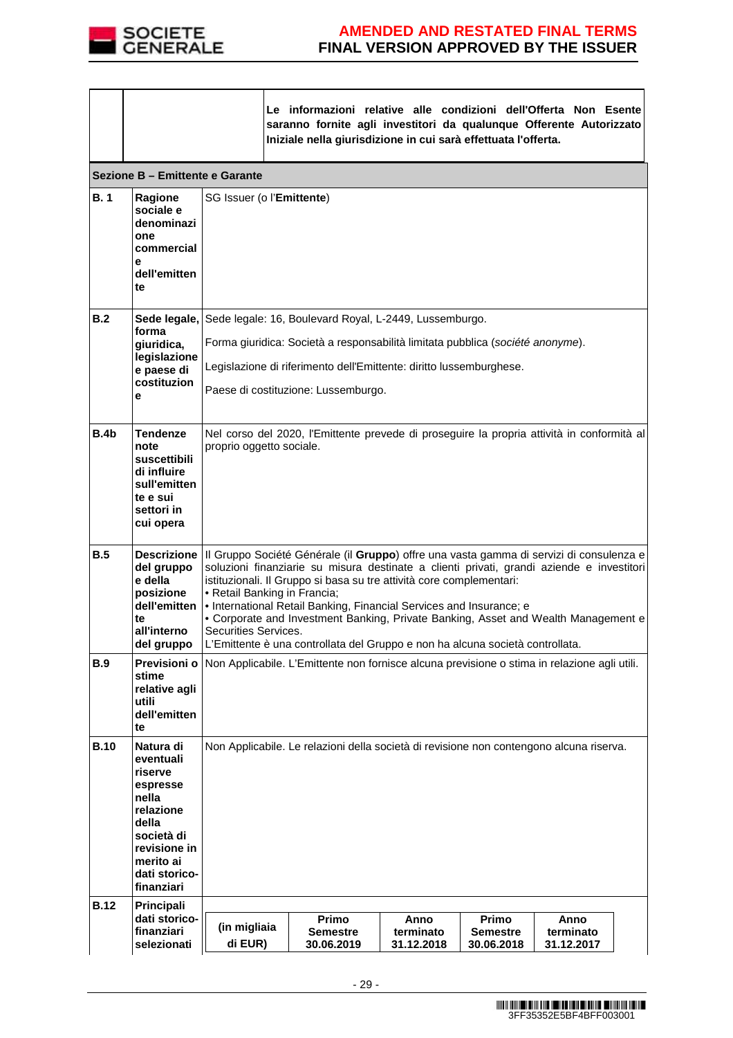| | | Le informazioni relative alle condizioni dell'Offerta Non Esente saranno fornite agli investitori da qualunque Offerente Autorizzato Iniziale nella giurisdizione in cui sarà effettuata l'offerta. |
|---|---|---|

**Sezione B – Emittente e Garante**

| | | |
|---|---|---|
| **B. 1** | **Ragione sociale e denominazione commerciale dell'emittente** | SG Issuer (o l'**Emittente**) |
| **B.2** | **Sede legale, forma giuridica, legislazione e paese di costituzione** | Sede legale: 16, Boulevard Royal, L-2449, Lussemburgo.<br><br>Forma giuridica: Società a responsabilità limitata pubblica (*société anonyme*).<br><br>Legislazione di riferimento dell'Emittente: diritto lussemburghese.<br><br>Paese di costituzione: Lussemburgo. |
| **B.4b** | **Tendenze note suscettibili di influire sull'emittente e sui settori in cui opera** | Nel corso del 2020, l'Emittente prevede di proseguire la propria attività in conformità al proprio oggetto sociale. |
| **B.5** | **Descrizione del gruppo e della posizione dell'emittente all'interno del gruppo** | Il Gruppo Société Générale (il **Gruppo**) offre una vasta gamma di servizi di consulenza e soluzioni finanziarie su misura destinate a clienti privati, grandi aziende e investitori istituzionali. Il Gruppo si basa su tre attività core complementari:<br>• Retail Banking in Francia;<br>• International Retail Banking, Financial Services and Insurance; e<br>• Corporate and Investment Banking, Private Banking, Asset and Wealth Management e Securities Services.<br>L'Emittente è una controllata del Gruppo e non ha alcuna società controllata. |
| **B.9** | **Previsioni o stime relative agli utili dell'emittente** | Non Applicabile. L'Emittente non fornisce alcuna previsione o stima in relazione agli utili. |
| **B.10** | **Natura di eventuali riserve espresse nella relazione della società di revisione in merito ai dati storico-finanziari** | Non Applicabile. Le relazioni della società di revisione non contengono alcuna riserva. |
| **B.12** | **Principali dati storico-finanziari selezionati** | |

| (in migliaia di EUR) | Primo Semestre 30.06.2019 | Anno terminato 31.12.2018 | Primo Semestre 30.06.2018 | Anno terminato 31.12.2017 |
|---|---|---|---|---|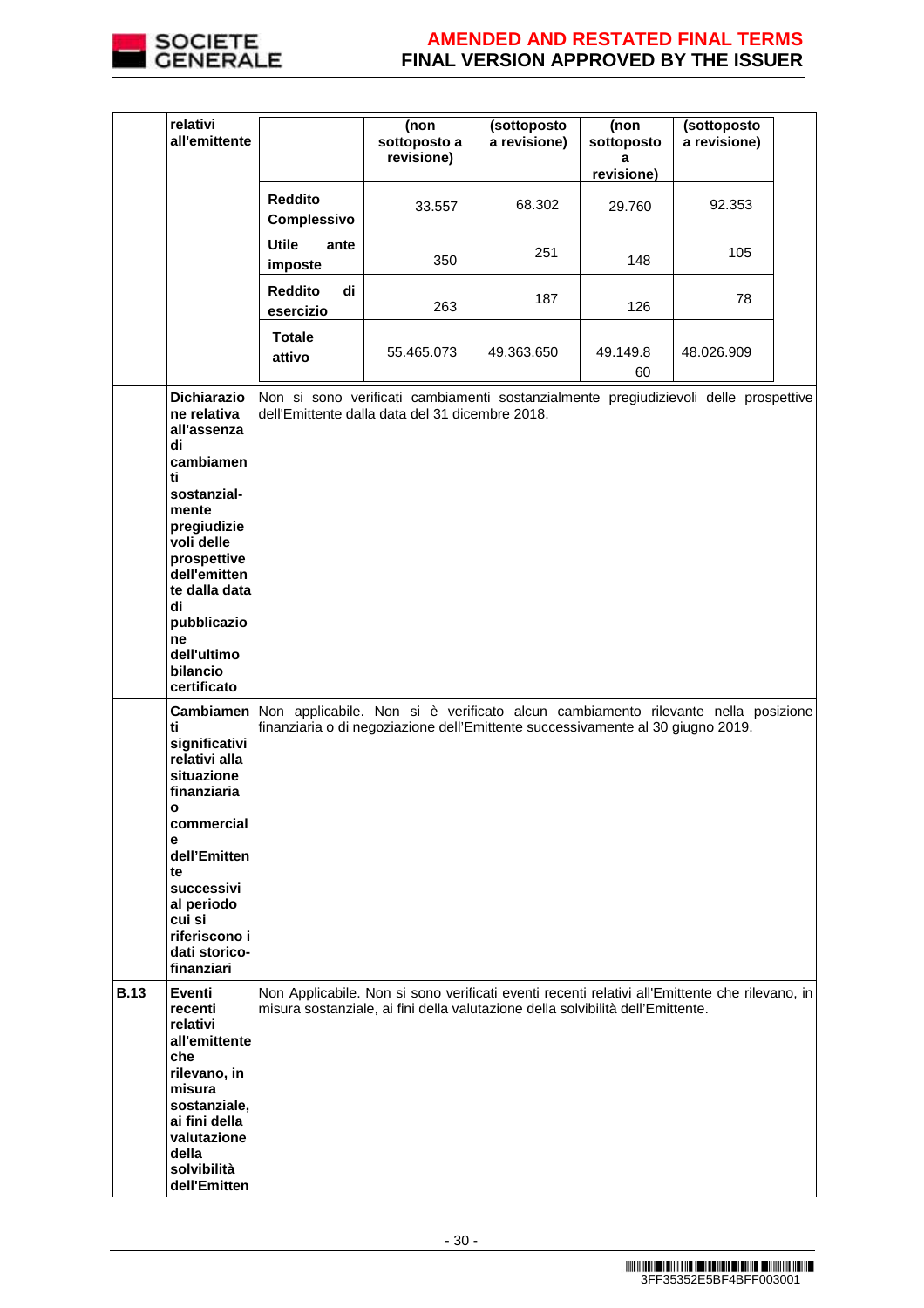| | | | | | | |
|---|---|---|---|---|---|---|
| | **relativi all'emittente** | | **(non sottoposto a revisione)** | **(sottoposto a revisione)** | **(non sottoposto a revisione)** | **(sottoposto a revisione)** |
| | | **Reddito Complessivo** | 33.557 | 68.302 | 29.760 | 92.353 |
| | | **Utile ante imposte** | 350 | 251 | 148 | 105 |
| | | **Reddito di esercizio** | 263 | 187 | 126 | 78 |
| | | **Totale attivo** | 55.465.073 | 49.363.650 | 49.149.860 | 48.026.909 |
| | **Dichiarazione relativa all'assenza di cambiamenti sostanzial-mente pregiudizievoli delle prospettive dell'emittente dalla data di pubblicazione dell'ultimo bilancio certificato** | Non si sono verificati cambiamenti sostanzialmente pregiudizievoli delle prospettive dell'Emittente dalla data del 31 dicembre 2018. | | | | |
| | **Cambiamenti significativi relativi alla situazione finanziaria o commerciale dell'Emittente successivi al periodo cui si riferiscono i dati storico-finanziari** | Non applicabile. Non si è verificato alcun cambiamento rilevante nella posizione finanziaria o di negoziazione dell'Emittente successivamente al 30 giugno 2019. | | | | |
| **B.13** | **Eventi recenti relativi all'emittente che rilevano, in misura sostanziale, ai fini della valutazione della solvibilità dell'Emitten** | Non Applicabile. Non si sono verificati eventi recenti relativi all'Emittente che rilevano, in misura sostanziale, ai fini della valutazione della solvibilità dell'Emittente. | | | | |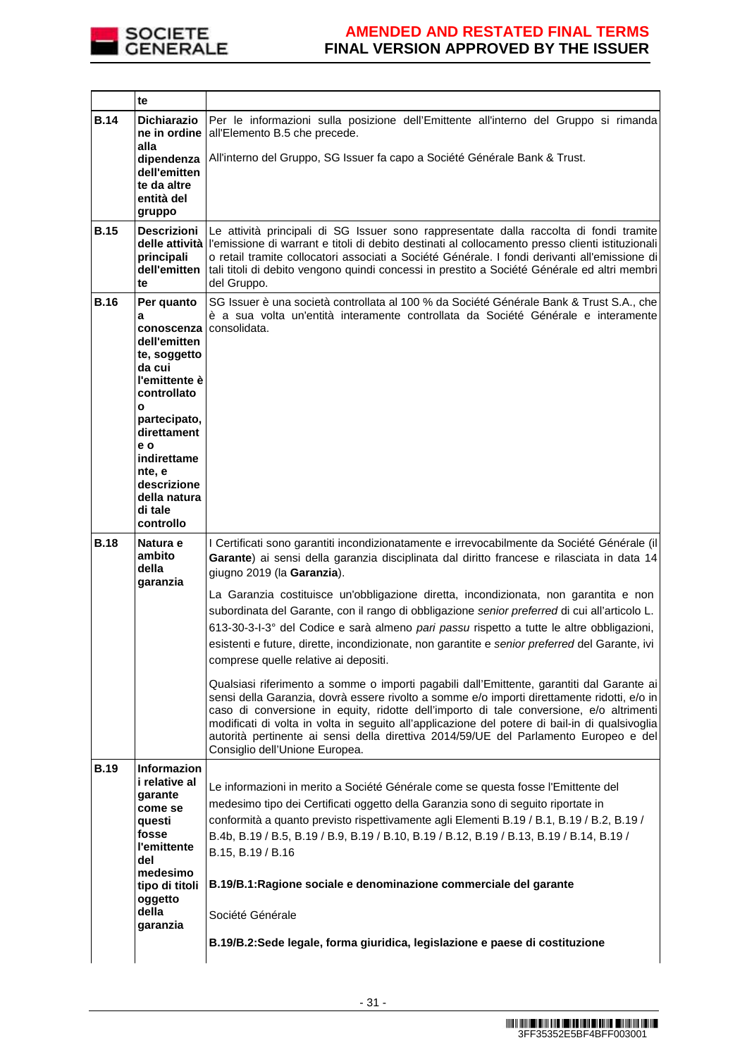| | te | |
|---|---|---|
| **B.14** | **Dichiarazione in ordine alla dipendenza dell'emittente da altre entità del gruppo** | Per le informazioni sulla posizione dell'Emittente all'interno del Gruppo si rimanda all'Elemento B.5 che precede.<br><br>All'interno del Gruppo, SG Issuer fa capo a Société Générale Bank & Trust. |
| **B.15** | **Descrizioni delle attività principali dell'emittente** | Le attività principali di SG Issuer sono rappresentate dalla raccolta di fondi tramite l'emissione di warrant e titoli di debito destinati al collocamento presso clienti istituzionali o retail tramite collocatori associati a Société Générale. I fondi derivanti all'emissione di tali titoli di debito vengono quindi concessi in prestito a Société Générale ed altri membri del Gruppo. |
| **B.16** | **Per quanto a conoscenza dell'emittente, soggetto da cui l'emittente è controllato o partecipato, direttamente o indirettamente, e descrizione della natura di tale controllo** | SG Issuer è una società controllata al 100 % da Société Générale Bank & Trust S.A., che è a sua volta un'entità interamente controllata da Société Générale e interamente consolidata. |
| **B.18** | **Natura e ambito della garanzia** | I Certificati sono garantiti incondizionatamente e irrevocabilmente da Société Générale (il **Garante**) ai sensi della garanzia disciplinata dal diritto francese e rilasciata in data 14 giugno 2019 (la **Garanzia**).<br><br>La Garanzia costituisce un'obbligazione diretta, incondizionata, non garantita e non subordinata del Garante, con il rango di obbligazione *senior preferred* di cui all'articolo L. 613-30-3-I-3° del Codice e sarà almeno *pari passu* rispetto a tutte le altre obbligazioni, esistenti e future, dirette, incondizionate, non garantite e *senior preferred* del Garante, ivi comprese quelle relative ai depositi.<br><br>Qualsiasi riferimento a somme o importi pagabili dall'Emittente, garantiti dal Garante ai sensi della Garanzia, dovrà essere rivolto a somme e/o importi direttamente ridotti, e/o in caso di conversione in equity, ridotte dell'importo di tale conversione, e/o altrimenti modificati di volta in volta in seguito all'applicazione del potere di bail-in di qualsivoglia autorità pertinente ai sensi della direttiva 2014/59/UE del Parlamento Europeo e del Consiglio dell'Unione Europea. |
| **B.19** | **Informazioni relative al garante come se questi fosse l'emittente del medesimo tipo di titoli oggetto della garanzia** | Le informazioni in merito a Société Générale come se questa fosse l'Emittente del medesimo tipo dei Certificati oggetto della Garanzia sono di seguito riportate in conformità a quanto previsto rispettivamente agli Elementi B.19 / B.1, B.19 / B.2, B.19 / B.4b, B.19 / B.5, B.19 / B.9, B.19 / B.10, B.19 / B.12, B.19 / B.13, B.19 / B.14, B.19 / B.15, B.19 / B.16<br><br>**B.19/B.1:Ragione sociale e denominazione commerciale del garante**<br><br>Société Générale<br><br>**B.19/B.2:Sede legale, forma giuridica, legislazione e paese di costituzione** |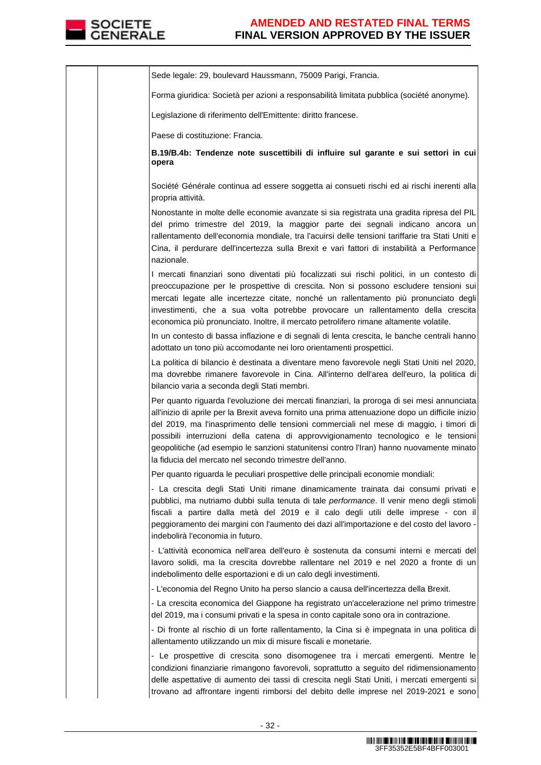Sede legale: 29, boulevard Haussmann, 75009 Parigi, Francia.

Forma giuridica: Società per azioni a responsabilità limitata pubblica (société anonyme).

Legislazione di riferimento dell'Emittente: diritto francese.

Paese di costituzione: Francia.

**B.19/B.4b: Tendenze note suscettibili di influire sul garante e sui settori in cui opera**

Société Générale continua ad essere soggetta ai consueti rischi ed ai rischi inerenti alla propria attività.

Nonostante in molte delle economie avanzate si sia registrata una gradita ripresa del PIL del primo trimestre del 2019, la maggior parte dei segnali indicano ancora un rallentamento dell'economia mondiale, tra l'acuirsi delle tensioni tariffarie tra Stati Uniti e Cina, il perdurare dell'incertezza sulla Brexit e vari fattori di instabilità a Performance nazionale.

I mercati finanziari sono diventati più focalizzati sui rischi politici, in un contesto di preoccupazione per le prospettive di crescita. Non si possono escludere tensioni sui mercati legate alle incertezze citate, nonché un rallentamento più pronunciato degli investimenti, che a sua volta potrebbe provocare un rallentamento della crescita economica più pronunciato. Inoltre, il mercato petrolifero rimane altamente volatile.

In un contesto di bassa inflazione e di segnali di lenta crescita, le banche centrali hanno adottato un tono più accomodante nei loro orientamenti prospettici.

La politica di bilancio è destinata a diventare meno favorevole negli Stati Uniti nel 2020, ma dovrebbe rimanere favorevole in Cina. All'interno dell'area dell'euro, la politica di bilancio varia a seconda degli Stati membri.

Per quanto riguarda l'evoluzione dei mercati finanziari, la proroga di sei mesi annunciata all'inizio di aprile per la Brexit aveva fornito una prima attenuazione dopo un difficile inizio del 2019, ma l'inasprimento delle tensioni commerciali nel mese di maggio, i timori di possibili interruzioni della catena di approvvigionamento tecnologico e le tensioni geopolitiche (ad esempio le sanzioni statunitensi contro l'Iran) hanno nuovamente minato la fiducia del mercato nel secondo trimestre dell'anno.

Per quanto riguarda le peculiari prospettive delle principali economie mondiali:

- La crescita degli Stati Uniti rimane dinamicamente trainata dai consumi privati e pubblici, ma nutriamo dubbi sulla tenuta di tale *performance*. Il venir meno degli stimoli fiscali a partire dalla metà del 2019 e il calo degli utili delle imprese - con il peggioramento dei margini con l'aumento dei dazi all'importazione e del costo del lavoro - indebolirà l'economia in futuro.

- L'attività economica nell'area dell'euro è sostenuta da consumi interni e mercati del lavoro solidi, ma la crescita dovrebbe rallentare nel 2019 e nel 2020 a fronte di un indebolimento delle esportazioni e di un calo degli investimenti.

- L'economia del Regno Unito ha perso slancio a causa dell'incertezza della Brexit.

- La crescita economica del Giappone ha registrato un'accelerazione nel primo trimestre del 2019, ma i consumi privati e la spesa in conto capitale sono ora in contrazione.

- Di fronte al rischio di un forte rallentamento, la Cina si è impegnata in una politica di allentamento utilizzando un mix di misure fiscali e monetarie.

- Le prospettive di crescita sono disomogenee tra i mercati emergenti. Mentre le condizioni finanziarie rimangono favorevoli, soprattutto a seguito del ridimensionamento delle aspettative di aumento dei tassi di crescita negli Stati Uniti, i mercati emergenti si trovano ad affrontare ingenti rimborsi del debito delle imprese nel 2019-2021 e sono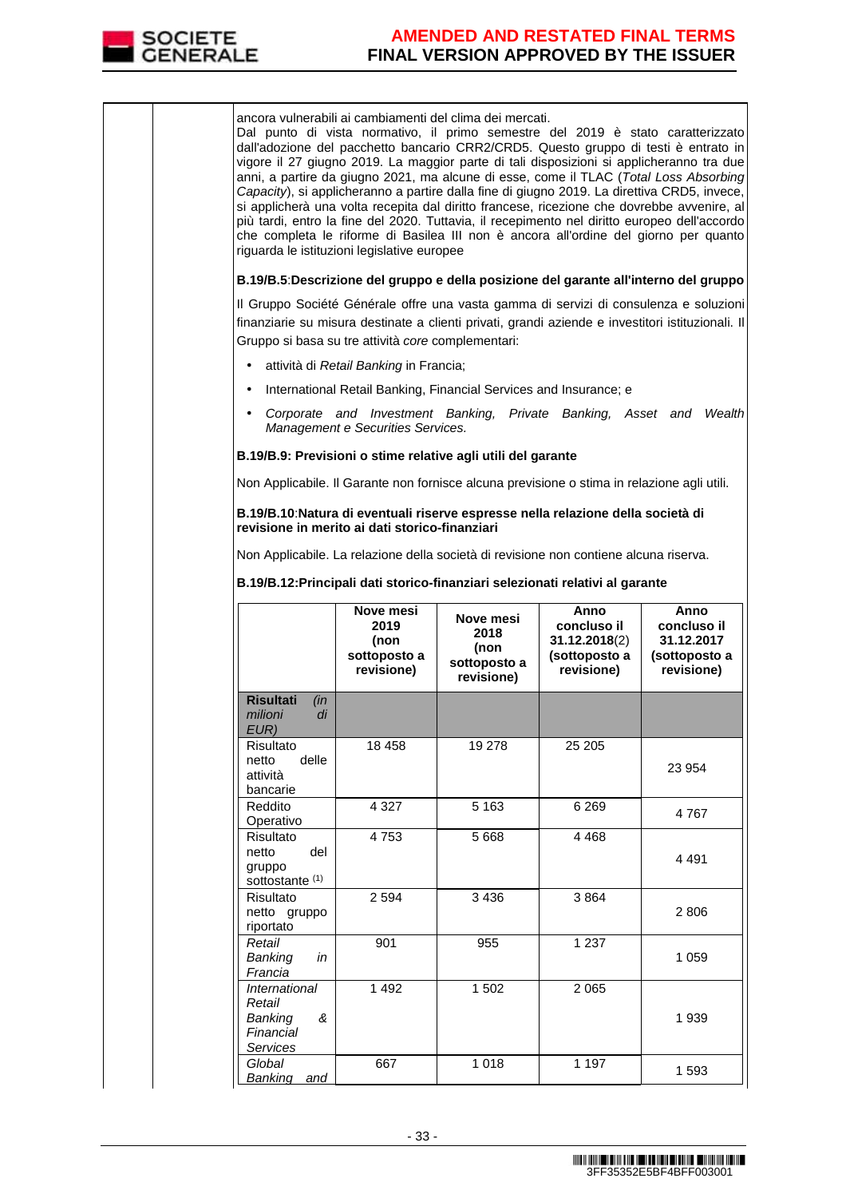ancora vulnerabili ai cambiamenti del clima dei mercati.

Dal punto di vista normativo, il primo semestre del 2019 è stato caratterizzato dall'adozione del pacchetto bancario CRR2/CRD5. Questo gruppo di testi è entrato in vigore il 27 giugno 2019. La maggior parte di tali disposizioni si applicheranno tra due anni, a partire da giugno 2021, ma alcune di esse, come il TLAC (*Total Loss Absorbing Capacity*), si applicheranno a partire dalla fine di giugno 2019. La direttiva CRD5, invece, si applicherà una volta recepita dal diritto francese, ricezione che dovrebbe avvenire, al più tardi, entro la fine del 2020. Tuttavia, il recepimento nel diritto europeo dell'accordo che completa le riforme di Basilea III non è ancora all'ordine del giorno per quanto riguarda le istituzioni legislative europee

**B.19/B.5**:**Descrizione del gruppo e della posizione del garante all'interno del gruppo**

Il Gruppo Société Générale offre una vasta gamma di servizi di consulenza e soluzioni finanziarie su misura destinate a clienti privati, grandi aziende e investitori istituzionali. Il Gruppo si basa su tre attività *core* complementari:

- attività di *Retail Banking* in Francia;
- International Retail Banking, Financial Services and Insurance; e
- *Corporate and Investment Banking, Private Banking, Asset and Wealth Management* e *Securities Services.*

**B.19/B.9: Previsioni o stime relative agli utili del garante**

Non Applicabile. Il Garante non fornisce alcuna previsione o stima in relazione agli utili.

**B.19/B.10**:**Natura di eventuali riserve espresse nella relazione della società di revisione in merito ai dati storico-finanziari**

Non Applicabile. La relazione della società di revisione non contiene alcuna riserva.

**B.19/B.12:Principali dati storico-finanziari selezionati relativi al garante**

| | **Nove mesi 2019 (non sottoposto a revisione)** | **Nove mesi 2018 (non sottoposto a revisione)** | **Anno concluso il 31.12.2018**(2) **(sottoposto a revisione)** | **Anno concluso il 31.12.2017 (sottoposto a revisione)** |
|---|---|---|---|---|
| **Risultati** *(in milioni di EUR)* | | | | |
| Risultato netto delle attività bancarie | 18 458 | 19 278 | 25 205 | 23 954 |
| Reddito Operativo | 4 327 | 5 163 | 6 269 | 4 767 |
| Risultato netto del gruppo sottostante (1) | 4 753 | 5 668 | 4 468 | 4 491 |
| Risultato netto gruppo riportato | 2 594 | 3 436 | 3 864 | 2 806 |
| *Retail Banking in Francia* | 901 | 955 | 1 237 | 1 059 |
| *International Retail Banking & Financial Services* | 1 492 | 1 502 | 2 065 | 1 939 |
| *Global Banking and* | 667 | 1 018 | 1 197 | 1 593 |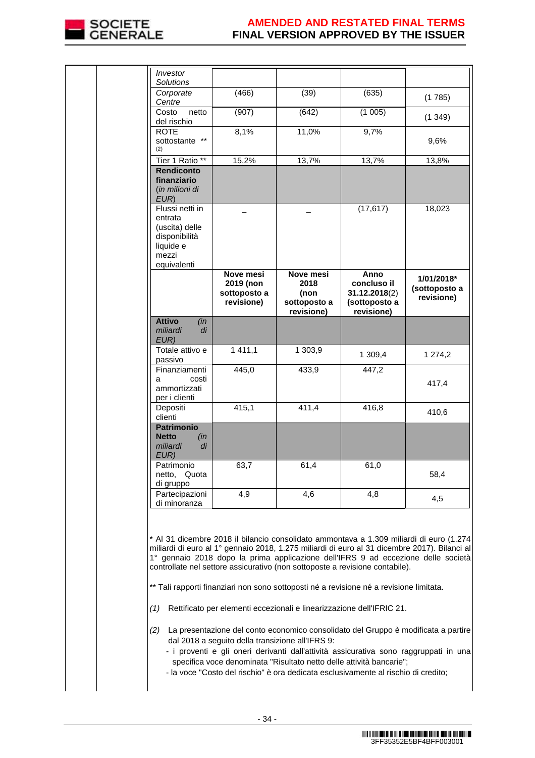| | | | | |
|---|---|---|---|---|
| *Investor Solutions* | | | | |
| *Corporate Centre* | (466) | (39) | (635) | (1 785) |
| Costo netto del rischio | (907) | (642) | (1 005) | (1 349) |
| ROTE sottostante ** (2) | 8,1% | 11,0% | 9,7% | 9,6% |
| Tier 1 Ratio ** | 15,2% | 13,7% | 13,7% | 13,8% |
| **Rendiconto finanziario** (*in milioni di EUR*) | | | | |
| Flussi netti in entrata (uscita) delle disponibilità liquide e mezzi equivalenti | _ | _ | (17,617) | 18,023 |
| | **Nove mesi 2019 (non sottoposto a revisione)** | **Nove mesi 2018 (non sottoposto a revisione)** | **Anno concluso il 31.12.2018**(2) **(sottoposto a revisione)** | **1/01/2018* (sottoposto a revisione)** |
| **Attivo** *(in miliardi di EUR)* | | | | |
| Totale attivo e passivo | 1 411,1 | 1 303,9 | 1 309,4 | 1 274,2 |
| Finanziamenti a costi ammortizzati per i clienti | 445,0 | 433,9 | 447,2 | 417,4 |
| Depositi clienti | 415,1 | 411,4 | 416,8 | 410,6 |
| **Patrimonio Netto** *(in miliardi di EUR)* | | | | |
| Patrimonio netto, Quota di gruppo | 63,7 | 61,4 | 61,0 | 58,4 |
| Partecipazioni di minoranza | 4,9 | 4,6 | 4,8 | 4,5 |

\* Al 31 dicembre 2018 il bilancio consolidato ammontava a 1.309 miliardi di euro (1.274 miliardi di euro al 1° gennaio 2018, 1.275 miliardi di euro al 31 dicembre 2017). Bilanci al 1° gennaio 2018 dopo la prima applicazione dell'IFRS 9 ad eccezione delle società controllate nel settore assicurativo (non sottoposte a revisione contabile).

** Tali rapporti finanziari non sono sottoposti né a revisione né a revisione limitata.

*(1)* Rettificato per elementi eccezionali e linearizzazione dell'IFRIC 21.

*(2)* La presentazione del conto economico consolidato del Gruppo è modificata a partire dal 2018 a seguito della transizione all'IFRS 9:
- i proventi e gli oneri derivanti dall'attività assicurativa sono raggruppati in una specifica voce denominata "Risultato netto delle attività bancarie";
- la voce "Costo del rischio" è ora dedicata esclusivamente al rischio di credito;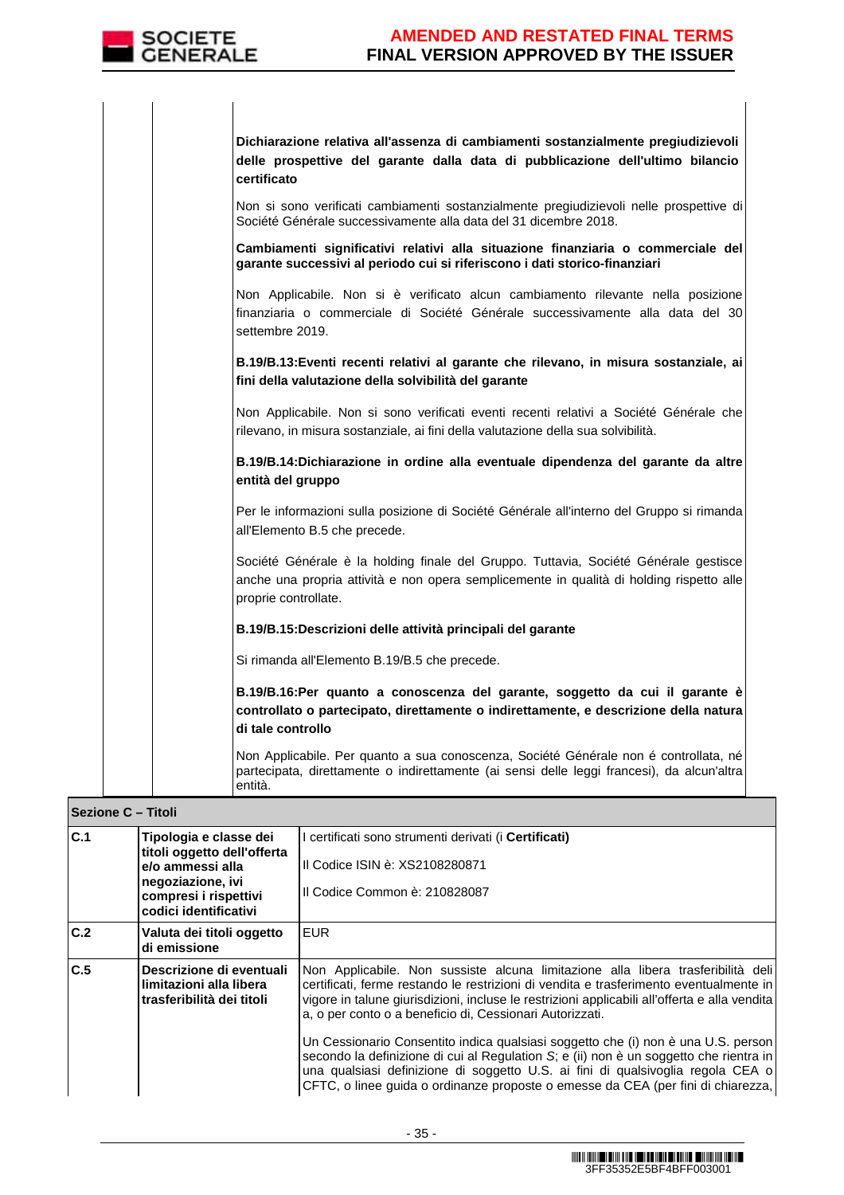**Dichiarazione relativa all'assenza di cambiamenti sostanzialmente pregiudizievoli delle prospettive del garante dalla data di pubblicazione dell'ultimo bilancio certificato**

Non si sono verificati cambiamenti sostanzialmente pregiudizievoli nelle prospettive di Société Générale successivamente alla data del 31 dicembre 2018.

**Cambiamenti significativi relativi alla situazione finanziaria o commerciale del garante successivi al periodo cui si riferiscono i dati storico-finanziari**

Non Applicabile. Non si è verificato alcun cambiamento rilevante nella posizione finanziaria o commerciale di Société Générale successivamente alla data del 30 settembre 2019.

**B.19/B.13:Eventi recenti relativi al garante che rilevano, in misura sostanziale, ai fini della valutazione della solvibilità del garante**

Non Applicabile. Non si sono verificati eventi recenti relativi a Société Générale che rilevano, in misura sostanziale, ai fini della valutazione della sua solvibilità.

**B.19/B.14:Dichiarazione in ordine alla eventuale dipendenza del garante da altre entità del gruppo**

Per le informazioni sulla posizione di Société Générale all'interno del Gruppo si rimanda all'Elemento B.5 che precede.

Société Générale è la holding finale del Gruppo. Tuttavia, Société Générale gestisce anche una propria attività e non opera semplicemente in qualità di holding rispetto alle proprie controllate.

**B.19/B.15:Descrizioni delle attività principali del garante**

Si rimanda all'Elemento B.19/B.5 che precede.

**B.19/B.16:Per quanto a conoscenza del garante, soggetto da cui il garante è controllato o partecipato, direttamente o indirettamente, e descrizione della natura di tale controllo**

Non Applicabile. Per quanto a sua conoscenza, Société Générale non é controllata, né partecipata, direttamente o indirettamente (ai sensi delle leggi francesi), da alcun'altra entità.

| **Sezione C – Titoli** | | |
|---|---|---|
| **C.1** | **Tipologia e classe dei titoli oggetto dell'offerta e/o ammessi alla negoziazione, ivi compresi i rispettivi codici identificativi** | I certificati sono strumenti derivati (i **Certificati**)<br><br>Il Codice ISIN è: XS2108280871<br><br>Il Codice Common è: 210828087 |
| **C.2** | **Valuta dei titoli oggetto di emissione** | EUR |
| **C.5** | **Descrizione di eventuali limitazioni alla libera trasferibilità dei titoli** | Non Applicabile. Non sussiste alcuna limitazione alla libera trasferibilità dei certificati, ferme restando le restrizioni di vendita e trasferimento eventualmente in vigore in talune giurisdizioni, incluse le restrizioni applicabili all'offerta e alla vendita a, o per conto o a beneficio di, Cessionari Autorizzati.<br><br>Un Cessionario Consentito indica qualsiasi soggetto che (i) non è una U.S. person secondo la definizione di cui al Regulation S; e (ii) non è un soggetto che rientra in una qualsiasi definizione di soggetto U.S. ai fini di qualsivoglia regola CEA o CFTC, o linee guida o ordinanze proposte o emesse da CEA (per fini di chiarezza, |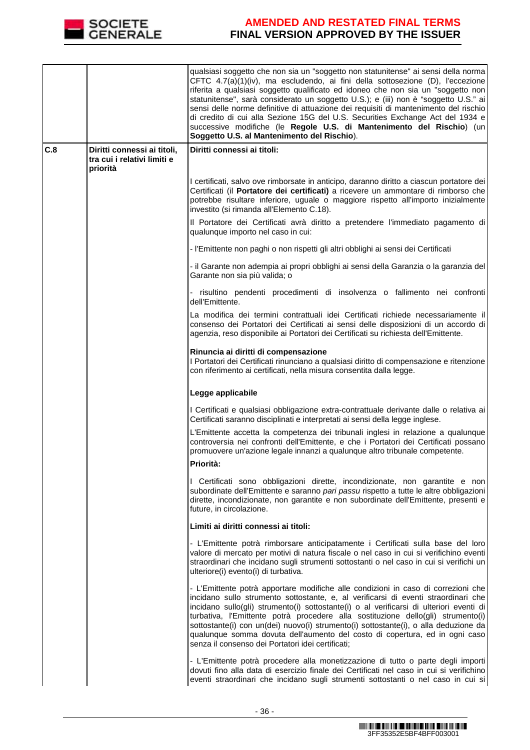| | | |
|---|---|---|
| | | qualsiasi soggetto che non sia un "soggetto non statunitense" ai sensi della norma CFTC 4.7(a)(1)(iv), ma escludendo, ai fini della sottosezione (D), l'eccezione riferita a qualsiasi soggetto qualificato ed idoneo che non sia un "soggetto non statunitense", sarà considerato un soggetto U.S.); e (iii) non è "soggetto U.S." ai sensi delle norme definitive di attuazione dei requisiti di mantenimento del rischio di credito di cui alla Sezione 15G del U.S. Securities Exchange Act del 1934 e successive modifiche (le **Regole U.S. di Mantenimento del Rischio**) (un **Soggetto U.S. al Mantenimento del Rischio**). |
| **C.8** | **Diritti connessi ai titoli, tra cui i relativi limiti e priorità** | **Diritti connessi ai titoli:**<br><br>I certificati, salvo ove rimborsate in anticipo, daranno diritto a ciascun portatore dei Certificati (il **Portatore dei certificati)** a ricevere un ammontare di rimborso che potrebbe risultare inferiore, uguale o maggiore rispetto all'importo inizialmente investito (si rimanda all'Elemento C.18).<br><br>Il Portatore dei Certificati avrà diritto a pretendere l'immediato pagamento di qualunque importo nel caso in cui:<br><br>- l'Emittente non paghi o non rispetti gli altri obblighi ai sensi dei Certificati<br><br>- il Garante non adempia ai propri obblighi ai sensi della Garanzia o la garanzia del Garante non sia più valida; o<br><br>- risultino pendenti procedimenti di insolvenza o fallimento nei confronti dell'Emittente.<br><br>La modifica dei termini contrattuali idei Certificati richiede necessariamente il consenso dei Portatori dei Certificati ai sensi delle disposizioni di un accordo di agenzia, reso disponibile ai Portatori dei Certificati su richiesta dell'Emittente.<br><br>**Rinuncia ai diritti di compensazione**<br>I Portatori dei Certificati rinunciano a qualsiasi diritto di compensazione e ritenzione con riferimento ai certificati, nella misura consentita dalla legge.<br><br>**Legge applicabile**<br><br>I Certificati e qualsiasi obbligazione extra-contrattuale derivante dalle o relativa ai Certificati saranno disciplinati e interpretati ai sensi della legge inglese.<br><br>L'Emittente accetta la competenza dei tribunali inglesi in relazione a qualunque controversia nei confronti dell'Emittente, e che i Portatori dei Certificati possano promuovere un'azione legale innanzi a qualunque altro tribunale competente.<br><br>**Priorità:**<br><br>I Certificati sono obbligazioni dirette, incondizionate, non garantite e non subordinate dell'Emittente e saranno *pari passu* rispetto a tutte le altre obbligazioni dirette, incondizionate, non garantite e non subordinate dell'Emittente, presenti e future, in circolazione.<br><br>**Limiti ai diritti connessi ai titoli:**<br><br>- L'Emittente potrà rimborsare anticipatamente i Certificati sulla base del loro valore di mercato per motivi di natura fiscale o nel caso in cui si verifichino eventi straordinari che incidano sugli strumenti sottostanti o nel caso in cui si verifichi un ulteriore(i) evento(i) di turbativa.<br><br>- L'Emittente potrà apportare modifiche alle condizioni in caso di correzioni che incidano sullo strumento sottostante, e, al verificarsi di eventi straordinari che incidano sullo(gli) strumento(i) sottostante(i) o al verificarsi di ulteriori eventi di turbativa, l'Emittente potrà procedere alla sostituzione dello(gli) strumento(i) sottostante(i) con un(dei) nuovo(i) strumento(i) sottostante(i), o alla deduzione da qualunque somma dovuta dell'aumento del costo di copertura, ed in ogni caso senza il consenso dei Portatori idei certificati;<br><br>- L'Emittente potrà procedere alla monetizzazione di tutto o parte degli importi dovuti fino alla data di esercizio finale dei Certificati nel caso in cui si verifichino eventi straordinari che incidano sugli strumenti sottostanti o nel caso in cui si |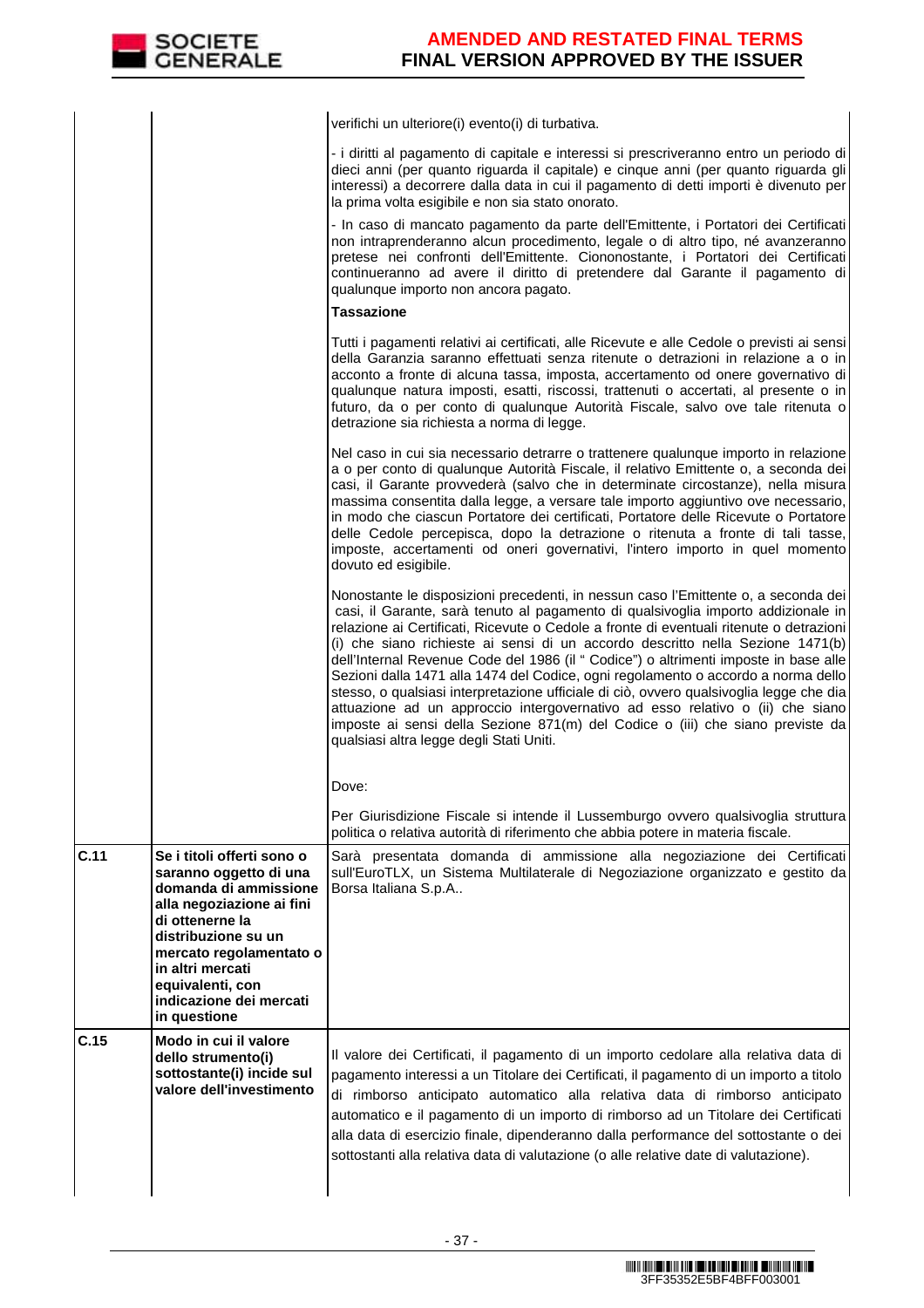| | | |
|---|---|---|
| | | verifichi un ulteriore(i) evento(i) di turbativa.<br><br>- i diritti al pagamento di capitale e interessi si prescriveranno entro un periodo di dieci anni (per quanto riguarda il capitale) e cinque anni (per quanto riguarda gli interessi) a decorrere dalla data in cui il pagamento di detti importi è divenuto per la prima volta esigibile e non sia stato onorato.<br><br>- In caso di mancato pagamento da parte dell'Emittente, i Portatori dei Certificati non intraprenderanno alcun procedimento, legale o di altro tipo, né avanzeranno pretese nei confronti dell'Emittente. Ciononostante, i Portatori dei Certificati continueranno ad avere il diritto di pretendere dal Garante il pagamento di qualunque importo non ancora pagato.<br><br>**Tassazione**<br><br>Tutti i pagamenti relativi ai certificati, alle Ricevute e alle Cedole o previsti ai sensi della Garanzia saranno effettuati senza ritenute o detrazioni in relazione a o in acconto a fronte di alcuna tassa, imposta, accertamento od onere governativo di qualunque natura imposti, esatti, riscossi, trattenuti o accertati, al presente o in futuro, da o per conto di qualunque Autorità Fiscale, salvo ove tale ritenuta o detrazione sia richiesta a norma di legge.<br><br>Nel caso in cui sia necessario detrarre o trattenere qualunque importo in relazione a o per conto di qualunque Autorità Fiscale, il relativo Emittente o, a seconda dei casi, il Garante provvederà (salvo che in determinate circostanze), nella misura massima consentita dalla legge, a versare tale importo aggiuntivo ove necessario, in modo che ciascun Portatore dei certificati, Portatore delle Ricevute o Portatore delle Cedole percepisca, dopo la detrazione o ritenuta a fronte di tali tasse, imposte, accertamenti od oneri governativi, l'intero importo in quel momento dovuto ed esigibile.<br><br>Nonostante le disposizioni precedenti, in nessun caso l'Emittente o, a seconda dei casi, il Garante, sarà tenuto al pagamento di qualsivoglia importo addizionale in relazione ai Certificati, Ricevute o Cedole a fronte di eventuali ritenute o detrazioni (i) che siano richieste ai sensi di un accordo descritto nella Sezione 1471(b) dell'Internal Revenue Code del 1986 (il " Codice") o altrimenti imposte in base alle Sezioni dalla 1471 alla 1474 del Codice, ogni regolamento o accordo a norma dello stesso, o qualsiasi interpretazione ufficiale di ciò, ovvero qualsivoglia legge che dia attuazione ad un approccio intergovernativo ad esso relativo o (ii) che siano imposte ai sensi della Sezione 871(m) del Codice o (iii) che siano previste da qualsiasi altra legge degli Stati Uniti.<br><br>Dove:<br><br>Per Giurisdizione Fiscale si intende il Lussemburgo ovvero qualsivoglia struttura politica o relativa autorità di riferimento che abbia potere in materia fiscale. |
| C.11 | **Se i titoli offerti sono o saranno oggetto di una domanda di ammissione alla negoziazione ai fini di ottenerne la distribuzione su un mercato regolamentato o in altri mercati equivalenti, con indicazione dei mercati in questione** | Sarà presentata domanda di ammissione alla negoziazione dei Certificati sull'EuroTLX, un Sistema Multilaterale di Negoziazione organizzato e gestito da Borsa Italiana S.p.A.. |
| C.15 | **Modo in cui il valore dello strumento(i) sottostante(i) incide sul valore dell'investimento** | Il valore dei Certificati, il pagamento di un importo cedolare alla relativa data di pagamento interessi a un Titolare dei Certificati, il pagamento di un importo a titolo di rimborso anticipato automatico alla relativa data di rimborso anticipato automatico e il pagamento di un importo di rimborso ad un Titolare dei Certificati alla data di esercizio finale, dipenderanno dalla performance del sottostante o dei sottostanti alla relativa data di valutazione (o alle relative date di valutazione). |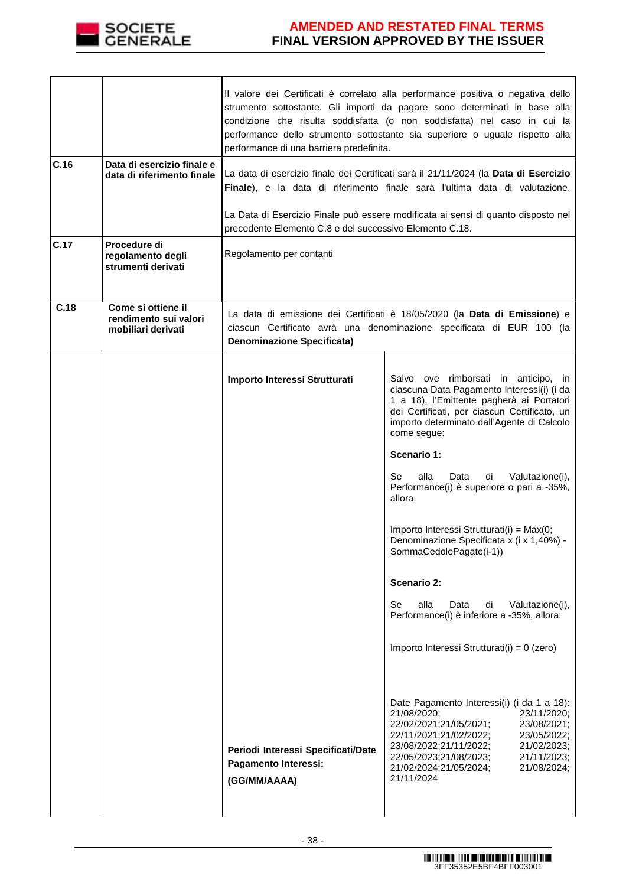| | | |
|---|---|---|
| | | Il valore dei Certificati è correlato alla performance positiva o negativa dello strumento sottostante. Gli importi da pagare sono determinati in base alla condizione che risulta soddisfatta (o non soddisfatta) nel caso in cui la performance dello strumento sottostante sia superiore o uguale rispetto alla performance di una barriera predefinita. |
| **C.16** | **Data di esercizio finale e data di riferimento finale** | La data di esercizio finale dei Certificati sarà il 21/11/2024 (la **Data di Esercizio Finale**), e la data di riferimento finale sarà l'ultima data di valutazione.<br><br>La Data di Esercizio Finale può essere modificata ai sensi di quanto disposto nel precedente Elemento C.8 e del successivo Elemento C.18. |
| **C.17** | **Procedure di regolamento degli strumenti derivati** | Regolamento per contanti |
| **C.18** | **Come si ottiene il rendimento sui valori mobiliari derivati** | La data di emissione dei Certificati è 18/05/2020 (la **Data di Emissione**) e ciascun Certificato avrà una denominazione specificata di EUR 100 (la **Denominazione Specificata)** |

| | | | |
|---|---|---|---|
| | | **Importo Interessi Strutturati** | Salvo ove rimborsati in anticipo, in ciascuna Data Pagamento Interessi(i) (i da 1 a 18), l'Emittente pagherà ai Portatori dei Certificati, per ciascun Certificato, un importo determinato dall'Agente di Calcolo come segue:<br><br>**Scenario 1:**<br><br>Se alla Data di Valutazione(i), Performance(i) è superiore o pari a -35%, allora:<br><br>Importo Interessi Strutturati(i) = Max(0; Denominazione Specificata x (i x 1,40%) - SommaCedolePagate(i-1))<br><br>**Scenario 2:**<br><br>Se alla Data di Valutazione(i), Performance(i) è inferiore a -35%, allora:<br><br>Importo Interessi Strutturati(i) = 0 (zero) |
| | | **Periodi Interessi Specificati/Date Pagamento Interessi:**<br><br>**(GG/MM/AAAA)** | Date Pagamento Interessi(i) (i da 1 a 18): 21/08/2020; 23/11/2020; 22/02/2021;21/05/2021; 23/08/2021; 22/11/2021;21/02/2022; 23/05/2022; 23/08/2022;21/11/2022; 21/02/2023; 22/05/2023;21/08/2023; 21/11/2023; 21/02/2024;21/05/2024; 21/08/2024; 21/11/2024 |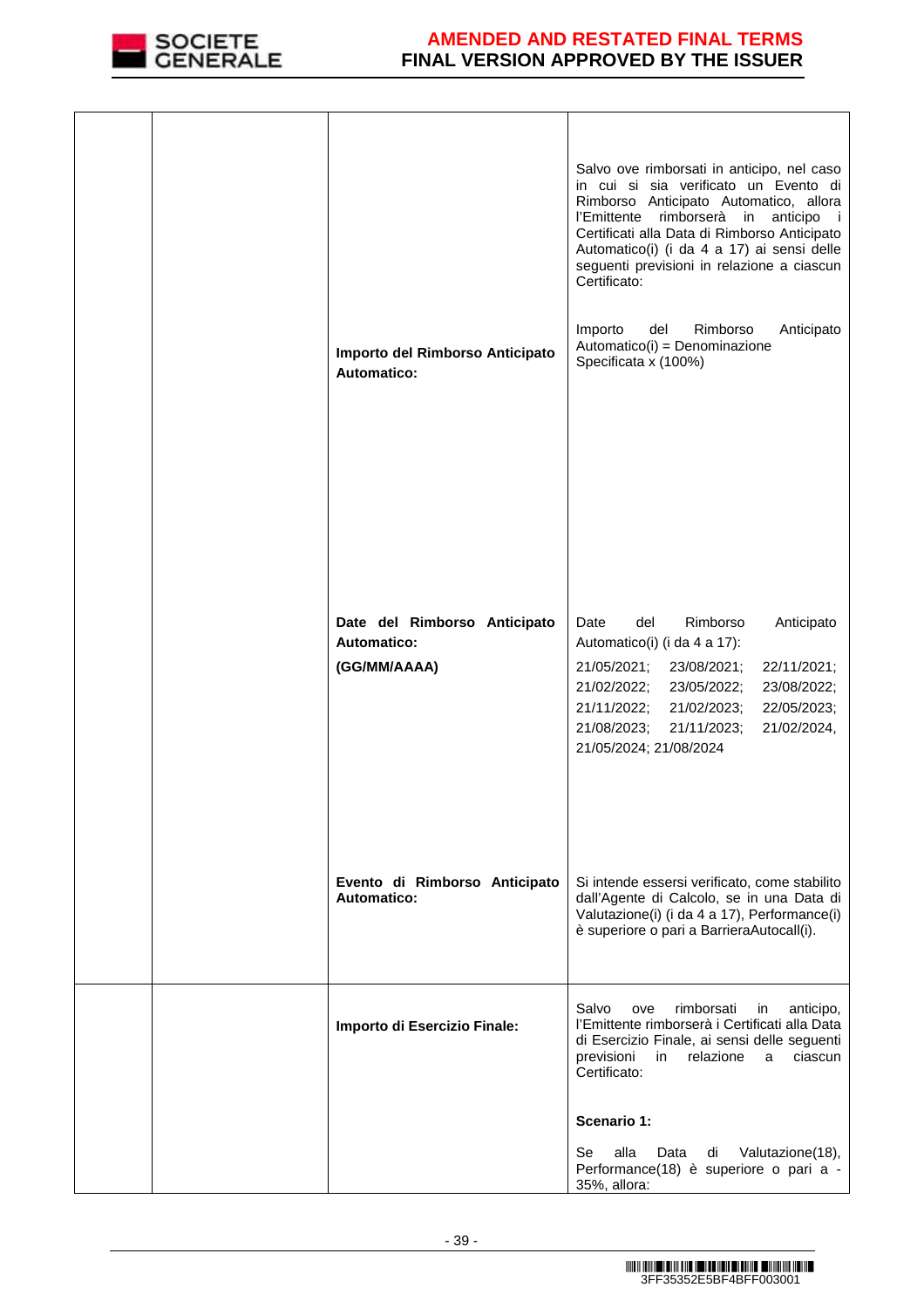| | | | |
|---|---|---|---|
| | | **Importo del Rimborso Anticipato Automatico:** | Salvo ove rimborsati in anticipo, nel caso in cui si sia verificato un Evento di Rimborso Anticipato Automatico, allora l'Emittente rimborserà in anticipo i Certificati alla Data di Rimborso Anticipato Automatico(i) (i da 4 a 17) ai sensi delle seguenti previsioni in relazione a ciascun Certificato:<br><br>Importo del Rimborso Anticipato Automatico(i) = Denominazione Specificata x (100%) |
| | | **Date del Rimborso Anticipato Automatico:**<br>**(GG/MM/AAAA)** | Date del Rimborso Anticipato Automatico(i) (i da 4 a 17):<br>21/05/2021; 23/08/2021; 22/11/2021; 21/02/2022; 23/05/2022; 23/08/2022; 21/11/2022; 21/02/2023; 22/05/2023; 21/08/2023; 21/11/2023; 21/02/2024, 21/05/2024; 21/08/2024 |
| | | **Evento di Rimborso Anticipato Automatico:** | Si intende essersi verificato, come stabilito dall'Agente di Calcolo, se in una Data di Valutazione(i) (i da 4 a 17), Performance(i) è superiore o pari a BarrieraAutocall(i). |
| | | **Importo di Esercizio Finale:** | Salvo ove rimborsati in anticipo, l'Emittente rimborserà i Certificati alla Data di Esercizio Finale, ai sensi delle seguenti previsioni in relazione a ciascun Certificato:<br><br>**Scenario 1:**<br><br>Se alla Data di Valutazione(18), Performance(18) è superiore o pari a -35%, allora: |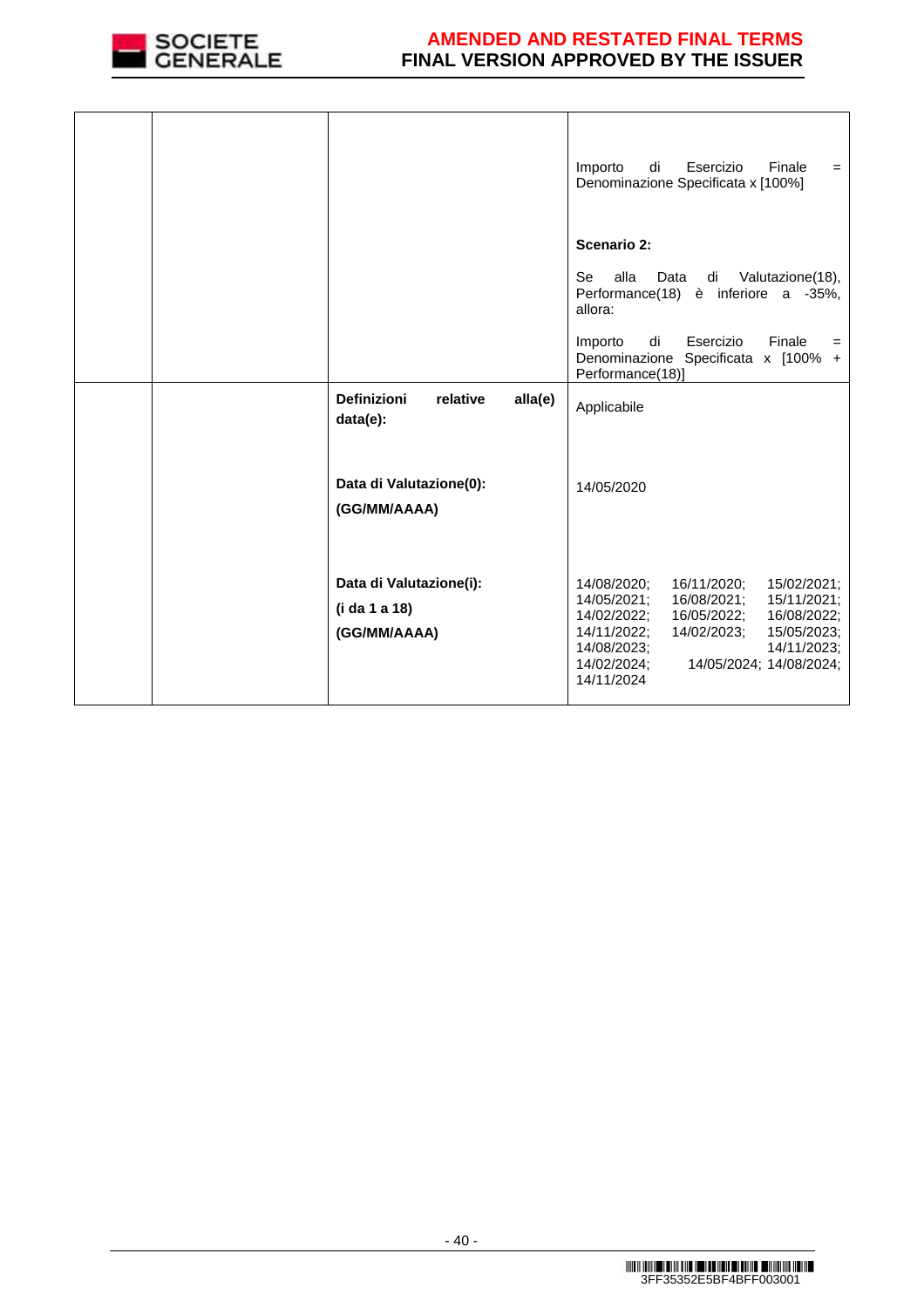| | | | |
|---|---|---|---|
| | | | Importo di Esercizio Finale = Denominazione Specificata x [100%]<br><br>**Scenario 2:**<br><br>Se alla Data di Valutazione(18), Performance(18) è inferiore a -35%, allora:<br><br>Importo di Esercizio Finale = Denominazione Specificata x [100% + Performance(18)] |
| | | **Definizioni relative alla(e) data(e):**<br><br>**Data di Valutazione(0): (GG/MM/AAAA)**<br><br>**Data di Valutazione(i): (i da 1 a 18) (GG/MM/AAAA)** | Applicabile<br><br>14/05/2020<br><br>14/08/2020; 16/11/2020; 15/02/2021; 14/05/2021; 16/08/2021; 15/11/2021; 14/02/2022; 16/05/2022; 16/08/2022; 14/11/2022; 14/02/2023; 15/05/2023; 14/08/2023; 14/11/2023; 14/02/2024; 14/05/2024; 14/08/2024; 14/11/2024 |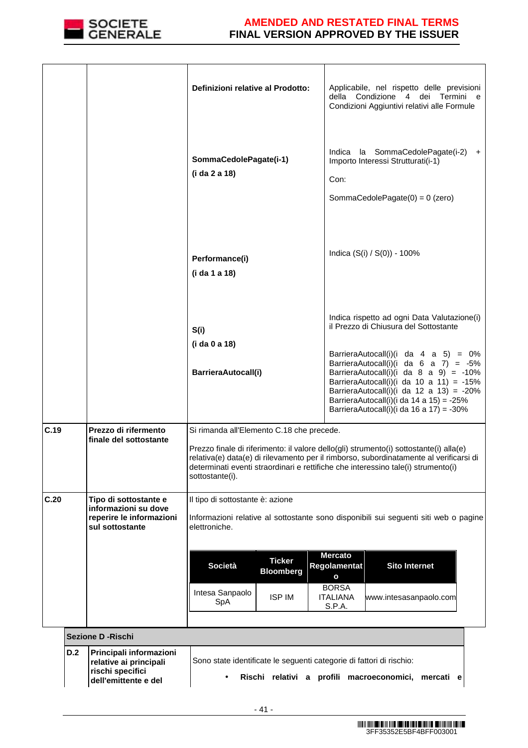| | | | |
|---|---|---|---|
| | | **Definizioni relative al Prodotto:** | Applicabile, nel rispetto delle previsioni della Condizione 4 dei Termini e Condizioni Aggiuntivi relativi alle Formule |
| | | **SommaCedolePagate(i-1)** <br> **(i da 2 a 18)** | Indica la SommaCedolePagate(i-2) + Importo Interessi Strutturati(i-1) <br><br> Con: <br><br> SommaCedolePagate(0) = 0 (zero) |
| | | **Performance(i)** <br> **(i da 1 a 18)** | Indica (S(i) / S(0)) - 100% |
| | | **S(i)** <br> **(i da 0 a 18)** <br><br> **BarrieraAutocall(i)** | Indica rispetto ad ogni Data Valutazione(i) il Prezzo di Chiusura del Sottostante <br><br> BarrieraAutocall(i)(i da 4 a 5) = 0% <br> BarrieraAutocall(i)(i da 6 a 7) = -5% <br> BarrieraAutocall(i)(i da 8 a 9) = -10% <br> BarrieraAutocall(i)(i da 10 a 11) = -15% <br> BarrieraAutocall(i)(i da 12 a 13) = -20% <br> BarrieraAutocall(i)(i da 14 a 15) = -25% <br> BarrieraAutocall(i)(i da 16 a 17) = -30% |
| **C.19** | **Prezzo di rifermento finale del sottostante** | Si rimanda all'Elemento C.18 che precede. <br><br> Prezzo finale di riferimento: il valore dello(gli) strumento(i) sottostante(i) alla(e) relativa(e) data(e) di rilevamento per il rimborso, subordinatamente al verificarsi di determinati eventi straordinari e rettifiche che interessino tale(i) strumento(i) sottostante(i). | |
| **C.20** | **Tipo di sottostante e informazioni su dove reperire le informazioni sul sottostante** | Il tipo di sottostante è: azione <br><br> Informazioni relative al sottostante sono disponibili sui seguenti siti web o pagine elettroniche. | |

| Società | Ticker Bloomberg | Mercato Regolamentato | Sito Internet |
|---|---|---|---|
| Intesa Sanpaolo SpA | ISP IM | BORSA ITALIANA S.P.A. | www.intesasanpaolo.com |

**Sezione D -Rischi**

| | | |
|---|---|---|
| **D.2** | **Principali informazioni relative ai principali rischi specifici dell'emittente e del** | Sono state identificate le seguenti categorie di fattori di rischio: <br><br> • **Rischi relativi a profili macroeconomici, mercati e** |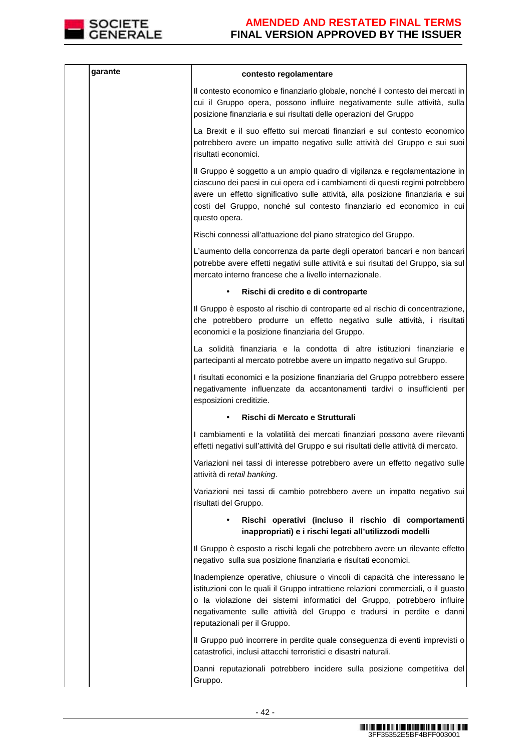| | garante | **contesto regolamentare**<br><br>Il contesto economico e finanziario globale, nonché il contesto dei mercati in cui il Gruppo opera, possono influire negativamente sulle attività, sulla posizione finanziaria e sui risultati delle operazioni del Gruppo<br><br>La Brexit e il suo effetto sui mercati finanziari e sul contesto economico potrebbero avere un impatto negativo sulle attività del Gruppo e sui suoi risultati economici.<br><br>Il Gruppo è soggetto a un ampio quadro di vigilanza e regolamentazione in ciascuno dei paesi in cui opera ed i cambiamenti di questi regimi potrebbero avere un effetto significativo sulle attività, alla posizione finanziaria e sui costi del Gruppo, nonché sul contesto finanziario ed economico in cui questo opera.<br><br>Rischi connessi all'attuazione del piano strategico del Gruppo.<br><br>L'aumento della concorrenza da parte degli operatori bancari e non bancari potrebbe avere effetti negativi sulle attività e sui risultati del Gruppo, sia sul mercato interno francese che a livello internazionale.<br><br>• **Rischi di credito e di controparte**<br><br>Il Gruppo è esposto al rischio di controparte ed al rischio di concentrazione, che potrebbero produrre un effetto negativo sulle attività, i risultati economici e la posizione finanziaria del Gruppo.<br><br>La solidità finanziaria e la condotta di altre istituzioni finanziarie e partecipanti al mercato potrebbe avere un impatto negativo sul Gruppo.<br><br>I risultati economici e la posizione finanziaria del Gruppo potrebbero essere negativamente influenzate da accantonamenti tardivi o insufficienti per esposizioni creditizie.<br><br>• **Rischi di Mercato e Strutturali**<br><br>I cambiamenti e la volatilità dei mercati finanziari possono avere rilevanti effetti negativi sull'attività del Gruppo e sui risultati delle attività di mercato.<br><br>Variazioni nei tassi di interesse potrebbero avere un effetto negativo sulle attività di *retail banking*.<br><br>Variazioni nei tassi di cambio potrebbero avere un impatto negativo sui risultati del Gruppo.<br><br>• **Rischi operativi (incluso il rischio di comportamenti inappropriati) e i rischi legati all'utilizzodi modelli**<br><br>Il Gruppo è esposto a rischi legali che potrebbero avere un rilevante effetto negativo sulla sua posizione finanziaria e risultati economici.<br><br>Inadempienze operative, chiusure o vincoli di capacità che interessano le istituzioni con le quali il Gruppo intrattiene relazioni commerciali, o il guasto o la violazione dei sistemi informatici del Gruppo, potrebbero influire negativamente sulle attività del Gruppo e tradursi in perdite e danni reputazionali per il Gruppo.<br><br>Il Gruppo può incorrere in perdite quale conseguenza di eventi imprevisti o catastrofici, inclusi attacchi terroristici e disastri naturali.<br><br>Danni reputazionali potrebbero incidere sulla posizione competitiva del Gruppo. |
|---|---|---|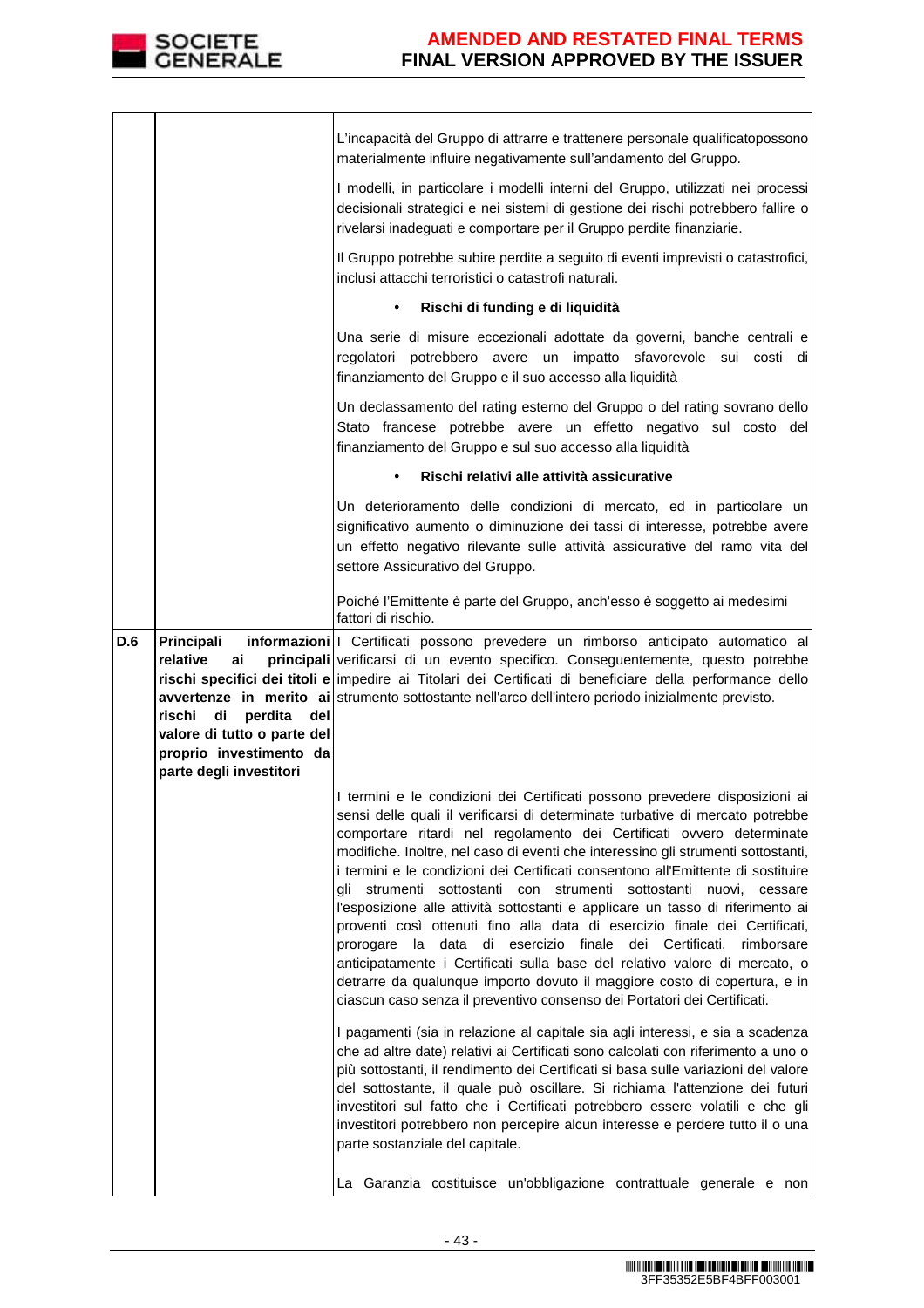| | | |
|---|---|---|
| | | L'incapacità del Gruppo di attrarre e trattenere personale qualificatopossono materialmente influire negativamente sull'andamento del Gruppo.<br><br>I modelli, in particolare i modelli interni del Gruppo, utilizzati nei processi decisionali strategici e nei sistemi di gestione dei rischi potrebbero fallire o rivelarsi inadeguati e comportare per il Gruppo perdite finanziarie.<br><br>Il Gruppo potrebbe subire perdite a seguito di eventi imprevisti o catastrofici, inclusi attacchi terroristici o catastrofi naturali.<br><br>• **Rischi di funding e di liquidità**<br><br>Una serie di misure eccezionali adottate da governi, banche centrali e regolatori potrebbero avere un impatto sfavorevole sui costi di finanziamento del Gruppo e il suo accesso alla liquidità<br><br>Un declassamento del rating esterno del Gruppo o del rating sovrano dello Stato francese potrebbe avere un effetto negativo sul costo del finanziamento del Gruppo e sul suo accesso alla liquidità<br><br>• **Rischi relativi alle attività assicurative**<br><br>Un deterioramento delle condizioni di mercato, ed in particolare un significativo aumento o diminuzione dei tassi di interesse, potrebbe avere un effetto negativo rilevante sulle attività assicurative del ramo vita del settore Assicurativo del Gruppo.<br><br>Poiché l'Emittente è parte del Gruppo, anch'esso è soggetto ai medesimi fattori di rischio. |
| **D.6** | **Principali informazioni relative ai principali rischi specifici dei titoli e avvertenze in merito ai rischi di perdita del valore di tutto o parte del proprio investimento da parte degli investitori** | I Certificati possono prevedere un rimborso anticipato automatico al verificarsi di un evento specifico. Conseguentemente, questo potrebbe impedire ai Titolari dei Certificati di beneficiare della performance dello strumento sottostante nell'arco dell'intero periodo inizialmente previsto.<br><br>I termini e le condizioni dei Certificati possono prevedere disposizioni ai sensi delle quali il verificarsi di determinate turbative di mercato potrebbe comportare ritardi nel regolamento dei Certificati ovvero determinate modifiche. Inoltre, nel caso di eventi che interessino gli strumenti sottostanti, i termini e le condizioni dei Certificati consentono all'Emittente di sostituire gli strumenti sottostanti con strumenti sottostanti nuovi, cessare l'esposizione alle attività sottostanti e applicare un tasso di riferimento ai proventi così ottenuti fino alla data di esercizio finale dei Certificati, prorogare la data di esercizio finale dei Certificati, rimborsare anticipatamente i Certificati sulla base del relativo valore di mercato, o detrarre da qualunque importo dovuto il maggiore costo di copertura, e in ciascun caso senza il preventivo consenso dei Portatori dei Certificati.<br><br>I pagamenti (sia in relazione al capitale sia agli interessi, e sia a scadenza che ad altre date) relativi ai Certificati sono calcolati con riferimento a uno o più sottostanti, il rendimento dei Certificati si basa sulle variazioni del valore del sottostante, il quale può oscillare. Si richiama l'attenzione dei futuri investitori sul fatto che i Certificati potrebbero essere volatili e che gli investitori potrebbero non percepire alcun interesse e perdere tutto il o una parte sostanziale del capitale.<br><br>La Garanzia costituisce un'obbligazione contrattuale generale e non |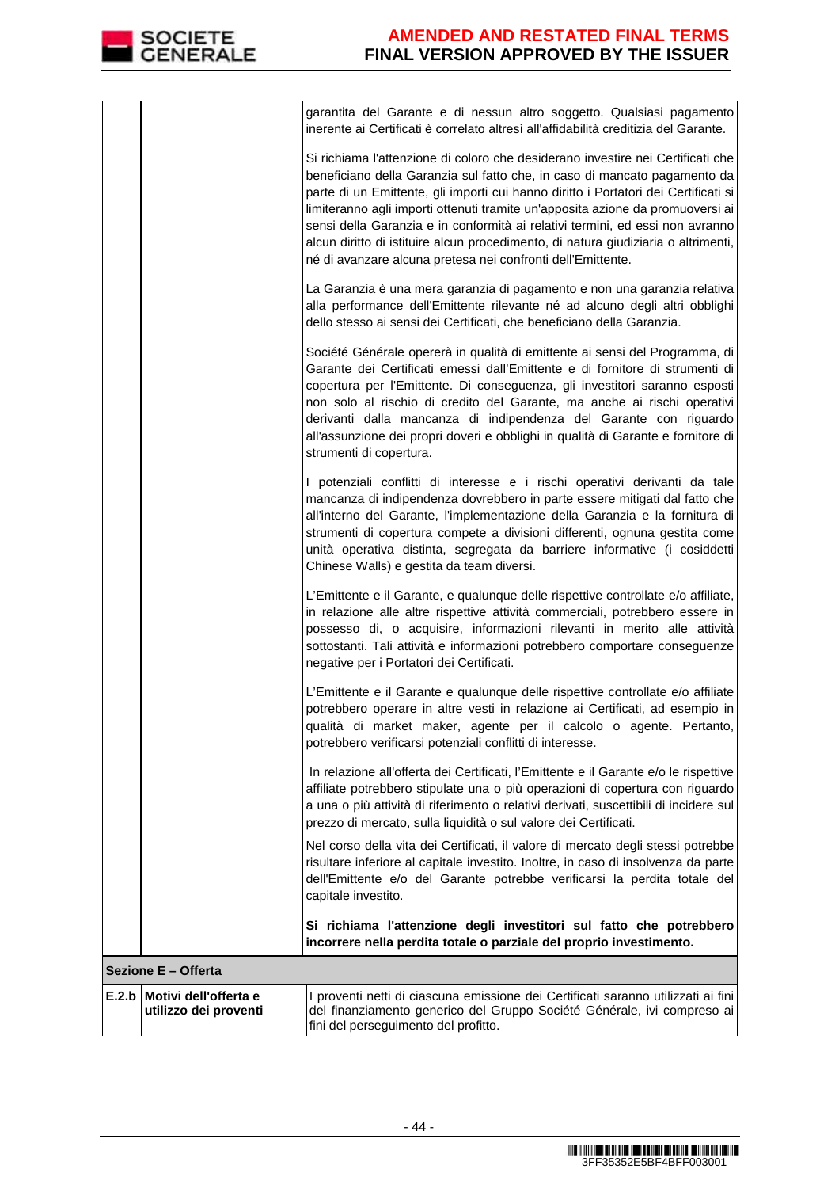| | | |
|---|---|---|
| | | garantita del Garante e di nessun altro soggetto. Qualsiasi pagamento inerente ai Certificati è correlato altresì all'affidabilità creditizia del Garante.<br><br>Si richiama l'attenzione di coloro che desiderano investire nei Certificati che beneficiano della Garanzia sul fatto che, in caso di mancato pagamento da parte di un Emittente, gli importi cui hanno diritto i Portatori dei Certificati si limiteranno agli importi ottenuti tramite un'apposita azione da promuoversi ai sensi della Garanzia e in conformità ai relativi termini, ed essi non avranno alcun diritto di istituire alcun procedimento, di natura giudiziaria o altrimenti, né di avanzare alcuna pretesa nei confronti dell'Emittente.<br><br>La Garanzia è una mera garanzia di pagamento e non una garanzia relativa alla performance dell'Emittente rilevante né ad alcuno degli altri obblighi dello stesso ai sensi dei Certificati, che beneficiano della Garanzia.<br><br>Société Générale opererà in qualità di emittente ai sensi del Programma, di Garante dei Certificati emessi dall'Emittente e di fornitore di strumenti di copertura per l'Emittente. Di conseguenza, gli investitori saranno esposti non solo al rischio di credito del Garante, ma anche ai rischi operativi derivanti dalla mancanza di indipendenza del Garante con riguardo all'assunzione dei propri doveri e obblighi in qualità di Garante e fornitore di strumenti di copertura.<br><br>I potenziali conflitti di interesse e i rischi operativi derivanti da tale mancanza di indipendenza dovrebbero in parte essere mitigati dal fatto che all'interno del Garante, l'implementazione della Garanzia e la fornitura di strumenti di copertura compete a divisioni differenti, ognuna gestita come unità operativa distinta, segregata da barriere informative (i cosiddetti Chinese Walls) e gestita da team diversi.<br><br>L'Emittente e il Garante, e qualunque delle rispettive controllate e/o affiliate, in relazione alle altre rispettive attività commerciali, potrebbero essere in possesso di, o acquisire, informazioni rilevanti in merito alle attività sottostanti. Tali attività e informazioni potrebbero comportare conseguenze negative per i Portatori dei Certificati.<br><br>L'Emittente e il Garante e qualunque delle rispettive controllate e/o affiliate potrebbero operare in altre vesti in relazione ai Certificati, ad esempio in qualità di market maker, agente per il calcolo o agente. Pertanto, potrebbero verificarsi potenziali conflitti di interesse.<br><br>In relazione all'offerta dei Certificati, l'Emittente e il Garante e/o le rispettive affiliate potrebbero stipulate una o più operazioni di copertura con riguardo a una o più attività di riferimento o relativi derivati, suscettibili di incidere sul prezzo di mercato, sulla liquidità o sul valore dei Certificati.<br><br>Nel corso della vita dei Certificati, il valore di mercato degli stessi potrebbe risultare inferiore al capitale investito. Inoltre, in caso di insolvenza da parte dell'Emittente e/o del Garante potrebbe verificarsi la perdita totale del capitale investito.<br><br>**Si richiama l'attenzione degli investitori sul fatto che potrebbero incorrere nella perdita totale o parziale del proprio investimento.** |
| **Sezione E – Offerta** | | |
| **E.2.b** | **Motivi dell'offerta e utilizzo dei proventi** | I proventi netti di ciascuna emissione dei Certificati saranno utilizzati ai fini del finanziamento generico del Gruppo Société Générale, ivi compreso ai fini del perseguimento del profitto. |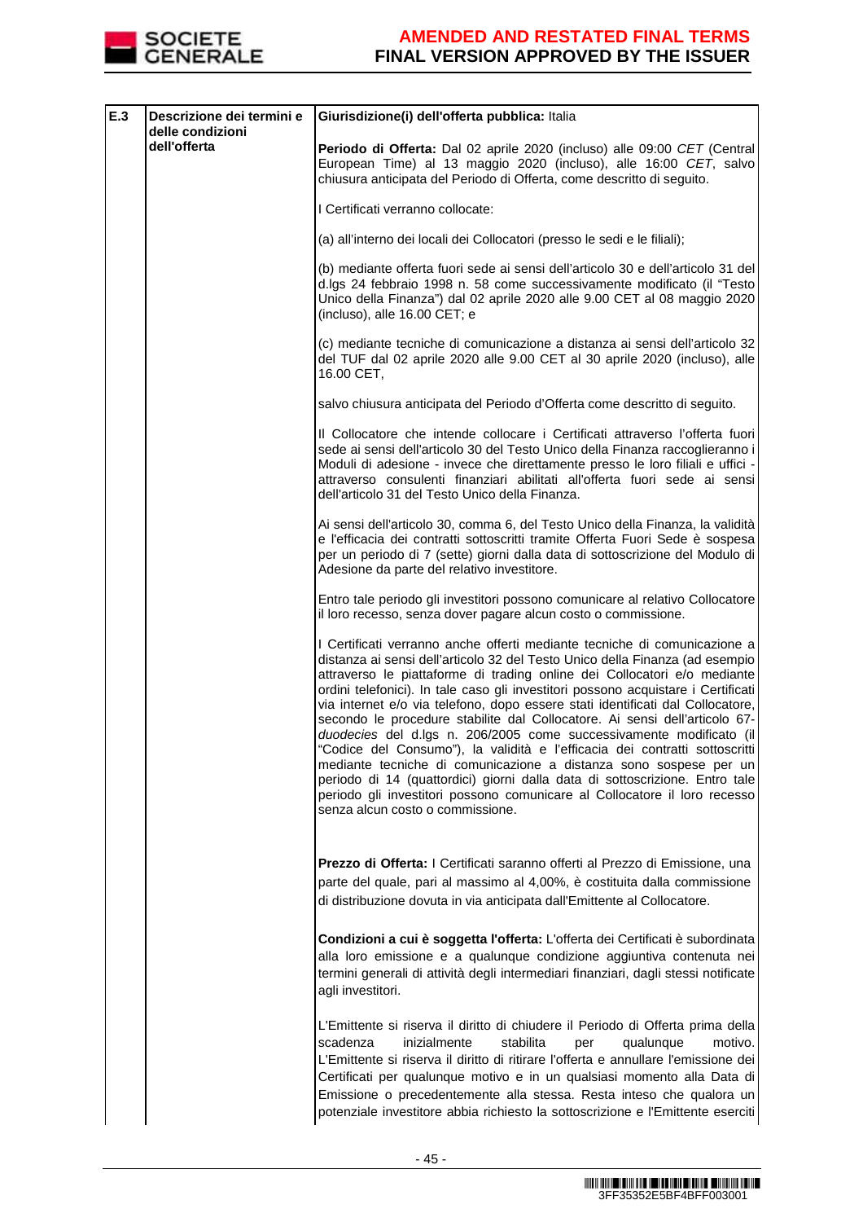| | | |
|---|---|---|
| E.3 | Descrizione dei termini e delle condizioni dell'offerta | **Giurisdizione(i) dell'offerta pubblica:** Italia<br><br>**Periodo di Offerta:** Dal 02 aprile 2020 (incluso) alle 09:00 *CET* (Central European Time) al 13 maggio 2020 (incluso), alle 16:00 *CET*, salvo chiusura anticipata del Periodo di Offerta, come descritto di seguito.<br><br>I Certificati verranno collocate:<br><br>(a) all'interno dei locali dei Collocatori (presso le sedi e le filiali);<br><br>(b) mediante offerta fuori sede ai sensi dell'articolo 30 e dell'articolo 31 del d.lgs 24 febbraio 1998 n. 58 come successivamente modificato (il "Testo Unico della Finanza") dal 02 aprile 2020 alle 9.00 CET al 08 maggio 2020 (incluso), alle 16.00 CET; e<br><br>(c) mediante tecniche di comunicazione a distanza ai sensi dell'articolo 32 del TUF dal 02 aprile 2020 alle 9.00 CET al 30 aprile 2020 (incluso), alle 16.00 CET,<br><br>salvo chiusura anticipata del Periodo d'Offerta come descritto di seguito.<br><br>Il Collocatore che intende collocare i Certificati attraverso l'offerta fuori sede ai sensi dell'articolo 30 del Testo Unico della Finanza raccoglieranno i Moduli di adesione - invece che direttamente presso le loro filiali e uffici - attraverso consulenti finanziari abilitati all'offerta fuori sede ai sensi dell'articolo 31 del Testo Unico della Finanza.<br><br>Ai sensi dell'articolo 30, comma 6, del Testo Unico della Finanza, la validità e l'efficacia dei contratti sottoscritti tramite Offerta Fuori Sede è sospesa per un periodo di 7 (sette) giorni dalla data di sottoscrizione del Modulo di Adesione da parte del relativo investitore.<br><br>Entro tale periodo gli investitori possono comunicare al relativo Collocatore il loro recesso, senza dover pagare alcun costo o commissione.<br><br>I Certificati verranno anche offerti mediante tecniche di comunicazione a distanza ai sensi dell'articolo 32 del Testo Unico della Finanza (ad esempio attraverso le piattaforme di trading online dei Collocatori e/o mediante ordini telefonici). In tale caso gli investitori possono acquistare i Certificati via internet e/o via telefono, dopo essere stati identificati dal Collocatore, secondo le procedure stabilite dal Collocatore. Ai sensi dell'articolo 67-*duodecies* del d.lgs n. 206/2005 come successivamente modificato (il "Codice del Consumo"), la validità e l'efficacia dei contratti sottoscritti mediante tecniche di comunicazione a distanza sono sospese per un periodo di 14 (quattordici) giorni dalla data di sottoscrizione. Entro tale periodo gli investitori possono comunicare al Collocatore il loro recesso senza alcun costo o commissione.<br><br>**Prezzo di Offerta:** I Certificati saranno offerti al Prezzo di Emissione, una parte del quale, pari al massimo al 4,00%, è costituita dalla commissione di distribuzione dovuta in via anticipata dall'Emittente al Collocatore.<br><br>**Condizioni a cui è soggetta l'offerta:** L'offerta dei Certificati è subordinata alla loro emissione e a qualunque condizione aggiuntiva contenuta nei termini generali di attività degli intermediari finanziari, dagli stessi notificate agli investitori.<br><br>L'Emittente si riserva il diritto di chiudere il Periodo di Offerta prima della scadenza inizialmente stabilita per qualunque motivo. L'Emittente si riserva il diritto di ritirare l'offerta e annullare l'emissione dei Certificati per qualunque motivo e in un qualsiasi momento alla Data di Emissione o precedentemente alla stessa. Resta inteso che qualora un potenziale investitore abbia richiesto la sottoscrizione e l'Emittente eserciti |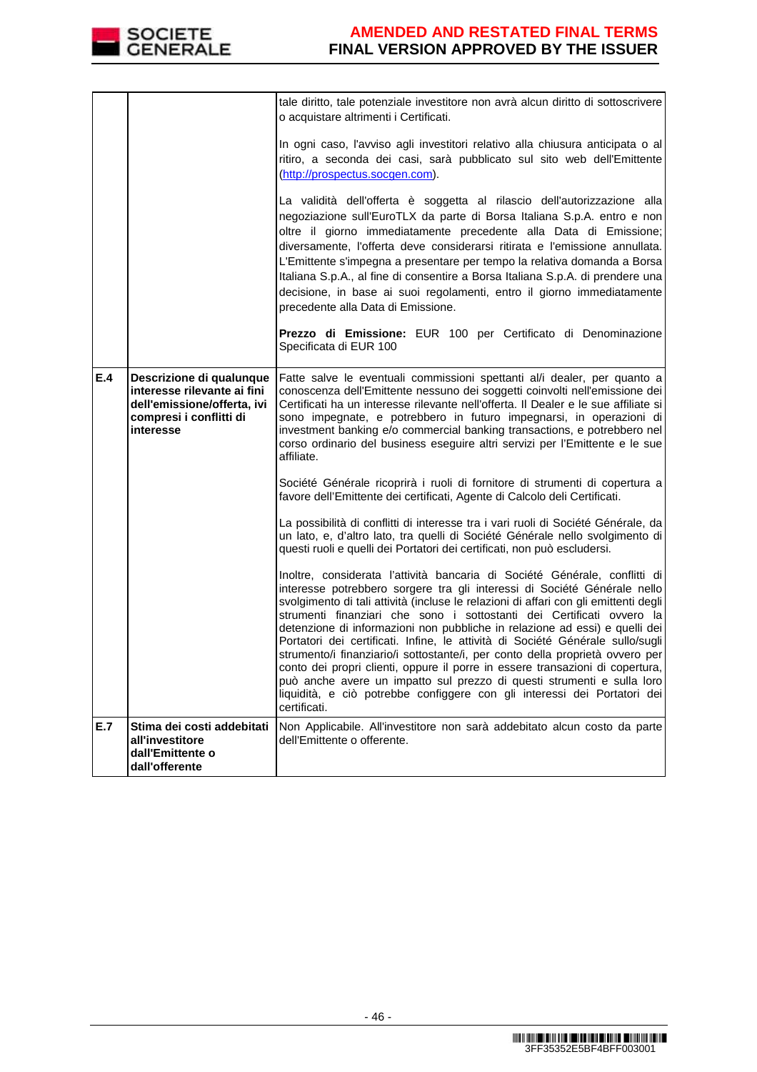| | | |
|---|---|---|
| | | tale diritto, tale potenziale investitore non avrà alcun diritto di sottoscrivere o acquistare altrimenti i Certificati.<br><br>In ogni caso, l'avviso agli investitori relativo alla chiusura anticipata o al ritiro, a seconda dei casi, sarà pubblicato sul sito web dell'Emittente (http://prospectus.socgen.com).<br><br>La validità dell'offerta è soggetta al rilascio dell'autorizzazione alla negoziazione sull'EuroTLX da parte di Borsa Italiana S.p.A. entro e non oltre il giorno immediatamente precedente alla Data di Emissione; diversamente, l'offerta deve considerarsi ritirata e l'emissione annullata. L'Emittente s'impegna a presentare per tempo la relativa domanda a Borsa Italiana S.p.A., al fine di consentire a Borsa Italiana S.p.A. di prendere una decisione, in base ai suoi regolamenti, entro il giorno immediatamente precedente alla Data di Emissione.<br><br>**Prezzo di Emissione:** EUR 100 per Certificato di Denominazione Specificata di EUR 100 |
| **E.4** | **Descrizione di qualunque interesse rilevante ai fini dell'emissione/offerta, ivi compresi i conflitti di interesse** | Fatte salve le eventuali commissioni spettanti al/i dealer, per quanto a conoscenza dell'Emittente nessuno dei soggetti coinvolti nell'emissione dei Certificati ha un interesse rilevante nell'offerta. Il Dealer e le sue affiliate si sono impegnate, e potrebbero in futuro impegnarsi, in operazioni di investment banking e/o commercial banking transactions, e potrebbero nel corso ordinario del business eseguire altri servizi per l'Emittente e le sue affiliate.<br><br>Société Générale ricoprirà i ruoli di fornitore di strumenti di copertura a favore dell'Emittente dei certificati, Agente di Calcolo deli Certificati.<br><br>La possibilità di conflitti di interesse tra i vari ruoli di Société Générale, da un lato, e, d'altro lato, tra quelli di Société Générale nello svolgimento di questi ruoli e quelli dei Portatori dei certificati, non può escludersi.<br><br>Inoltre, considerata l'attività bancaria di Société Générale, conflitti di interesse potrebbero sorgere tra gli interessi di Société Générale nello svolgimento di tali attività (incluse le relazioni di affari con gli emittenti degli strumenti finanziari che sono i sottostanti dei Certificati ovvero la detenzione di informazioni non pubbliche in relazione ad essi) e quelli dei Portatori dei certificati. Infine, le attività di Société Générale sullo/sugli strumento/i finanziario/i sottostante/i, per conto della proprietà ovvero per conto dei propri clienti, oppure il porre in essere transazioni di copertura, può anche avere un impatto sul prezzo di questi strumenti e sulla loro liquidità, e ciò potrebbe configgere con gli interessi dei Portatori dei certificati. |
| **E.7** | **Stima dei costi addebitati all'investitore dall'Emittente o dall'offerente** | Non Applicabile. All'investitore non sarà addebitato alcun costo da parte dell'Emittente o offerente. |